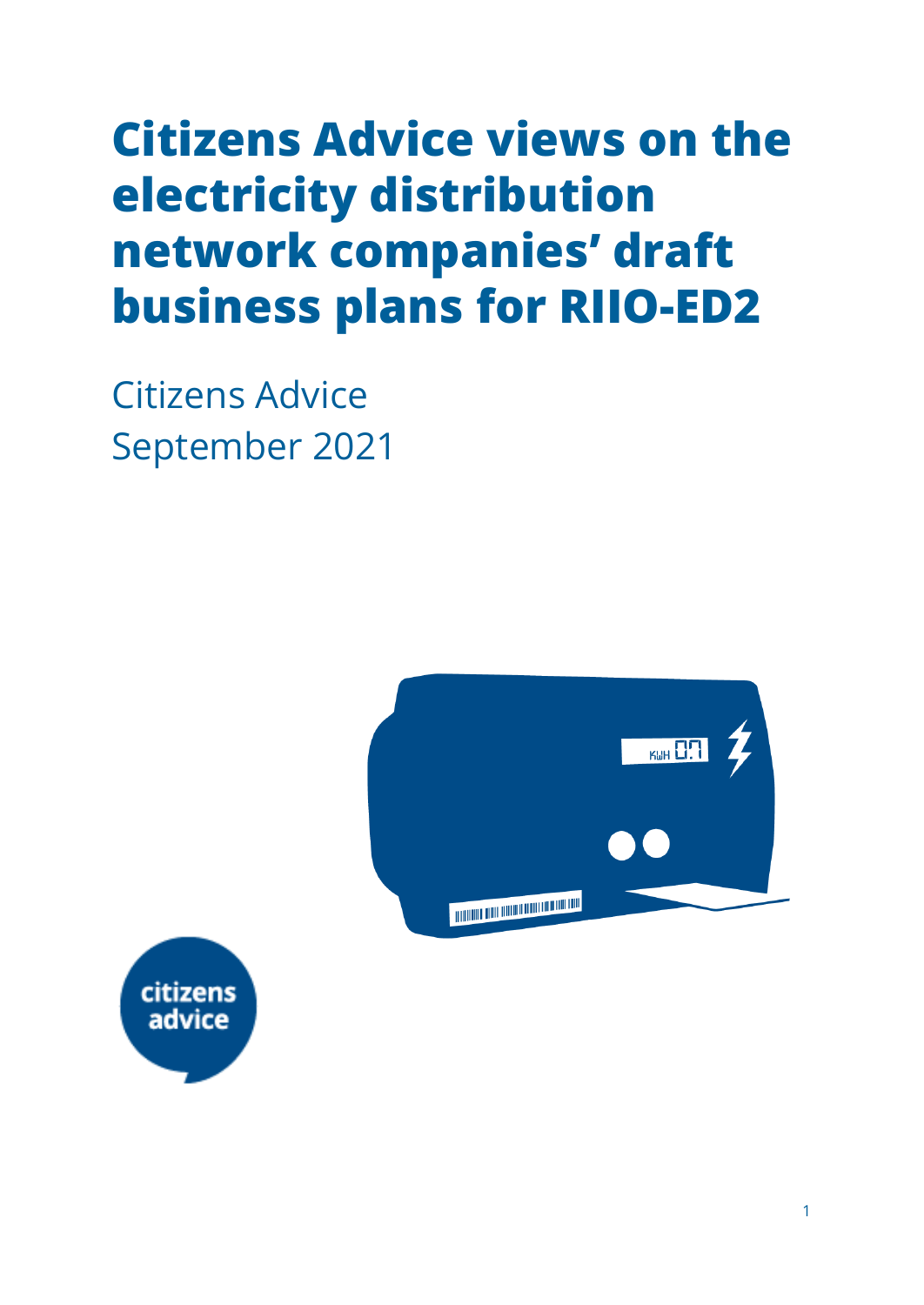# Citizens Advice views on the electricity distribution network companies' draft business plans for RIIO-ED2

Citizens Advice
September 2021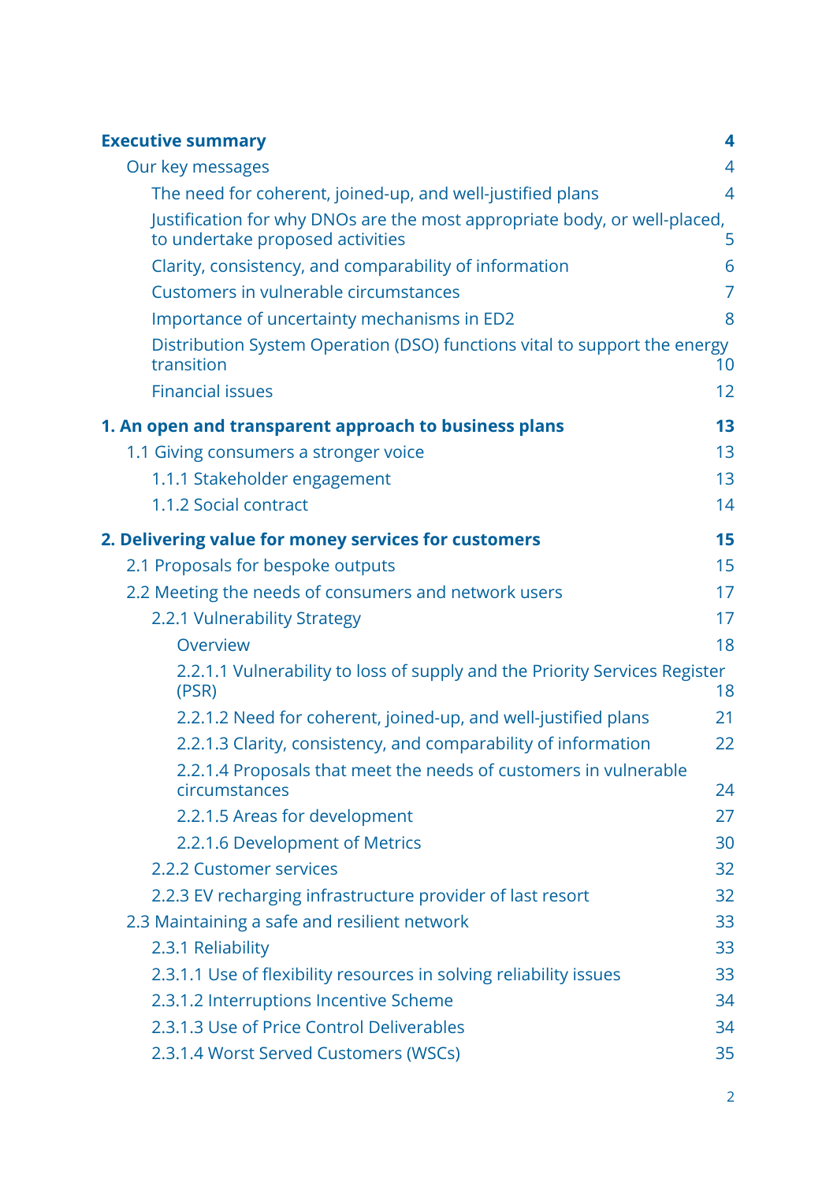| | |
|---|---|
| **Executive summary** | **4** |
| Our key messages | 4 |
| The need for coherent, joined-up, and well-justified plans | 4 |
| Justification for why DNOs are the most appropriate body, or well-placed, to undertake proposed activities | 5 |
| Clarity, consistency, and comparability of information | 6 |
| Customers in vulnerable circumstances | 7 |
| Importance of uncertainty mechanisms in ED2 | 8 |
| Distribution System Operation (DSO) functions vital to support the energy transition | 10 |
| Financial issues | 12 |
| **1. An open and transparent approach to business plans** | **13** |
| 1.1 Giving consumers a stronger voice | 13 |
| 1.1.1 Stakeholder engagement | 13 |
| 1.1.2 Social contract | 14 |
| **2. Delivering value for money services for customers** | **15** |
| 2.1 Proposals for bespoke outputs | 15 |
| 2.2 Meeting the needs of consumers and network users | 17 |
| 2.2.1 Vulnerability Strategy | 17 |
| Overview | 18 |
| 2.2.1.1 Vulnerability to loss of supply and the Priority Services Register (PSR) | 18 |
| 2.2.1.2 Need for coherent, joined-up, and well-justified plans | 21 |
| 2.2.1.3 Clarity, consistency, and comparability of information | 22 |
| 2.2.1.4 Proposals that meet the needs of customers in vulnerable circumstances | 24 |
| 2.2.1.5 Areas for development | 27 |
| 2.2.1.6 Development of Metrics | 30 |
| 2.2.2 Customer services | 32 |
| 2.2.3 EV recharging infrastructure provider of last resort | 32 |
| 2.3 Maintaining a safe and resilient network | 33 |
| 2.3.1 Reliability | 33 |
| 2.3.1.1 Use of flexibility resources in solving reliability issues | 33 |
| 2.3.1.2 Interruptions Incentive Scheme | 34 |
| 2.3.1.3 Use of Price Control Deliverables | 34 |
| 2.3.1.4 Worst Served Customers (WSCs) | 35 |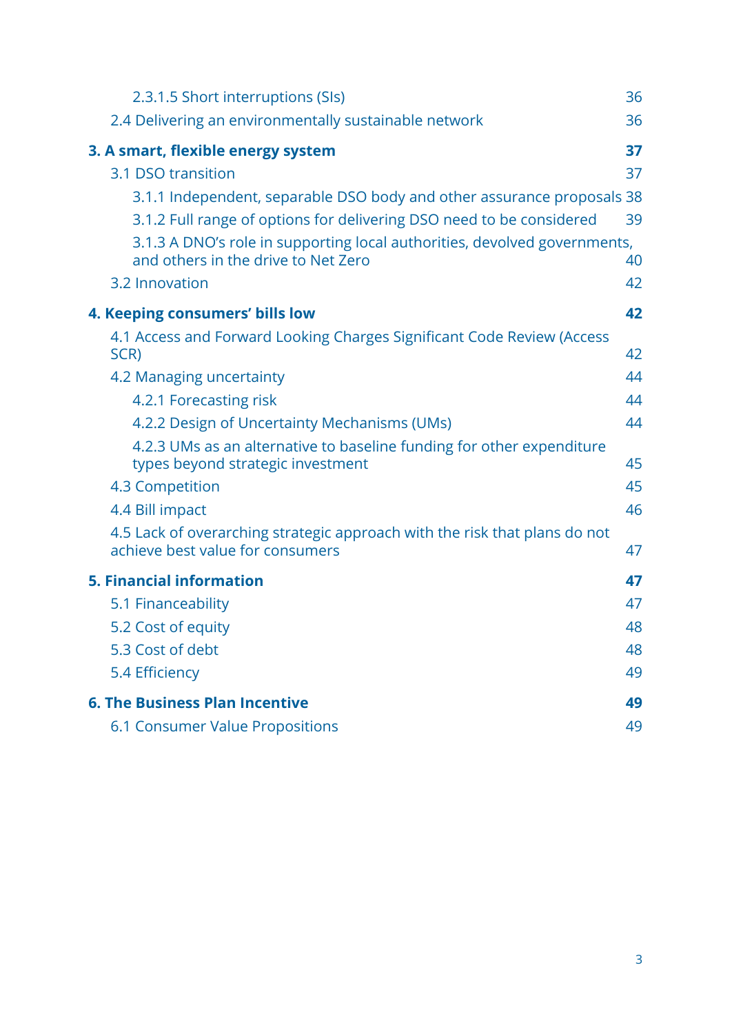- 2.3.1.5 Short interruptions (SIs) 36
- 2.4 Delivering an environmentally sustainable network 36

**3. A smart, flexible energy system 37**

- 3.1 DSO transition 37
  - 3.1.1 Independent, separable DSO body and other assurance proposals 38
  - 3.1.2 Full range of options for delivering DSO need to be considered 39
  - 3.1.3 A DNO's role in supporting local authorities, devolved governments, and others in the drive to Net Zero 40
- 3.2 Innovation 42

**4. Keeping consumers' bills low 42**

- 4.1 Access and Forward Looking Charges Significant Code Review (Access SCR) 42
- 4.2 Managing uncertainty 44
  - 4.2.1 Forecasting risk 44
  - 4.2.2 Design of Uncertainty Mechanisms (UMs) 44
  - 4.2.3 UMs as an alternative to baseline funding for other expenditure types beyond strategic investment 45
- 4.3 Competition 45
- 4.4 Bill impact 46
- 4.5 Lack of overarching strategic approach with the risk that plans do not achieve best value for consumers 47

**5. Financial information 47**

- 5.1 Financeability 47
- 5.2 Cost of equity 48
- 5.3 Cost of debt 48
- 5.4 Efficiency 49

**6. The Business Plan Incentive 49**

- 6.1 Consumer Value Propositions 49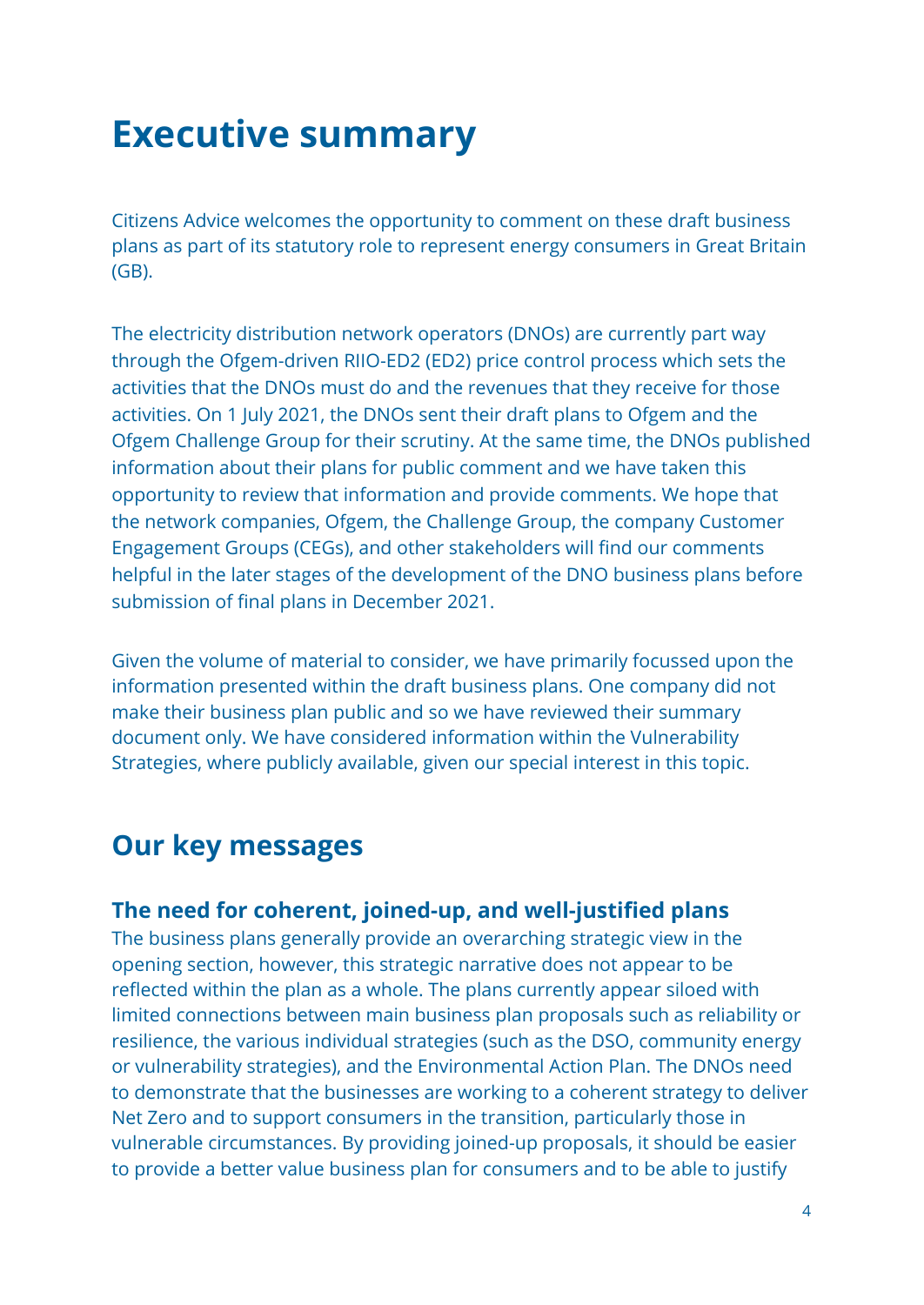# Executive summary

Citizens Advice welcomes the opportunity to comment on these draft business plans as part of its statutory role to represent energy consumers in Great Britain (GB).

The electricity distribution network operators (DNOs) are currently part way through the Ofgem-driven RIIO-ED2 (ED2) price control process which sets the activities that the DNOs must do and the revenues that they receive for those activities. On 1 July 2021, the DNOs sent their draft plans to Ofgem and the Ofgem Challenge Group for their scrutiny. At the same time, the DNOs published information about their plans for public comment and we have taken this opportunity to review that information and provide comments. We hope that the network companies, Ofgem, the Challenge Group, the company Customer Engagement Groups (CEGs), and other stakeholders will find our comments helpful in the later stages of the development of the DNO business plans before submission of final plans in December 2021.

Given the volume of material to consider, we have primarily focussed upon the information presented within the draft business plans. One company did not make their business plan public and so we have reviewed their summary document only. We have considered information within the Vulnerability Strategies, where publicly available, given our special interest in this topic.

## Our key messages

### The need for coherent, joined-up, and well-justified plans

The business plans generally provide an overarching strategic view in the opening section, however, this strategic narrative does not appear to be reflected within the plan as a whole. The plans currently appear siloed with limited connections between main business plan proposals such as reliability or resilience, the various individual strategies (such as the DSO, community energy or vulnerability strategies), and the Environmental Action Plan. The DNOs need to demonstrate that the businesses are working to a coherent strategy to deliver Net Zero and to support consumers in the transition, particularly those in vulnerable circumstances. By providing joined-up proposals, it should be easier to provide a better value business plan for consumers and to be able to justify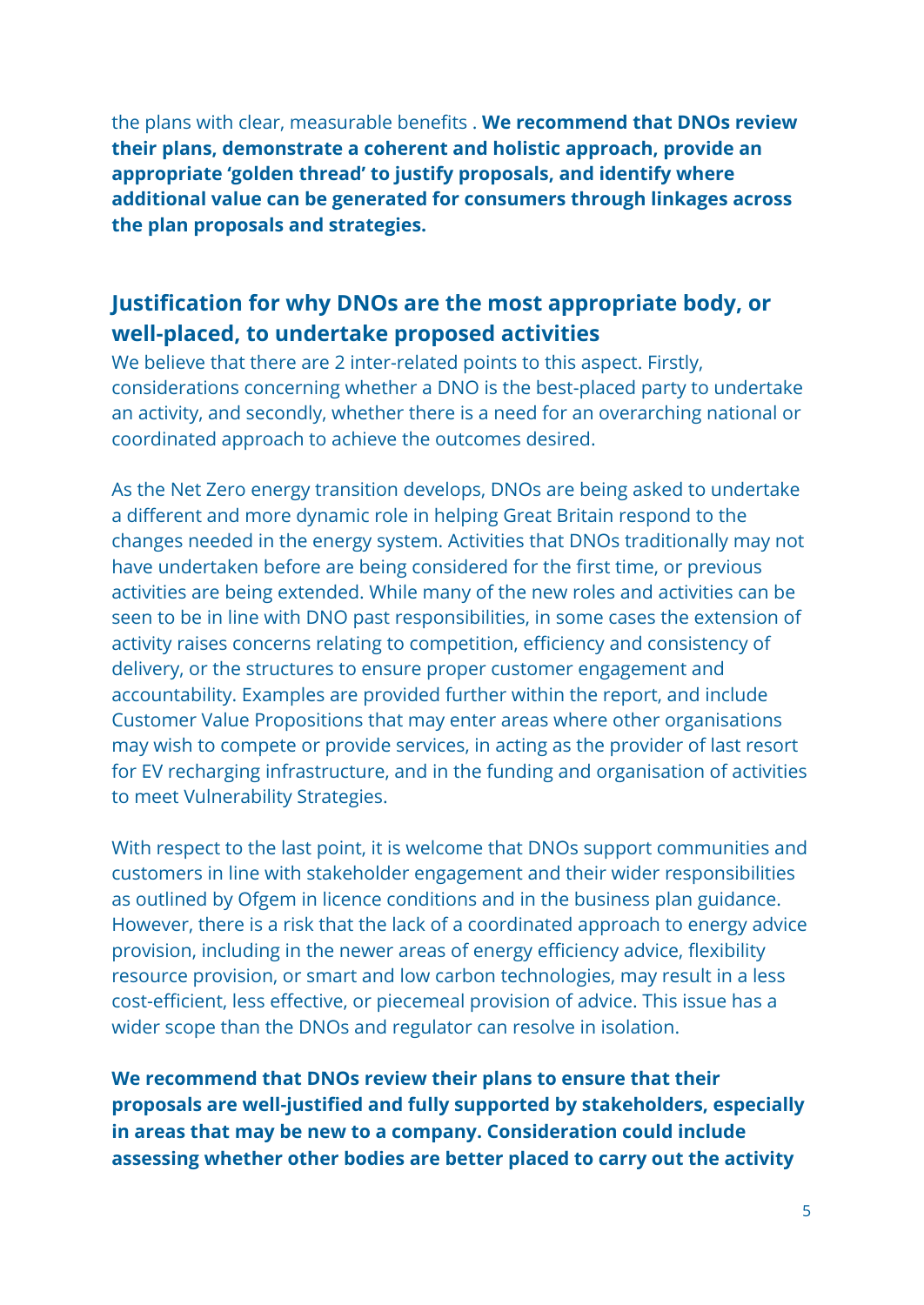the plans with clear, measurable benefits . **We recommend that DNOs review their plans, demonstrate a coherent and holistic approach, provide an appropriate 'golden thread' to justify proposals, and identify where additional value can be generated for consumers through linkages across the plan proposals and strategies.**

## Justification for why DNOs are the most appropriate body, or well-placed, to undertake proposed activities

We believe that there are 2 inter-related points to this aspect. Firstly, considerations concerning whether a DNO is the best-placed party to undertake an activity, and secondly, whether there is a need for an overarching national or coordinated approach to achieve the outcomes desired.

As the Net Zero energy transition develops, DNOs are being asked to undertake a different and more dynamic role in helping Great Britain respond to the changes needed in the energy system. Activities that DNOs traditionally may not have undertaken before are being considered for the first time, or previous activities are being extended. While many of the new roles and activities can be seen to be in line with DNO past responsibilities, in some cases the extension of activity raises concerns relating to competition, efficiency and consistency of delivery, or the structures to ensure proper customer engagement and accountability. Examples are provided further within the report, and include Customer Value Propositions that may enter areas where other organisations may wish to compete or provide services, in acting as the provider of last resort for EV recharging infrastructure, and in the funding and organisation of activities to meet Vulnerability Strategies.

With respect to the last point, it is welcome that DNOs support communities and customers in line with stakeholder engagement and their wider responsibilities as outlined by Ofgem in licence conditions and in the business plan guidance. However, there is a risk that the lack of a coordinated approach to energy advice provision, including in the newer areas of energy efficiency advice, flexibility resource provision, or smart and low carbon technologies, may result in a less cost-efficient, less effective, or piecemeal provision of advice. This issue has a wider scope than the DNOs and regulator can resolve in isolation.

**We recommend that DNOs review their plans to ensure that their proposals are well-justified and fully supported by stakeholders, especially in areas that may be new to a company. Consideration could include assessing whether other bodies are better placed to carry out the activity**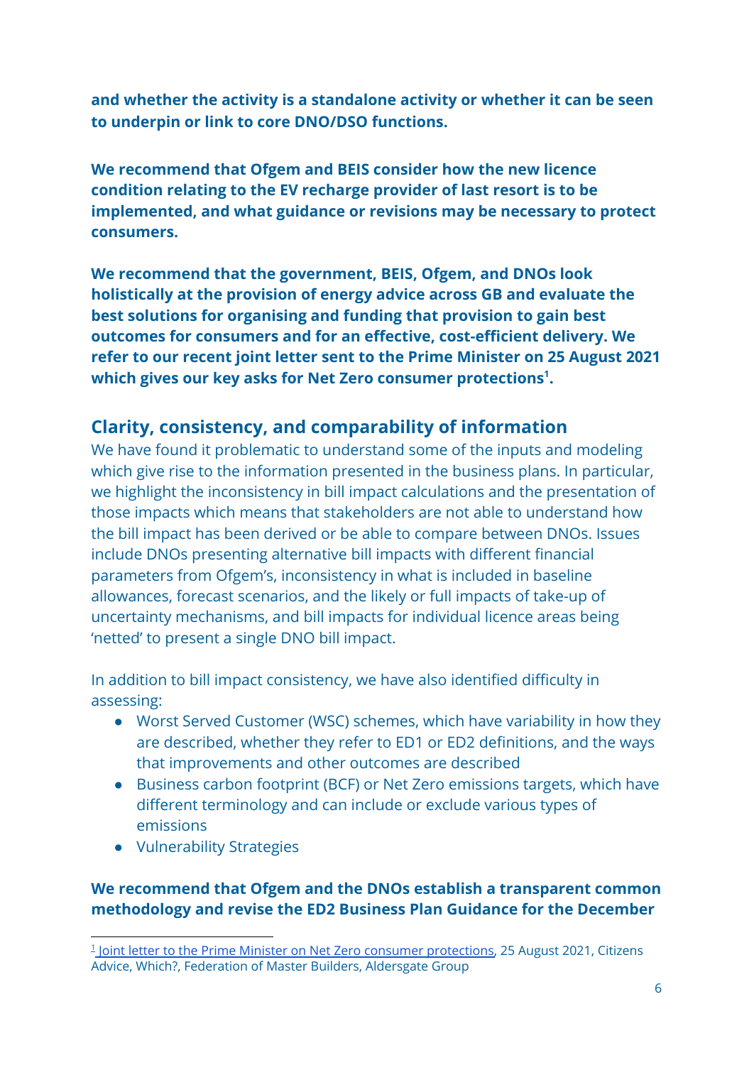**and whether the activity is a standalone activity or whether it can be seen to underpin or link to core DNO/DSO functions.**

**We recommend that Ofgem and BEIS consider how the new licence condition relating to the EV recharge provider of last resort is to be implemented, and what guidance or revisions may be necessary to protect consumers.**

**We recommend that the government, BEIS, Ofgem, and DNOs look holistically at the provision of energy advice across GB and evaluate the best solutions for organising and funding that provision to gain best outcomes for consumers and for an effective, cost-efficient delivery. We refer to our recent joint letter sent to the Prime Minister on 25 August 2021 which gives our key asks for Net Zero consumer protections[1].**

## Clarity, consistency, and comparability of information

We have found it problematic to understand some of the inputs and modeling which give rise to the information presented in the business plans. In particular, we highlight the inconsistency in bill impact calculations and the presentation of those impacts which means that stakeholders are not able to understand how the bill impact has been derived or be able to compare between DNOs. Issues include DNOs presenting alternative bill impacts with different financial parameters from Ofgem's, inconsistency in what is included in baseline allowances, forecast scenarios, and the likely or full impacts of take-up of uncertainty mechanisms, and bill impacts for individual licence areas being 'netted' to present a single DNO bill impact.

In addition to bill impact consistency, we have also identified difficulty in assessing:

- Worst Served Customer (WSC) schemes, which have variability in how they are described, whether they refer to ED1 or ED2 definitions, and the ways that improvements and other outcomes are described
- Business carbon footprint (BCF) or Net Zero emissions targets, which have different terminology and can include or exclude various types of emissions
- Vulnerability Strategies

**We recommend that Ofgem and the DNOs establish a transparent common methodology and revise the ED2 Business Plan Guidance for the December**

[1] Joint letter to the Prime Minister on Net Zero consumer protections, 25 August 2021, Citizens Advice, Which?, Federation of Master Builders, Aldersgate Group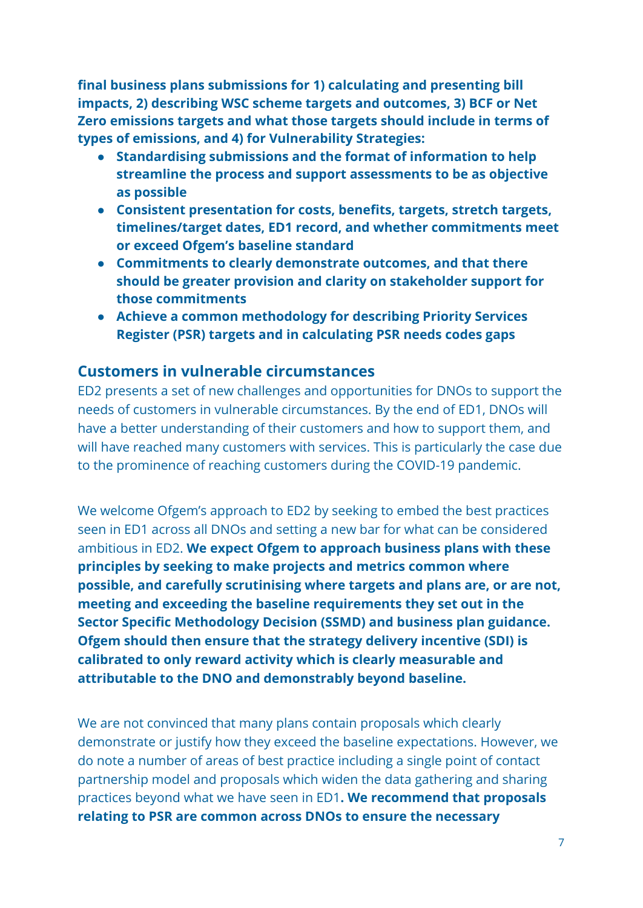**final business plans submissions for 1) calculating and presenting bill impacts, 2) describing WSC scheme targets and outcomes, 3) BCF or Net Zero emissions targets and what those targets should include in terms of types of emissions, and 4) for Vulnerability Strategies:**

- **Standardising submissions and the format of information to help streamline the process and support assessments to be as objective as possible**
- **Consistent presentation for costs, benefits, targets, stretch targets, timelines/target dates, ED1 record, and whether commitments meet or exceed Ofgem's baseline standard**
- **Commitments to clearly demonstrate outcomes, and that there should be greater provision and clarity on stakeholder support for those commitments**
- **Achieve a common methodology for describing Priority Services Register (PSR) targets and in calculating PSR needs codes gaps**

## Customers in vulnerable circumstances

ED2 presents a set of new challenges and opportunities for DNOs to support the needs of customers in vulnerable circumstances. By the end of ED1, DNOs will have a better understanding of their customers and how to support them, and will have reached many customers with services. This is particularly the case due to the prominence of reaching customers during the COVID-19 pandemic.

We welcome Ofgem's approach to ED2 by seeking to embed the best practices seen in ED1 across all DNOs and setting a new bar for what can be considered ambitious in ED2. **We expect Ofgem to approach business plans with these principles by seeking to make projects and metrics common where possible, and carefully scrutinising where targets and plans are, or are not, meeting and exceeding the baseline requirements they set out in the Sector Specific Methodology Decision (SSMD) and business plan guidance. Ofgem should then ensure that the strategy delivery incentive (SDI) is calibrated to only reward activity which is clearly measurable and attributable to the DNO and demonstrably beyond baseline.**

We are not convinced that many plans contain proposals which clearly demonstrate or justify how they exceed the baseline expectations. However, we do note a number of areas of best practice including a single point of contact partnership model and proposals which widen the data gathering and sharing practices beyond what we have seen in ED1**. We recommend that proposals relating to PSR are common across DNOs to ensure the necessary**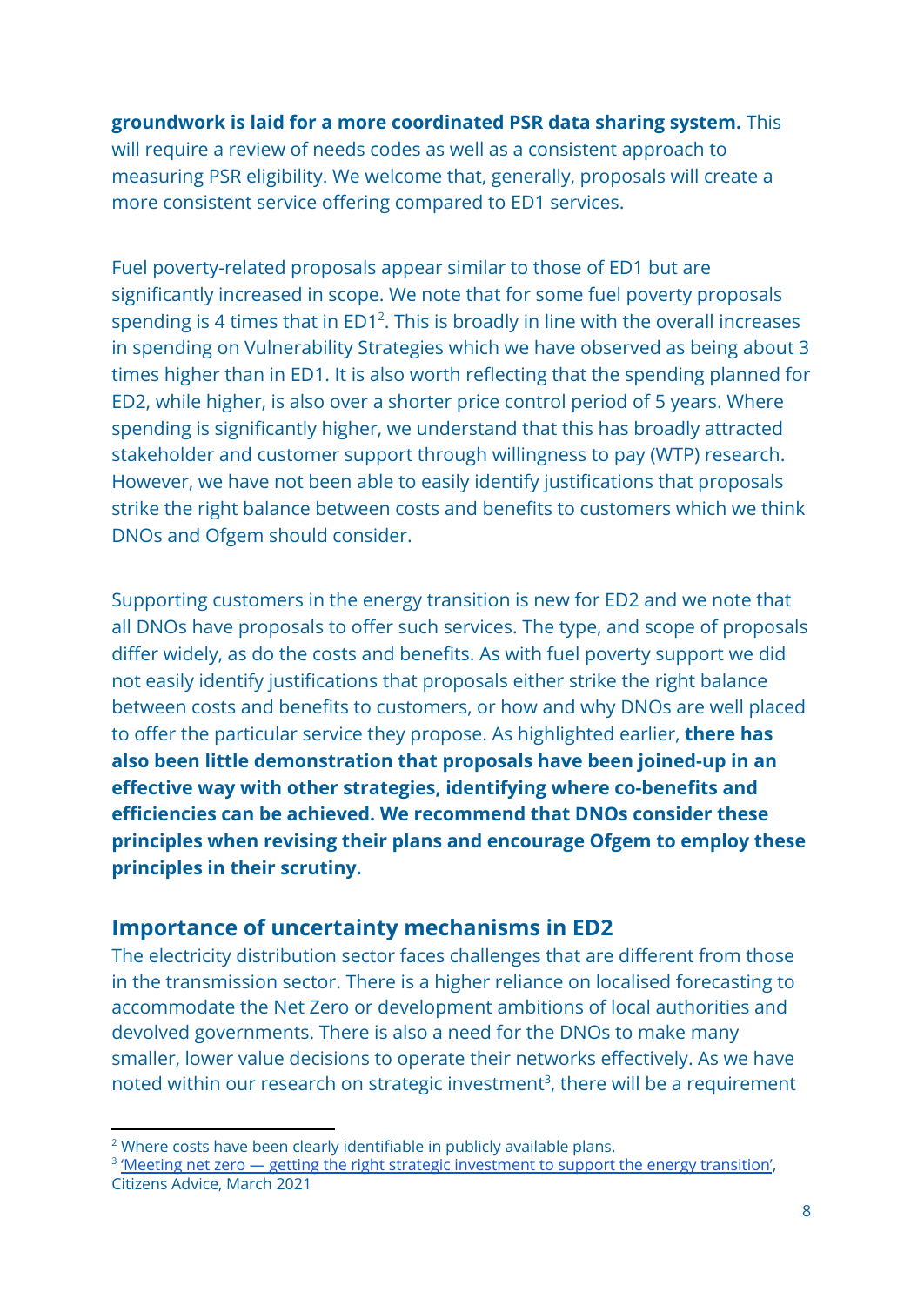**groundwork is laid for a more coordinated PSR data sharing system.** This will require a review of needs codes as well as a consistent approach to measuring PSR eligibility. We welcome that, generally, proposals will create a more consistent service offering compared to ED1 services.

Fuel poverty-related proposals appear similar to those of ED1 but are significantly increased in scope. We note that for some fuel poverty proposals spending is 4 times that in ED1[2]. This is broadly in line with the overall increases in spending on Vulnerability Strategies which we have observed as being about 3 times higher than in ED1. It is also worth reflecting that the spending planned for ED2, while higher, is also over a shorter price control period of 5 years. Where spending is significantly higher, we understand that this has broadly attracted stakeholder and customer support through willingness to pay (WTP) research. However, we have not been able to easily identify justifications that proposals strike the right balance between costs and benefits to customers which we think DNOs and Ofgem should consider.

Supporting customers in the energy transition is new for ED2 and we note that all DNOs have proposals to offer such services. The type, and scope of proposals differ widely, as do the costs and benefits. As with fuel poverty support we did not easily identify justifications that proposals either strike the right balance between costs and benefits to customers, or how and why DNOs are well placed to offer the particular service they propose. As highlighted earlier, **there has also been little demonstration that proposals have been joined-up in an effective way with other strategies, identifying where co-benefits and efficiencies can be achieved. We recommend that DNOs consider these principles when revising their plans and encourage Ofgem to employ these principles in their scrutiny.**

## Importance of uncertainty mechanisms in ED2

The electricity distribution sector faces challenges that are different from those in the transmission sector. There is a higher reliance on localised forecasting to accommodate the Net Zero or development ambitions of local authorities and devolved governments. There is also a need for the DNOs to make many smaller, lower value decisions to operate their networks effectively. As we have noted within our research on strategic investment[3], there will be a requirement

[2] Where costs have been clearly identifiable in publicly available plans.

[3] 'Meeting net zero — getting the right strategic investment to support the energy transition', Citizens Advice, March 2021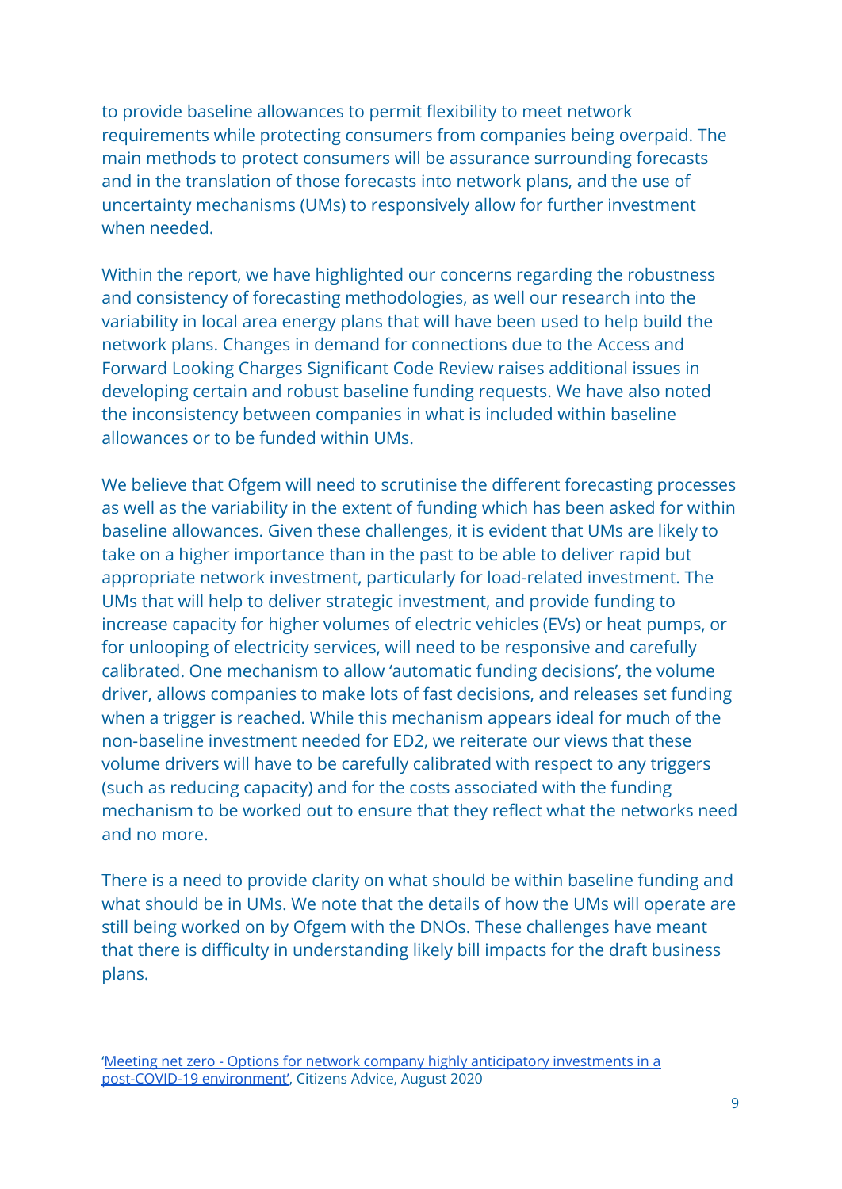to provide baseline allowances to permit flexibility to meet network requirements while protecting consumers from companies being overpaid. The main methods to protect consumers will be assurance surrounding forecasts and in the translation of those forecasts into network plans, and the use of uncertainty mechanisms (UMs) to responsively allow for further investment when needed.

Within the report, we have highlighted our concerns regarding the robustness and consistency of forecasting methodologies, as well our research into the variability in local area energy plans that will have been used to help build the network plans. Changes in demand for connections due to the Access and Forward Looking Charges Significant Code Review raises additional issues in developing certain and robust baseline funding requests. We have also noted the inconsistency between companies in what is included within baseline allowances or to be funded within UMs.

We believe that Ofgem will need to scrutinise the different forecasting processes as well as the variability in the extent of funding which has been asked for within baseline allowances. Given these challenges, it is evident that UMs are likely to take on a higher importance than in the past to be able to deliver rapid but appropriate network investment, particularly for load-related investment. The UMs that will help to deliver strategic investment, and provide funding to increase capacity for higher volumes of electric vehicles (EVs) or heat pumps, or for unlooping of electricity services, will need to be responsive and carefully calibrated. One mechanism to allow 'automatic funding decisions', the volume driver, allows companies to make lots of fast decisions, and releases set funding when a trigger is reached. While this mechanism appears ideal for much of the non-baseline investment needed for ED2, we reiterate our views that these volume drivers will have to be carefully calibrated with respect to any triggers (such as reducing capacity) and for the costs associated with the funding mechanism to be worked out to ensure that they reflect what the networks need and no more.

There is a need to provide clarity on what should be within baseline funding and what should be in UMs. We note that the details of how the UMs will operate are still being worked on by Ofgem with the DNOs. These challenges have meant that there is difficulty in understanding likely bill impacts for the draft business plans.

---

'Meeting net zero - Options for network company highly anticipatory investments in a post-COVID-19 environment', Citizens Advice, August 2020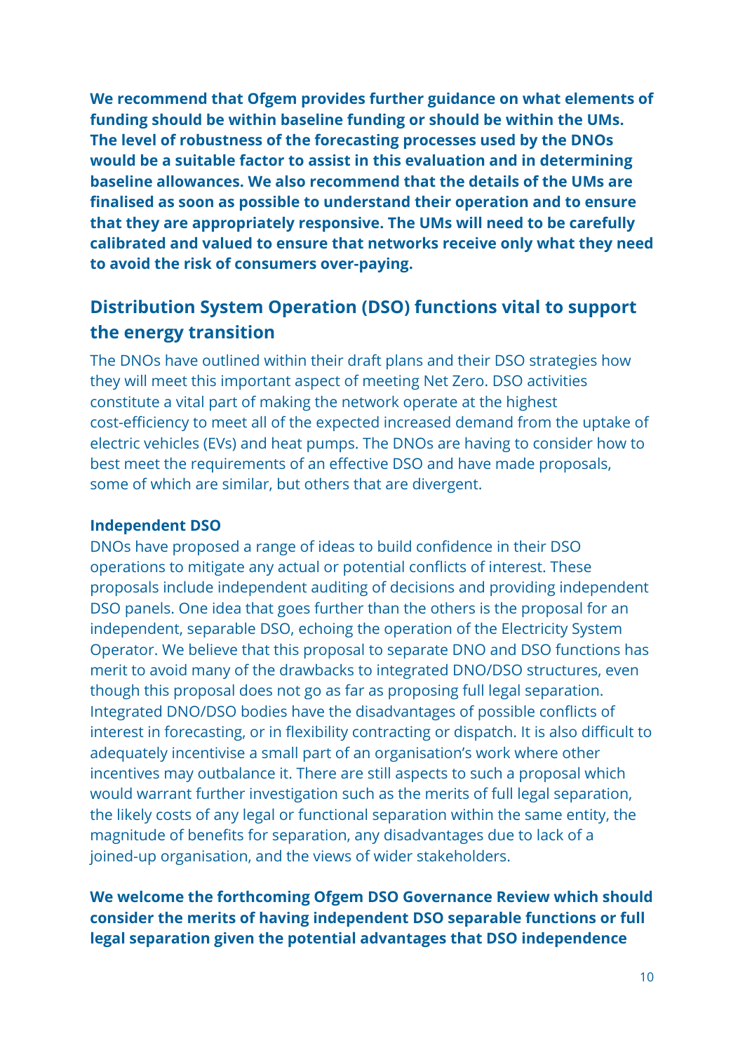**We recommend that Ofgem provides further guidance on what elements of funding should be within baseline funding or should be within the UMs. The level of robustness of the forecasting processes used by the DNOs would be a suitable factor to assist in this evaluation and in determining baseline allowances. We also recommend that the details of the UMs are finalised as soon as possible to understand their operation and to ensure that they are appropriately responsive. The UMs will need to be carefully calibrated and valued to ensure that networks receive only what they need to avoid the risk of consumers over-paying.**

## Distribution System Operation (DSO) functions vital to support the energy transition

The DNOs have outlined within their draft plans and their DSO strategies how they will meet this important aspect of meeting Net Zero. DSO activities constitute a vital part of making the network operate at the highest cost-efficiency to meet all of the expected increased demand from the uptake of electric vehicles (EVs) and heat pumps. The DNOs are having to consider how to best meet the requirements of an effective DSO and have made proposals, some of which are similar, but others that are divergent.

### Independent DSO

DNOs have proposed a range of ideas to build confidence in their DSO operations to mitigate any actual or potential conflicts of interest. These proposals include independent auditing of decisions and providing independent DSO panels. One idea that goes further than the others is the proposal for an independent, separable DSO, echoing the operation of the Electricity System Operator. We believe that this proposal to separate DNO and DSO functions has merit to avoid many of the drawbacks to integrated DNO/DSO structures, even though this proposal does not go as far as proposing full legal separation. Integrated DNO/DSO bodies have the disadvantages of possible conflicts of interest in forecasting, or in flexibility contracting or dispatch. It is also difficult to adequately incentivise a small part of an organisation's work where other incentives may outbalance it. There are still aspects to such a proposal which would warrant further investigation such as the merits of full legal separation, the likely costs of any legal or functional separation within the same entity, the magnitude of benefits for separation, any disadvantages due to lack of a joined-up organisation, and the views of wider stakeholders.

**We welcome the forthcoming Ofgem DSO Governance Review which should consider the merits of having independent DSO separable functions or full legal separation given the potential advantages that DSO independence**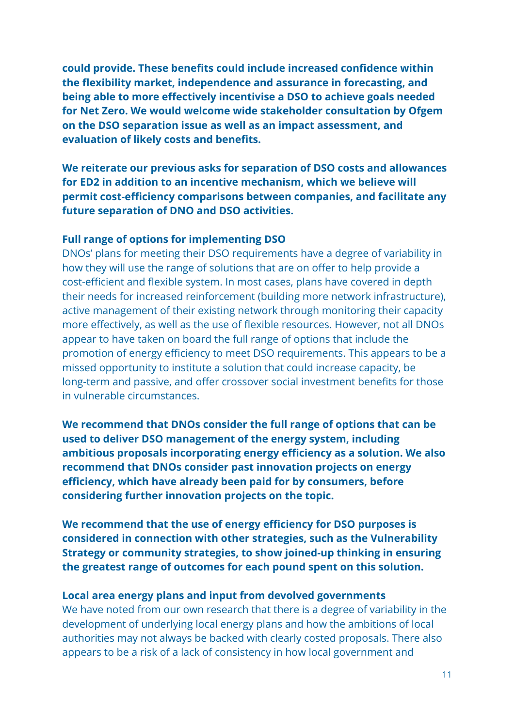**could provide. These benefits could include increased confidence within the flexibility market, independence and assurance in forecasting, and being able to more effectively incentivise a DSO to achieve goals needed for Net Zero. We would welcome wide stakeholder consultation by Ofgem on the DSO separation issue as well as an impact assessment, and evaluation of likely costs and benefits.**

**We reiterate our previous asks for separation of DSO costs and allowances for ED2 in addition to an incentive mechanism, which we believe will permit cost-efficiency comparisons between companies, and facilitate any future separation of DNO and DSO activities.**

**Full range of options for implementing DSO**

DNOs' plans for meeting their DSO requirements have a degree of variability in how they will use the range of solutions that are on offer to help provide a cost-efficient and flexible system. In most cases, plans have covered in depth their needs for increased reinforcement (building more network infrastructure), active management of their existing network through monitoring their capacity more effectively, as well as the use of flexible resources. However, not all DNOs appear to have taken on board the full range of options that include the promotion of energy efficiency to meet DSO requirements. This appears to be a missed opportunity to institute a solution that could increase capacity, be long-term and passive, and offer crossover social investment benefits for those in vulnerable circumstances.

**We recommend that DNOs consider the full range of options that can be used to deliver DSO management of the energy system, including ambitious proposals incorporating energy efficiency as a solution. We also recommend that DNOs consider past innovation projects on energy efficiency, which have already been paid for by consumers, before considering further innovation projects on the topic.**

**We recommend that the use of energy efficiency for DSO purposes is considered in connection with other strategies, such as the Vulnerability Strategy or community strategies, to show joined-up thinking in ensuring the greatest range of outcomes for each pound spent on this solution.**

**Local area energy plans and input from devolved governments**

We have noted from our own research that there is a degree of variability in the development of underlying local energy plans and how the ambitions of local authorities may not always be backed with clearly costed proposals. There also appears to be a risk of a lack of consistency in how local government and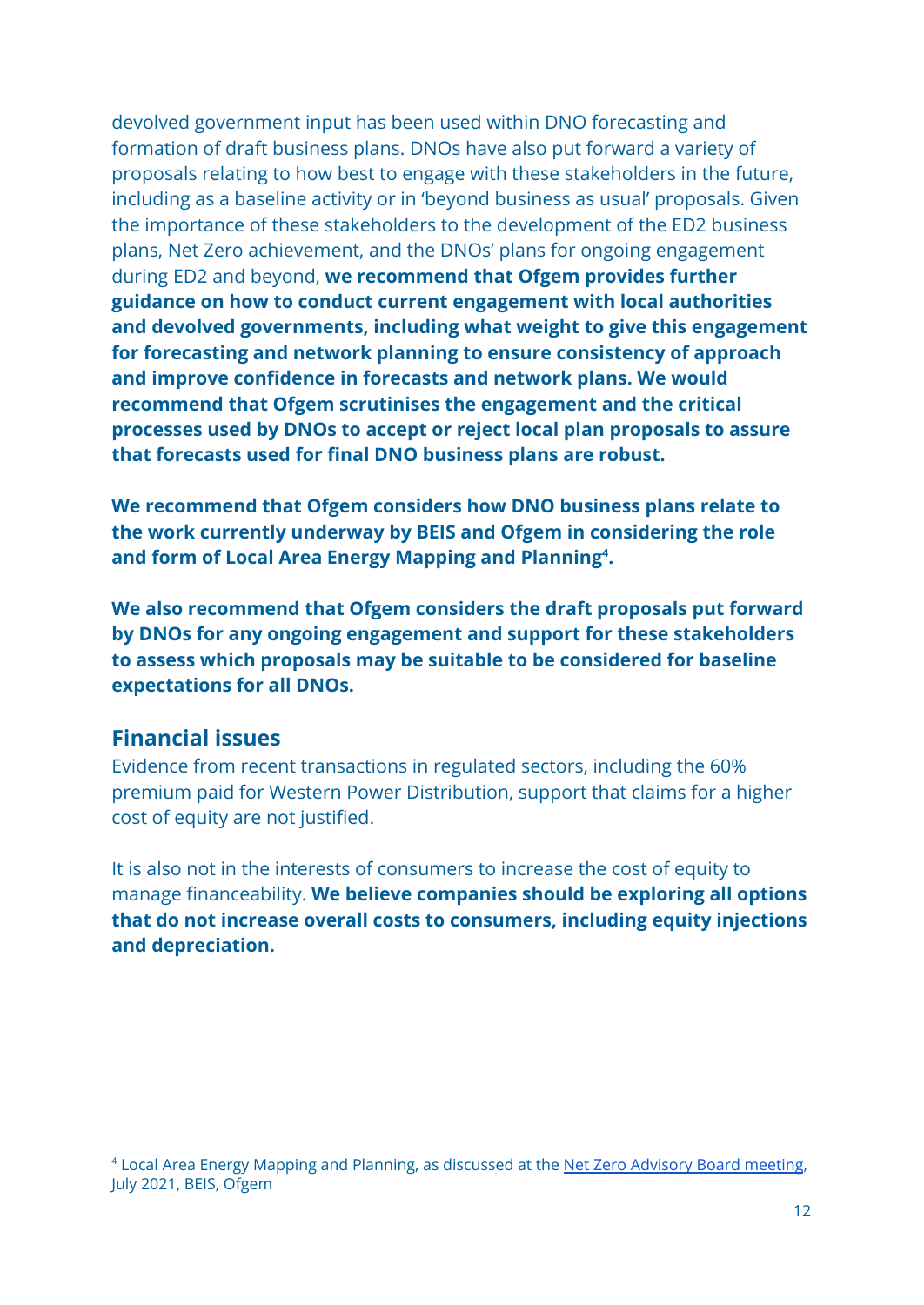devolved government input has been used within DNO forecasting and formation of draft business plans. DNOs have also put forward a variety of proposals relating to how best to engage with these stakeholders in the future, including as a baseline activity or in 'beyond business as usual' proposals. Given the importance of these stakeholders to the development of the ED2 business plans, Net Zero achievement, and the DNOs' plans for ongoing engagement during ED2 and beyond, **we recommend that Ofgem provides further guidance on how to conduct current engagement with local authorities and devolved governments, including what weight to give this engagement for forecasting and network planning to ensure consistency of approach and improve confidence in forecasts and network plans. We would recommend that Ofgem scrutinises the engagement and the critical processes used by DNOs to accept or reject local plan proposals to assure that forecasts used for final DNO business plans are robust.**

**We recommend that Ofgem considers how DNO business plans relate to the work currently underway by BEIS and Ofgem in considering the role and form of Local Area Energy Mapping and Planning[4].**

**We also recommend that Ofgem considers the draft proposals put forward by DNOs for any ongoing engagement and support for these stakeholders to assess which proposals may be suitable to be considered for baseline expectations for all DNOs.**

## Financial issues

Evidence from recent transactions in regulated sectors, including the 60% premium paid for Western Power Distribution, support that claims for a higher cost of equity are not justified.

It is also not in the interests of consumers to increase the cost of equity to manage financeability. **We believe companies should be exploring all options that do not increase overall costs to consumers, including equity injections and depreciation.**

---

[4] Local Area Energy Mapping and Planning, as discussed at the Net Zero Advisory Board meeting, July 2021, BEIS, Ofgem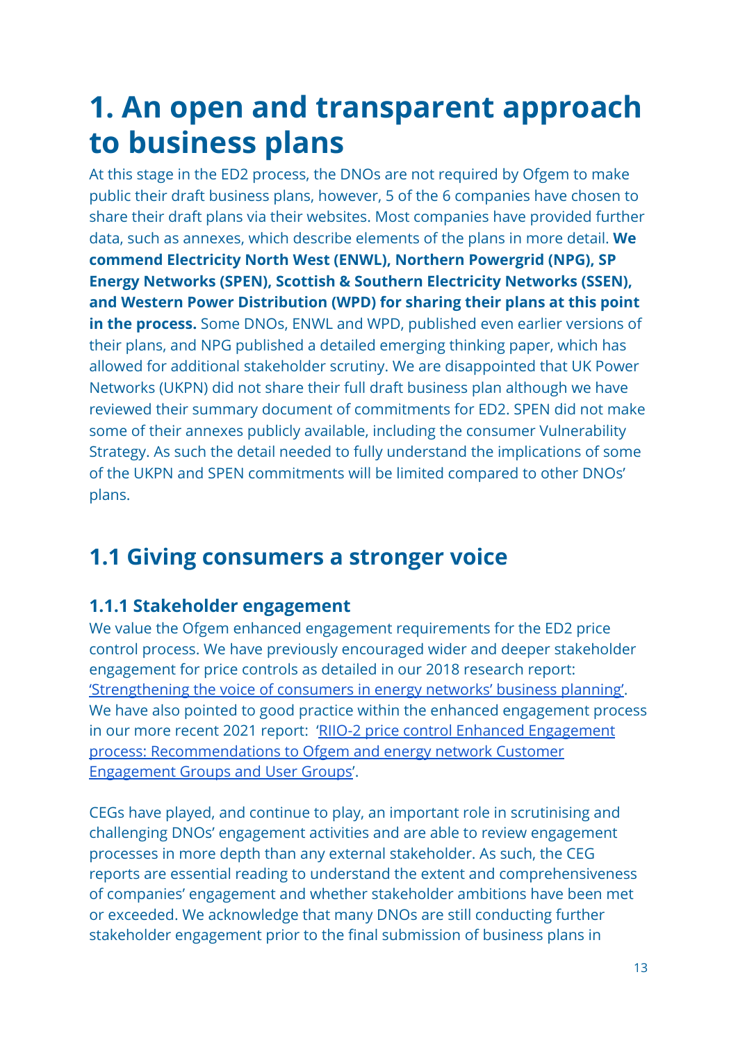# 1. An open and transparent approach to business plans

At this stage in the ED2 process, the DNOs are not required by Ofgem to make public their draft business plans, however, 5 of the 6 companies have chosen to share their draft plans via their websites. Most companies have provided further data, such as annexes, which describe elements of the plans in more detail. **We commend Electricity North West (ENWL), Northern Powergrid (NPG), SP Energy Networks (SPEN), Scottish & Southern Electricity Networks (SSEN), and Western Power Distribution (WPD) for sharing their plans at this point in the process.** Some DNOs, ENWL and WPD, published even earlier versions of their plans, and NPG published a detailed emerging thinking paper, which has allowed for additional stakeholder scrutiny. We are disappointed that UK Power Networks (UKPN) did not share their full draft business plan although we have reviewed their summary document of commitments for ED2. SPEN did not make some of their annexes publicly available, including the consumer Vulnerability Strategy. As such the detail needed to fully understand the implications of some of the UKPN and SPEN commitments will be limited compared to other DNOs' plans.

## 1.1 Giving consumers a stronger voice

### 1.1.1 Stakeholder engagement

We value the Ofgem enhanced engagement requirements for the ED2 price control process. We have previously encouraged wider and deeper stakeholder engagement for price controls as detailed in our 2018 research report: 'Strengthening the voice of consumers in energy networks' business planning'. We have also pointed to good practice within the enhanced engagement process in our more recent 2021 report: 'RIIO-2 price control Enhanced Engagement process: Recommendations to Ofgem and energy network Customer Engagement Groups and User Groups'.

CEGs have played, and continue to play, an important role in scrutinising and challenging DNOs' engagement activities and are able to review engagement processes in more depth than any external stakeholder. As such, the CEG reports are essential reading to understand the extent and comprehensiveness of companies' engagement and whether stakeholder ambitions have been met or exceeded. We acknowledge that many DNOs are still conducting further stakeholder engagement prior to the final submission of business plans in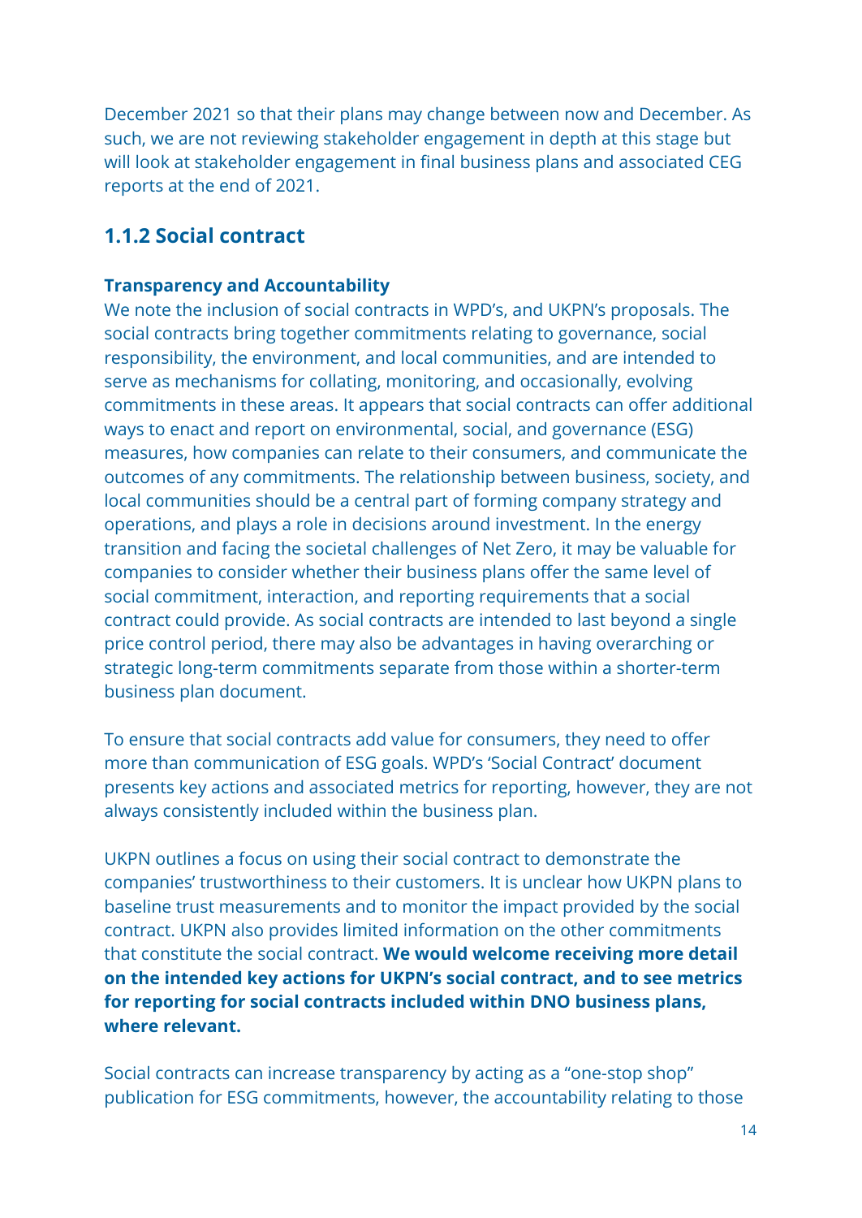December 2021 so that their plans may change between now and December. As such, we are not reviewing stakeholder engagement in depth at this stage but will look at stakeholder engagement in final business plans and associated CEG reports at the end of 2021.

### 1.1.2 Social contract

**Transparency and Accountability**

We note the inclusion of social contracts in WPD's, and UKPN's proposals. The social contracts bring together commitments relating to governance, social responsibility, the environment, and local communities, and are intended to serve as mechanisms for collating, monitoring, and occasionally, evolving commitments in these areas. It appears that social contracts can offer additional ways to enact and report on environmental, social, and governance (ESG) measures, how companies can relate to their consumers, and communicate the outcomes of any commitments. The relationship between business, society, and local communities should be a central part of forming company strategy and operations, and plays a role in decisions around investment. In the energy transition and facing the societal challenges of Net Zero, it may be valuable for companies to consider whether their business plans offer the same level of social commitment, interaction, and reporting requirements that a social contract could provide. As social contracts are intended to last beyond a single price control period, there may also be advantages in having overarching or strategic long-term commitments separate from those within a shorter-term business plan document.

To ensure that social contracts add value for consumers, they need to offer more than communication of ESG goals. WPD's 'Social Contract' document presents key actions and associated metrics for reporting, however, they are not always consistently included within the business plan.

UKPN outlines a focus on using their social contract to demonstrate the companies' trustworthiness to their customers. It is unclear how UKPN plans to baseline trust measurements and to monitor the impact provided by the social contract. UKPN also provides limited information on the other commitments that constitute the social contract. **We would welcome receiving more detail on the intended key actions for UKPN's social contract, and to see metrics for reporting for social contracts included within DNO business plans, where relevant.**

Social contracts can increase transparency by acting as a "one-stop shop" publication for ESG commitments, however, the accountability relating to those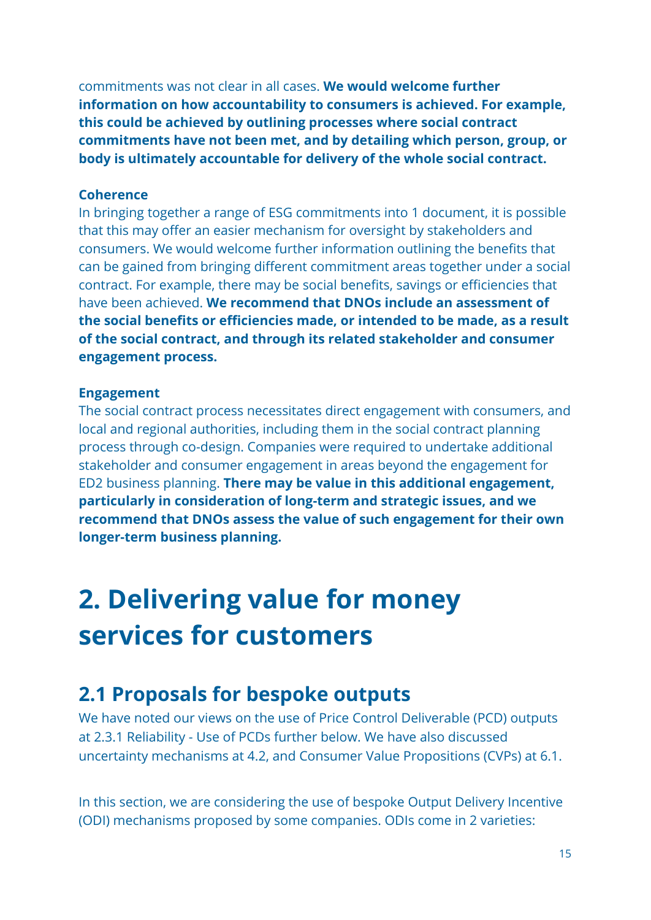commitments was not clear in all cases. **We would welcome further information on how accountability to consumers is achieved. For example, this could be achieved by outlining processes where social contract commitments have not been met, and by detailing which person, group, or body is ultimately accountable for delivery of the whole social contract.**

**Coherence**

In bringing together a range of ESG commitments into 1 document, it is possible that this may offer an easier mechanism for oversight by stakeholders and consumers. We would welcome further information outlining the benefits that can be gained from bringing different commitment areas together under a social contract. For example, there may be social benefits, savings or efficiencies that have been achieved. **We recommend that DNOs include an assessment of the social benefits or efficiencies made, or intended to be made, as a result of the social contract, and through its related stakeholder and consumer engagement process.**

**Engagement**

The social contract process necessitates direct engagement with consumers, and local and regional authorities, including them in the social contract planning process through co-design. Companies were required to undertake additional stakeholder and consumer engagement in areas beyond the engagement for ED2 business planning. **There may be value in this additional engagement, particularly in consideration of long-term and strategic issues, and we recommend that DNOs assess the value of such engagement for their own longer-term business planning.**

# 2. Delivering value for money services for customers

## 2.1 Proposals for bespoke outputs

We have noted our views on the use of Price Control Deliverable (PCD) outputs at 2.3.1 Reliability - Use of PCDs further below. We have also discussed uncertainty mechanisms at 4.2, and Consumer Value Propositions (CVPs) at 6.1.

In this section, we are considering the use of bespoke Output Delivery Incentive (ODI) mechanisms proposed by some companies. ODIs come in 2 varieties: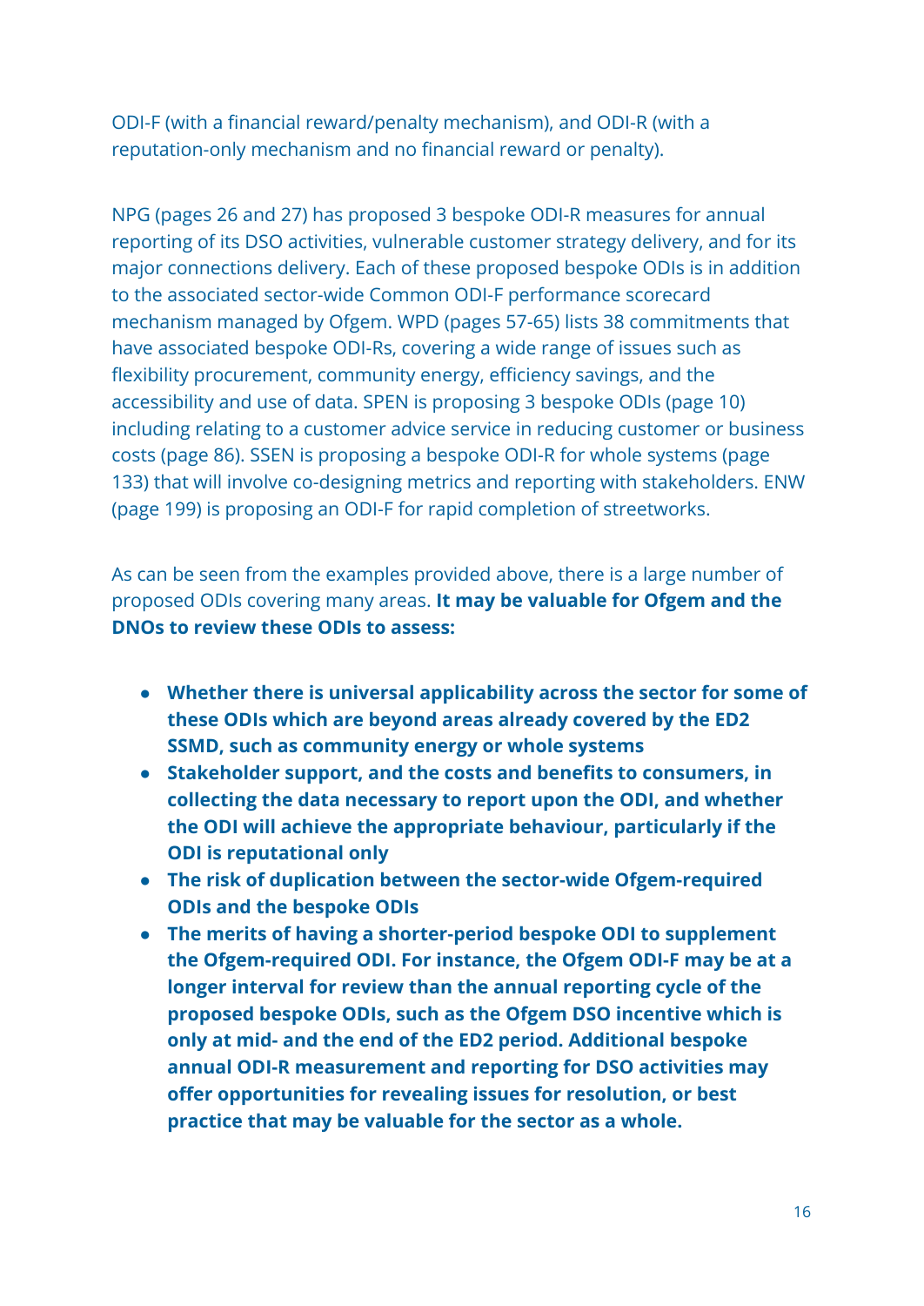ODI-F (with a financial reward/penalty mechanism), and ODI-R (with a reputation-only mechanism and no financial reward or penalty).

NPG (pages 26 and 27) has proposed 3 bespoke ODI-R measures for annual reporting of its DSO activities, vulnerable customer strategy delivery, and for its major connections delivery. Each of these proposed bespoke ODIs is in addition to the associated sector-wide Common ODI-F performance scorecard mechanism managed by Ofgem. WPD (pages 57-65) lists 38 commitments that have associated bespoke ODI-Rs, covering a wide range of issues such as flexibility procurement, community energy, efficiency savings, and the accessibility and use of data. SPEN is proposing 3 bespoke ODIs (page 10) including relating to a customer advice service in reducing customer or business costs (page 86). SSEN is proposing a bespoke ODI-R for whole systems (page 133) that will involve co-designing metrics and reporting with stakeholders. ENW (page 199) is proposing an ODI-F for rapid completion of streetworks.

As can be seen from the examples provided above, there is a large number of proposed ODIs covering many areas. **It may be valuable for Ofgem and the DNOs to review these ODIs to assess:**

- **Whether there is universal applicability across the sector for some of these ODIs which are beyond areas already covered by the ED2 SSMD, such as community energy or whole systems**
- **Stakeholder support, and the costs and benefits to consumers, in collecting the data necessary to report upon the ODI, and whether the ODI will achieve the appropriate behaviour, particularly if the ODI is reputational only**
- **The risk of duplication between the sector-wide Ofgem-required ODIs and the bespoke ODIs**
- **The merits of having a shorter-period bespoke ODI to supplement the Ofgem-required ODI. For instance, the Ofgem ODI-F may be at a longer interval for review than the annual reporting cycle of the proposed bespoke ODIs, such as the Ofgem DSO incentive which is only at mid- and the end of the ED2 period. Additional bespoke annual ODI-R measurement and reporting for DSO activities may offer opportunities for revealing issues for resolution, or best practice that may be valuable for the sector as a whole.**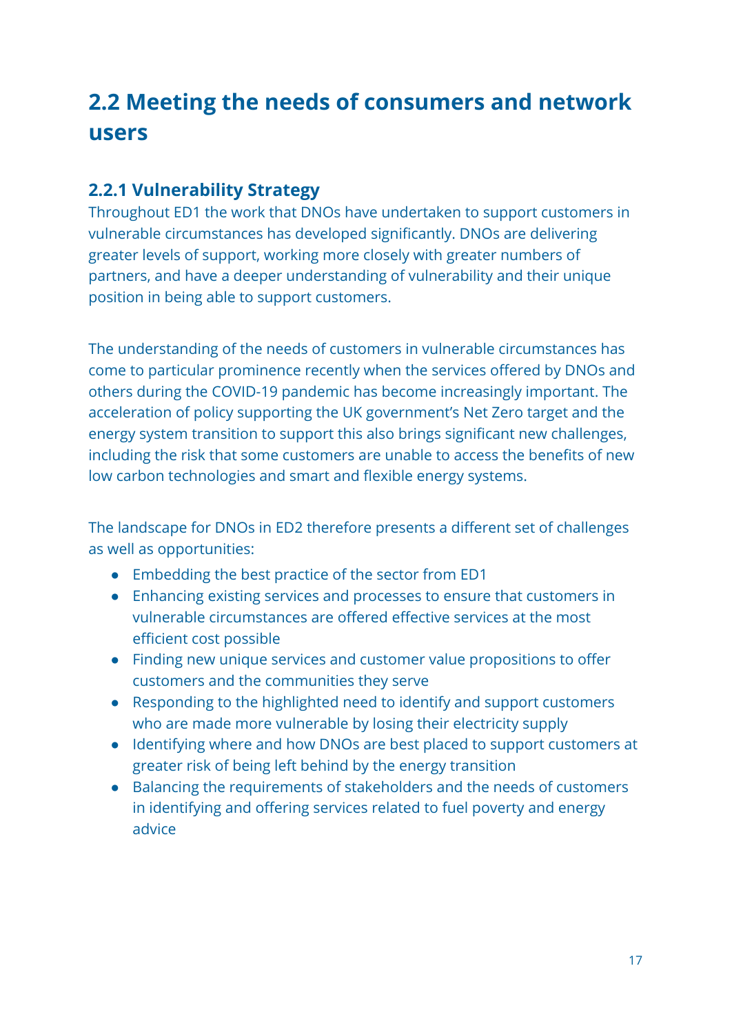## 2.2 Meeting the needs of consumers and network users

### 2.2.1 Vulnerability Strategy

Throughout ED1 the work that DNOs have undertaken to support customers in vulnerable circumstances has developed significantly. DNOs are delivering greater levels of support, working more closely with greater numbers of partners, and have a deeper understanding of vulnerability and their unique position in being able to support customers.

The understanding of the needs of customers in vulnerable circumstances has come to particular prominence recently when the services offered by DNOs and others during the COVID-19 pandemic has become increasingly important. The acceleration of policy supporting the UK government's Net Zero target and the energy system transition to support this also brings significant new challenges, including the risk that some customers are unable to access the benefits of new low carbon technologies and smart and flexible energy systems.

The landscape for DNOs in ED2 therefore presents a different set of challenges as well as opportunities:

- Embedding the best practice of the sector from ED1
- Enhancing existing services and processes to ensure that customers in vulnerable circumstances are offered effective services at the most efficient cost possible
- Finding new unique services and customer value propositions to offer customers and the communities they serve
- Responding to the highlighted need to identify and support customers who are made more vulnerable by losing their electricity supply
- Identifying where and how DNOs are best placed to support customers at greater risk of being left behind by the energy transition
- Balancing the requirements of stakeholders and the needs of customers in identifying and offering services related to fuel poverty and energy advice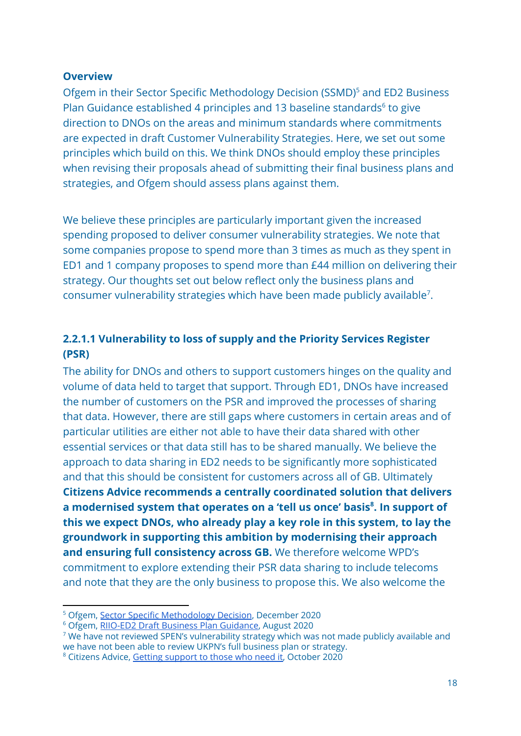**Overview**

Ofgem in their Sector Specific Methodology Decision (SSMD)[5] and ED2 Business Plan Guidance established 4 principles and 13 baseline standards[6] to give direction to DNOs on the areas and minimum standards where commitments are expected in draft Customer Vulnerability Strategies. Here, we set out some principles which build on this. We think DNOs should employ these principles when revising their proposals ahead of submitting their final business plans and strategies, and Ofgem should assess plans against them.

We believe these principles are particularly important given the increased spending proposed to deliver consumer vulnerability strategies. We note that some companies propose to spend more than 3 times as much as they spent in ED1 and 1 company proposes to spend more than £44 million on delivering their strategy. Our thoughts set out below reflect only the business plans and consumer vulnerability strategies which have been made publicly available[7].

### 2.2.1.1 Vulnerability to loss of supply and the Priority Services Register (PSR)

The ability for DNOs and others to support customers hinges on the quality and volume of data held to target that support. Through ED1, DNOs have increased the number of customers on the PSR and improved the processes of sharing that data. However, there are still gaps where customers in certain areas and of particular utilities are either not able to have their data shared with other essential services or that data still has to be shared manually. We believe the approach to data sharing in ED2 needs to be significantly more sophisticated and that this should be consistent for customers across all of GB. Ultimately **Citizens Advice recommends a centrally coordinated solution that delivers a modernised system that operates on a 'tell us once' basis[8]. In support of this we expect DNOs, who already play a key role in this system, to lay the groundwork in supporting this ambition by modernising their approach and ensuring full consistency across GB.** We therefore welcome WPD's commitment to explore extending their PSR data sharing to include telecoms and note that they are the only business to propose this. We also welcome the

---

[5] Ofgem, Sector Specific Methodology Decision, December 2020

[6] Ofgem, RIIO-ED2 Draft Business Plan Guidance, August 2020

[7] We have not reviewed SPEN's vulnerability strategy which was not made publicly available and we have not been able to review UKPN's full business plan or strategy.

[8] Citizens Advice, Getting support to those who need it, October 2020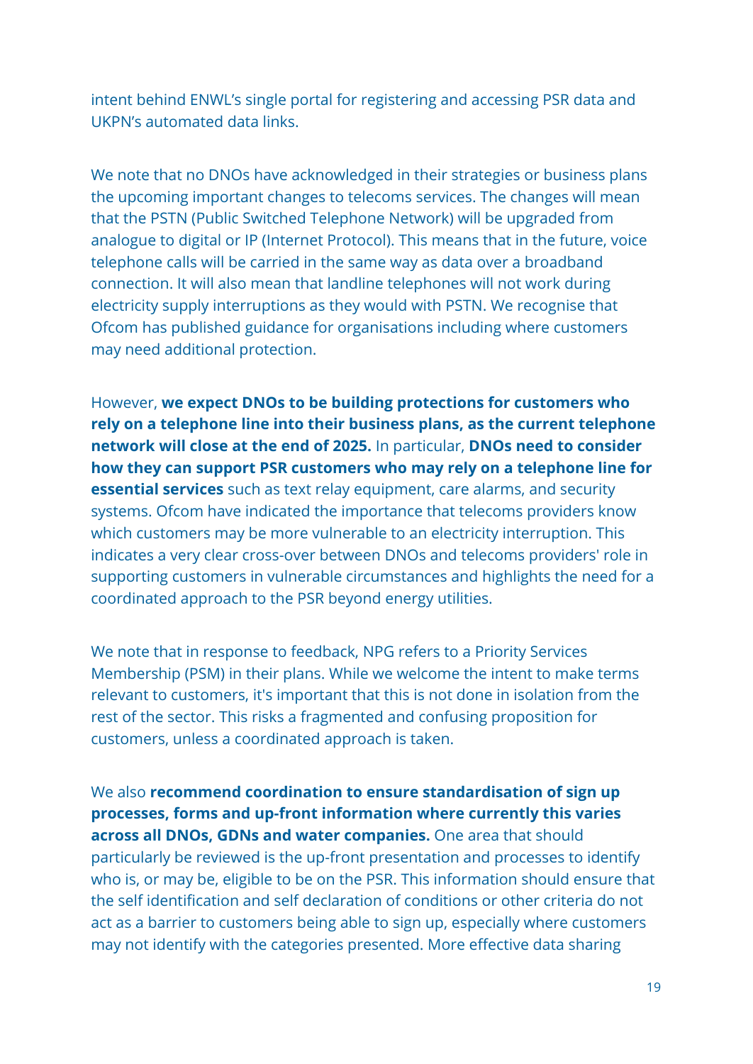intent behind ENWL's single portal for registering and accessing PSR data and UKPN's automated data links.

We note that no DNOs have acknowledged in their strategies or business plans the upcoming important changes to telecoms services. The changes will mean that the PSTN (Public Switched Telephone Network) will be upgraded from analogue to digital or IP (Internet Protocol). This means that in the future, voice telephone calls will be carried in the same way as data over a broadband connection. It will also mean that landline telephones will not work during electricity supply interruptions as they would with PSTN. We recognise that Ofcom has published guidance for organisations including where customers may need additional protection.

However, **we expect DNOs to be building protections for customers who rely on a telephone line into their business plans, as the current telephone network will close at the end of 2025.** In particular, **DNOs need to consider how they can support PSR customers who may rely on a telephone line for essential services** such as text relay equipment, care alarms, and security systems. Ofcom have indicated the importance that telecoms providers know which customers may be more vulnerable to an electricity interruption. This indicates a very clear cross-over between DNOs and telecoms providers' role in supporting customers in vulnerable circumstances and highlights the need for a coordinated approach to the PSR beyond energy utilities.

We note that in response to feedback, NPG refers to a Priority Services Membership (PSM) in their plans. While we welcome the intent to make terms relevant to customers, it's important that this is not done in isolation from the rest of the sector. This risks a fragmented and confusing proposition for customers, unless a coordinated approach is taken.

We also **recommend coordination to ensure standardisation of sign up processes, forms and up-front information where currently this varies across all DNOs, GDNs and water companies.** One area that should particularly be reviewed is the up-front presentation and processes to identify who is, or may be, eligible to be on the PSR. This information should ensure that the self identification and self declaration of conditions or other criteria do not act as a barrier to customers being able to sign up, especially where customers may not identify with the categories presented. More effective data sharing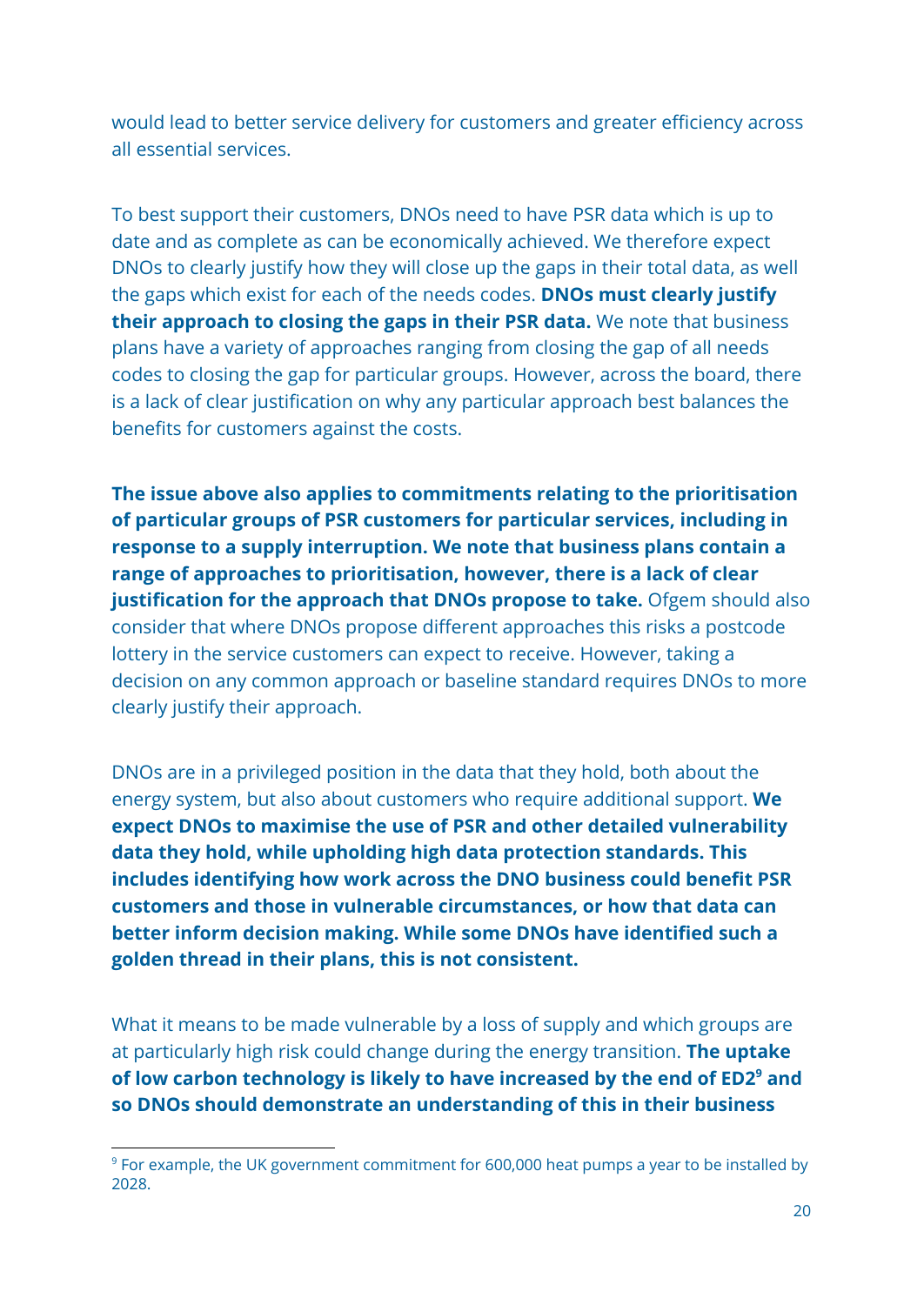would lead to better service delivery for customers and greater efficiency across all essential services.

To best support their customers, DNOs need to have PSR data which is up to date and as complete as can be economically achieved. We therefore expect DNOs to clearly justify how they will close up the gaps in their total data, as well the gaps which exist for each of the needs codes. **DNOs must clearly justify their approach to closing the gaps in their PSR data.** We note that business plans have a variety of approaches ranging from closing the gap of all needs codes to closing the gap for particular groups. However, across the board, there is a lack of clear justification on why any particular approach best balances the benefits for customers against the costs.

**The issue above also applies to commitments relating to the prioritisation of particular groups of PSR customers for particular services, including in response to a supply interruption. We note that business plans contain a range of approaches to prioritisation, however, there is a lack of clear justification for the approach that DNOs propose to take.** Ofgem should also consider that where DNOs propose different approaches this risks a postcode lottery in the service customers can expect to receive. However, taking a decision on any common approach or baseline standard requires DNOs to more clearly justify their approach.

DNOs are in a privileged position in the data that they hold, both about the energy system, but also about customers who require additional support. **We expect DNOs to maximise the use of PSR and other detailed vulnerability data they hold, while upholding high data protection standards. This includes identifying how work across the DNO business could benefit PSR customers and those in vulnerable circumstances, or how that data can better inform decision making. While some DNOs have identified such a golden thread in their plans, this is not consistent.**

What it means to be made vulnerable by a loss of supply and which groups are at particularly high risk could change during the energy transition. **The uptake of low carbon technology is likely to have increased by the end of ED2[9] and so DNOs should demonstrate an understanding of this in their business**

[9] For example, the UK government commitment for 600,000 heat pumps a year to be installed by 2028.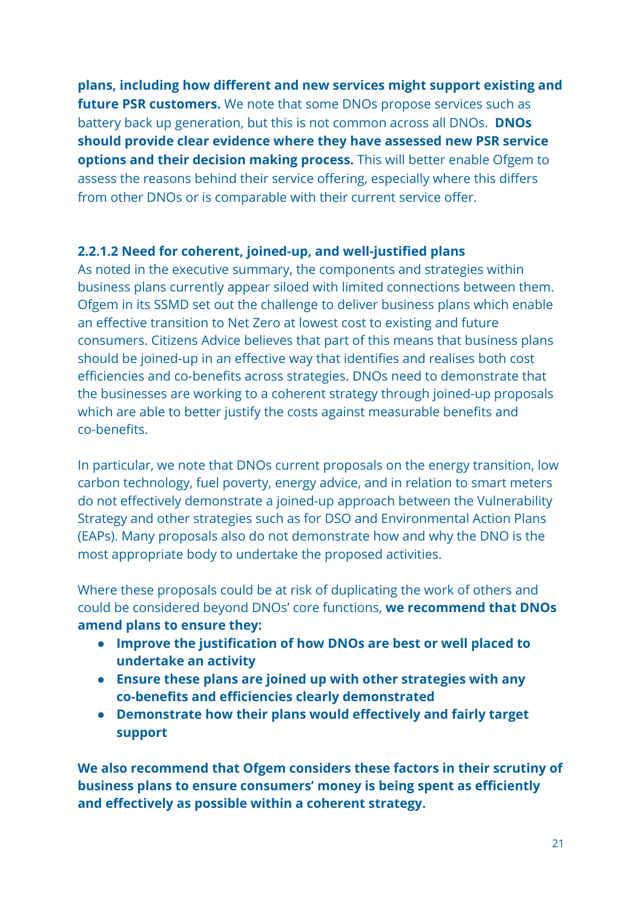**plans, including how different and new services might support existing and future PSR customers.** We note that some DNOs propose services such as battery back up generation, but this is not common across all DNOs. **DNOs should provide clear evidence where they have assessed new PSR service options and their decision making process.** This will better enable Ofgem to assess the reasons behind their service offering, especially where this differs from other DNOs or is comparable with their current service offer.

#### 2.2.1.2 Need for coherent, joined-up, and well-justified plans

As noted in the executive summary, the components and strategies within business plans currently appear siloed with limited connections between them. Ofgem in its SSMD set out the challenge to deliver business plans which enable an effective transition to Net Zero at lowest cost to existing and future consumers. Citizens Advice believes that part of this means that business plans should be joined-up in an effective way that identifies and realises both cost efficiencies and co-benefits across strategies. DNOs need to demonstrate that the businesses are working to a coherent strategy through joined-up proposals which are able to better justify the costs against measurable benefits and co-benefits.

In particular, we note that DNOs current proposals on the energy transition, low carbon technology, fuel poverty, energy advice, and in relation to smart meters do not effectively demonstrate a joined-up approach between the Vulnerability Strategy and other strategies such as for DSO and Environmental Action Plans (EAPs). Many proposals also do not demonstrate how and why the DNO is the most appropriate body to undertake the proposed activities.

Where these proposals could be at risk of duplicating the work of others and could be considered beyond DNOs' core functions, **we recommend that DNOs amend plans to ensure they:**

- **Improve the justification of how DNOs are best or well placed to undertake an activity**
- **Ensure these plans are joined up with other strategies with any co-benefits and efficiencies clearly demonstrated**
- **Demonstrate how their plans would effectively and fairly target support**

**We also recommend that Ofgem considers these factors in their scrutiny of business plans to ensure consumers' money is being spent as efficiently and effectively as possible within a coherent strategy.**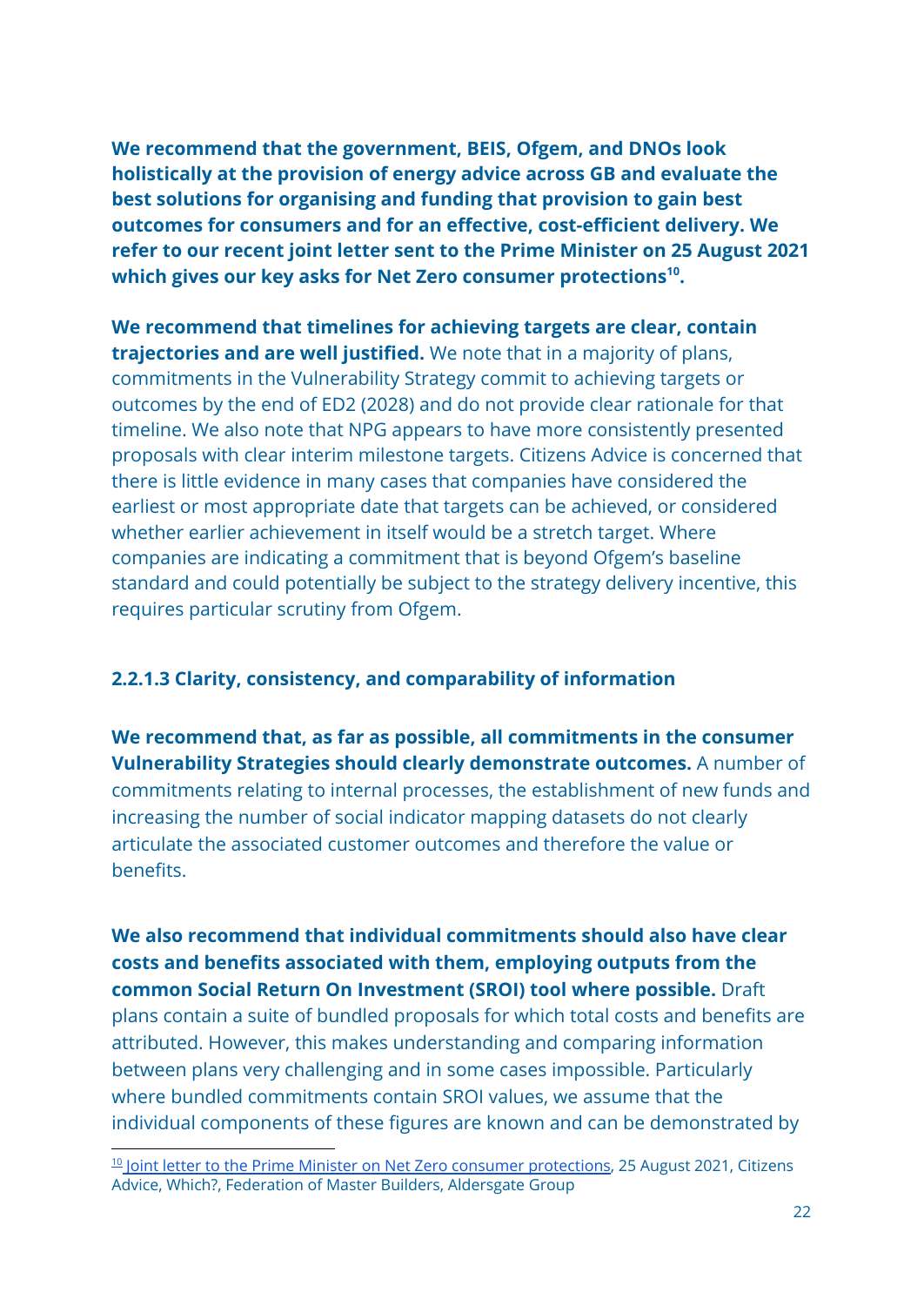**We recommend that the government, BEIS, Ofgem, and DNOs look holistically at the provision of energy advice across GB and evaluate the best solutions for organising and funding that provision to gain best outcomes for consumers and for an effective, cost-efficient delivery. We refer to our recent joint letter sent to the Prime Minister on 25 August 2021 which gives our key asks for Net Zero consumer protections[10].**

**We recommend that timelines for achieving targets are clear, contain trajectories and are well justified.** We note that in a majority of plans, commitments in the Vulnerability Strategy commit to achieving targets or outcomes by the end of ED2 (2028) and do not provide clear rationale for that timeline. We also note that NPG appears to have more consistently presented proposals with clear interim milestone targets. Citizens Advice is concerned that there is little evidence in many cases that companies have considered the earliest or most appropriate date that targets can be achieved, or considered whether earlier achievement in itself would be a stretch target. Where companies are indicating a commitment that is beyond Ofgem's baseline standard and could potentially be subject to the strategy delivery incentive, this requires particular scrutiny from Ofgem.

#### 2.2.1.3 Clarity, consistency, and comparability of information

**We recommend that, as far as possible, all commitments in the consumer Vulnerability Strategies should clearly demonstrate outcomes.** A number of commitments relating to internal processes, the establishment of new funds and increasing the number of social indicator mapping datasets do not clearly articulate the associated customer outcomes and therefore the value or benefits.

**We also recommend that individual commitments should also have clear costs and benefits associated with them, employing outputs from the common Social Return On Investment (SROI) tool where possible.** Draft plans contain a suite of bundled proposals for which total costs and benefits are attributed. However, this makes understanding and comparing information between plans very challenging and in some cases impossible. Particularly where bundled commitments contain SROI values, we assume that the individual components of these figures are known and can be demonstrated by

[10] Joint letter to the Prime Minister on Net Zero consumer protections, 25 August 2021, Citizens Advice, Which?, Federation of Master Builders, Aldersgate Group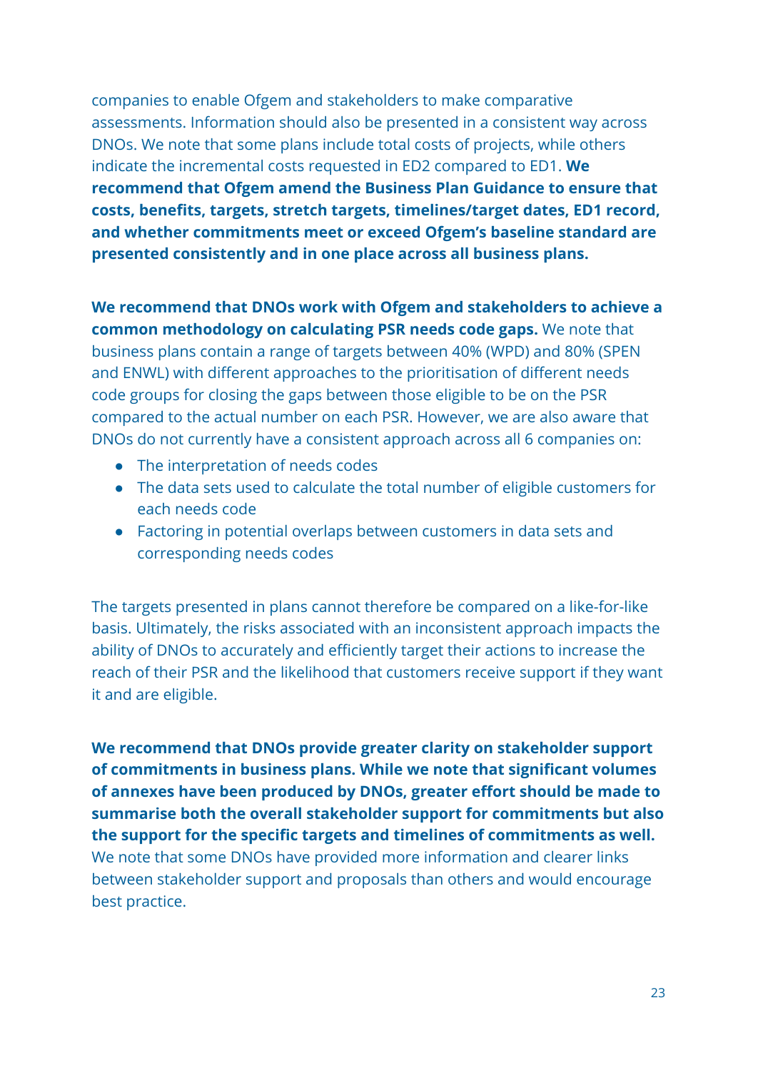companies to enable Ofgem and stakeholders to make comparative assessments. Information should also be presented in a consistent way across DNOs. We note that some plans include total costs of projects, while others indicate the incremental costs requested in ED2 compared to ED1. **We recommend that Ofgem amend the Business Plan Guidance to ensure that costs, benefits, targets, stretch targets, timelines/target dates, ED1 record, and whether commitments meet or exceed Ofgem's baseline standard are presented consistently and in one place across all business plans.**

**We recommend that DNOs work with Ofgem and stakeholders to achieve a common methodology on calculating PSR needs code gaps.** We note that business plans contain a range of targets between 40% (WPD) and 80% (SPEN and ENWL) with different approaches to the prioritisation of different needs code groups for closing the gaps between those eligible to be on the PSR compared to the actual number on each PSR. However, we are also aware that DNOs do not currently have a consistent approach across all 6 companies on:

- The interpretation of needs codes
- The data sets used to calculate the total number of eligible customers for each needs code
- Factoring in potential overlaps between customers in data sets and corresponding needs codes

The targets presented in plans cannot therefore be compared on a like-for-like basis. Ultimately, the risks associated with an inconsistent approach impacts the ability of DNOs to accurately and efficiently target their actions to increase the reach of their PSR and the likelihood that customers receive support if they want it and are eligible.

**We recommend that DNOs provide greater clarity on stakeholder support of commitments in business plans. While we note that significant volumes of annexes have been produced by DNOs, greater effort should be made to summarise both the overall stakeholder support for commitments but also the support for the specific targets and timelines of commitments as well.** We note that some DNOs have provided more information and clearer links between stakeholder support and proposals than others and would encourage best practice.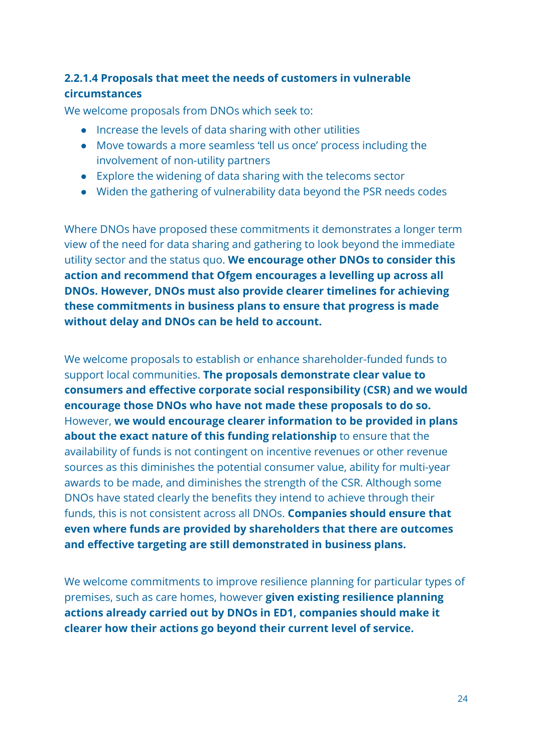#### 2.2.1.4 Proposals that meet the needs of customers in vulnerable circumstances

We welcome proposals from DNOs which seek to:

- Increase the levels of data sharing with other utilities
- Move towards a more seamless 'tell us once' process including the involvement of non-utility partners
- Explore the widening of data sharing with the telecoms sector
- Widen the gathering of vulnerability data beyond the PSR needs codes

Where DNOs have proposed these commitments it demonstrates a longer term view of the need for data sharing and gathering to look beyond the immediate utility sector and the status quo. **We encourage other DNOs to consider this action and recommend that Ofgem encourages a levelling up across all DNOs. However, DNOs must also provide clearer timelines for achieving these commitments in business plans to ensure that progress is made without delay and DNOs can be held to account.**

We welcome proposals to establish or enhance shareholder-funded funds to support local communities. **The proposals demonstrate clear value to consumers and effective corporate social responsibility (CSR) and we would encourage those DNOs who have not made these proposals to do so.** However, **we would encourage clearer information to be provided in plans about the exact nature of this funding relationship** to ensure that the availability of funds is not contingent on incentive revenues or other revenue sources as this diminishes the potential consumer value, ability for multi-year awards to be made, and diminishes the strength of the CSR. Although some DNOs have stated clearly the benefits they intend to achieve through their funds, this is not consistent across all DNOs. **Companies should ensure that even where funds are provided by shareholders that there are outcomes and effective targeting are still demonstrated in business plans.**

We welcome commitments to improve resilience planning for particular types of premises, such as care homes, however **given existing resilience planning actions already carried out by DNOs in ED1, companies should make it clearer how their actions go beyond their current level of service.**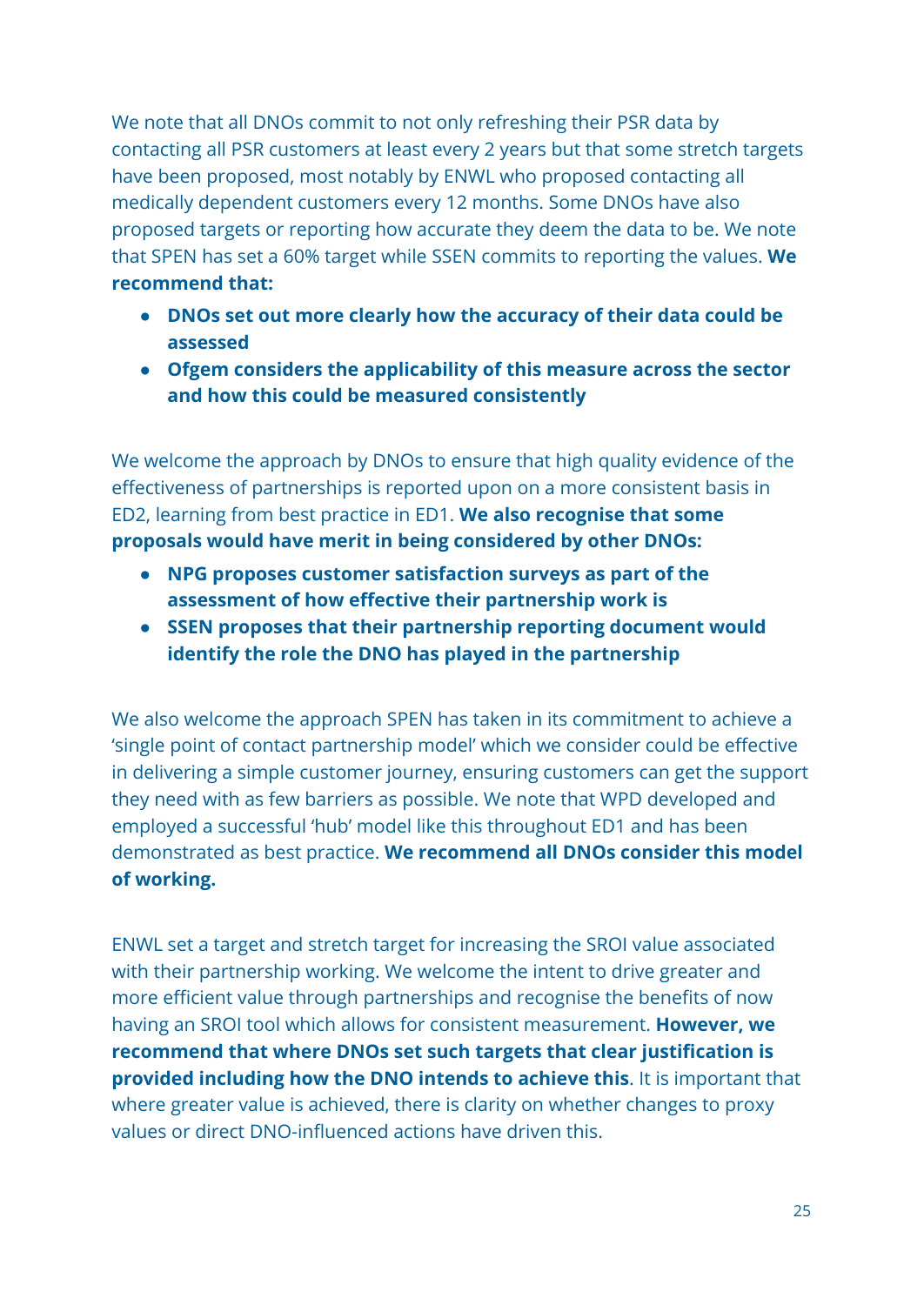We note that all DNOs commit to not only refreshing their PSR data by contacting all PSR customers at least every 2 years but that some stretch targets have been proposed, most notably by ENWL who proposed contacting all medically dependent customers every 12 months. Some DNOs have also proposed targets or reporting how accurate they deem the data to be. We note that SPEN has set a 60% target while SSEN commits to reporting the values. **We recommend that:**

- **DNOs set out more clearly how the accuracy of their data could be assessed**
- **Ofgem considers the applicability of this measure across the sector and how this could be measured consistently**

We welcome the approach by DNOs to ensure that high quality evidence of the effectiveness of partnerships is reported upon on a more consistent basis in ED2, learning from best practice in ED1. **We also recognise that some proposals would have merit in being considered by other DNOs:**

- **NPG proposes customer satisfaction surveys as part of the assessment of how effective their partnership work is**
- **SSEN proposes that their partnership reporting document would identify the role the DNO has played in the partnership**

We also welcome the approach SPEN has taken in its commitment to achieve a 'single point of contact partnership model' which we consider could be effective in delivering a simple customer journey, ensuring customers can get the support they need with as few barriers as possible. We note that WPD developed and employed a successful 'hub' model like this throughout ED1 and has been demonstrated as best practice. **We recommend all DNOs consider this model of working.**

ENWL set a target and stretch target for increasing the SROI value associated with their partnership working. We welcome the intent to drive greater and more efficient value through partnerships and recognise the benefits of now having an SROI tool which allows for consistent measurement. **However, we recommend that where DNOs set such targets that clear justification is provided including how the DNO intends to achieve this**. It is important that where greater value is achieved, there is clarity on whether changes to proxy values or direct DNO-influenced actions have driven this.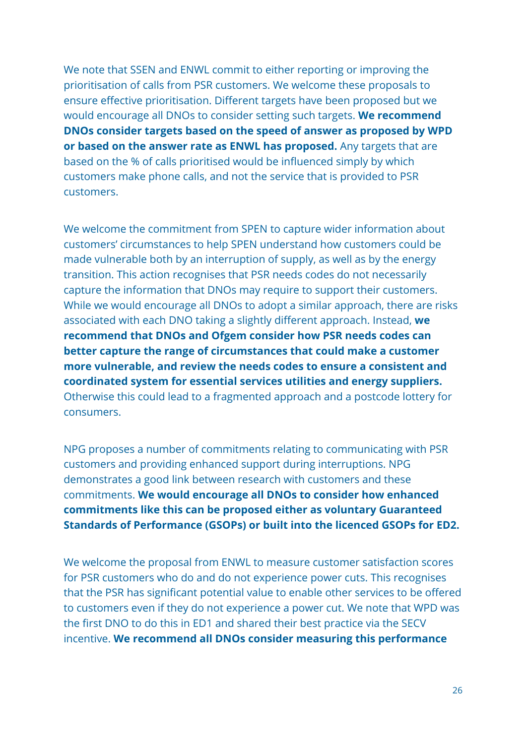We note that SSEN and ENWL commit to either reporting or improving the prioritisation of calls from PSR customers. We welcome these proposals to ensure effective prioritisation. Different targets have been proposed but we would encourage all DNOs to consider setting such targets. **We recommend DNOs consider targets based on the speed of answer as proposed by WPD or based on the answer rate as ENWL has proposed.** Any targets that are based on the % of calls prioritised would be influenced simply by which customers make phone calls, and not the service that is provided to PSR customers.

We welcome the commitment from SPEN to capture wider information about customers' circumstances to help SPEN understand how customers could be made vulnerable both by an interruption of supply, as well as by the energy transition. This action recognises that PSR needs codes do not necessarily capture the information that DNOs may require to support their customers. While we would encourage all DNOs to adopt a similar approach, there are risks associated with each DNO taking a slightly different approach. Instead, **we recommend that DNOs and Ofgem consider how PSR needs codes can better capture the range of circumstances that could make a customer more vulnerable, and review the needs codes to ensure a consistent and coordinated system for essential services utilities and energy suppliers.** Otherwise this could lead to a fragmented approach and a postcode lottery for consumers.

NPG proposes a number of commitments relating to communicating with PSR customers and providing enhanced support during interruptions. NPG demonstrates a good link between research with customers and these commitments. **We would encourage all DNOs to consider how enhanced commitments like this can be proposed either as voluntary Guaranteed Standards of Performance (GSOPs) or built into the licenced GSOPs for ED2.**

We welcome the proposal from ENWL to measure customer satisfaction scores for PSR customers who do and do not experience power cuts. This recognises that the PSR has significant potential value to enable other services to be offered to customers even if they do not experience a power cut. We note that WPD was the first DNO to do this in ED1 and shared their best practice via the SECV incentive. **We recommend all DNOs consider measuring this performance**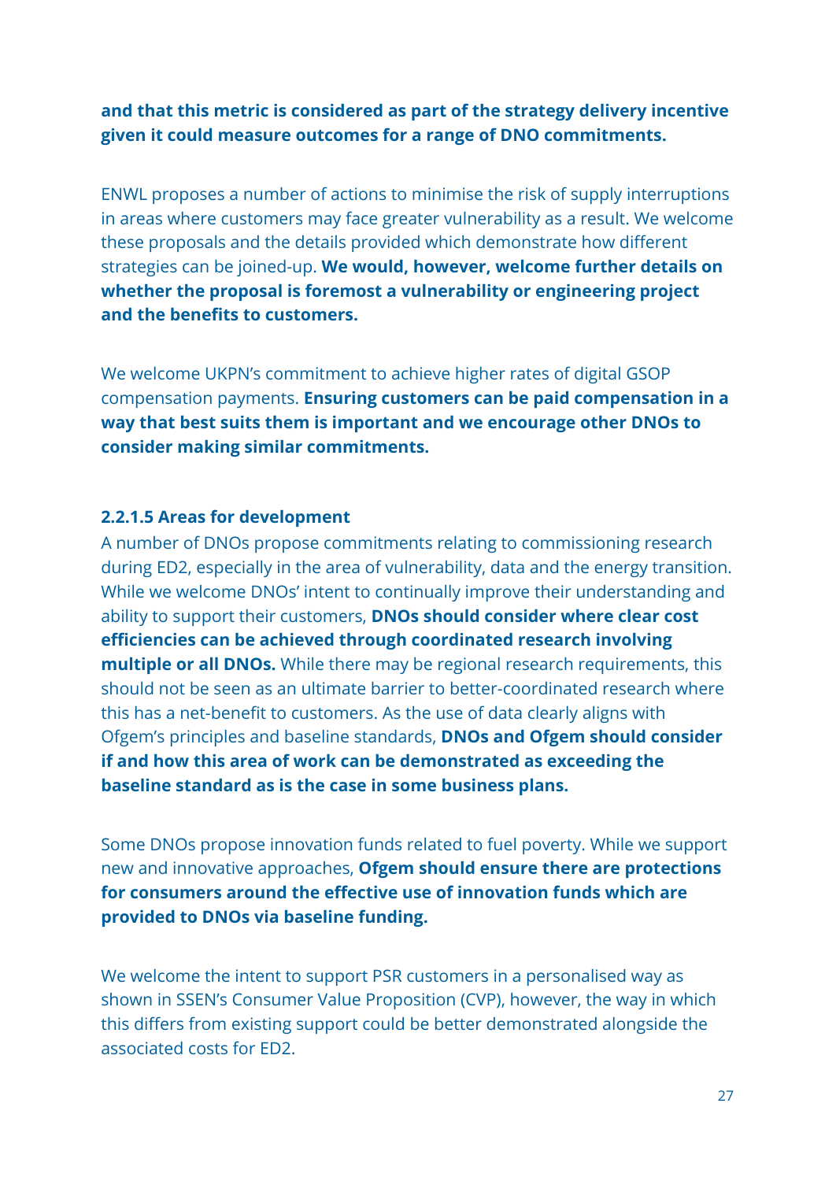**and that this metric is considered as part of the strategy delivery incentive given it could measure outcomes for a range of DNO commitments.**

ENWL proposes a number of actions to minimise the risk of supply interruptions in areas where customers may face greater vulnerability as a result. We welcome these proposals and the details provided which demonstrate how different strategies can be joined-up. **We would, however, welcome further details on whether the proposal is foremost a vulnerability or engineering project and the benefits to customers.**

We welcome UKPN's commitment to achieve higher rates of digital GSOP compensation payments. **Ensuring customers can be paid compensation in a way that best suits them is important and we encourage other DNOs to consider making similar commitments.**

#### 2.2.1.5 Areas for development

A number of DNOs propose commitments relating to commissioning research during ED2, especially in the area of vulnerability, data and the energy transition. While we welcome DNOs' intent to continually improve their understanding and ability to support their customers, **DNOs should consider where clear cost efficiencies can be achieved through coordinated research involving multiple or all DNOs.** While there may be regional research requirements, this should not be seen as an ultimate barrier to better-coordinated research where this has a net-benefit to customers. As the use of data clearly aligns with Ofgem's principles and baseline standards, **DNOs and Ofgem should consider if and how this area of work can be demonstrated as exceeding the baseline standard as is the case in some business plans.**

Some DNOs propose innovation funds related to fuel poverty. While we support new and innovative approaches, **Ofgem should ensure there are protections for consumers around the effective use of innovation funds which are provided to DNOs via baseline funding.**

We welcome the intent to support PSR customers in a personalised way as shown in SSEN's Consumer Value Proposition (CVP), however, the way in which this differs from existing support could be better demonstrated alongside the associated costs for ED2.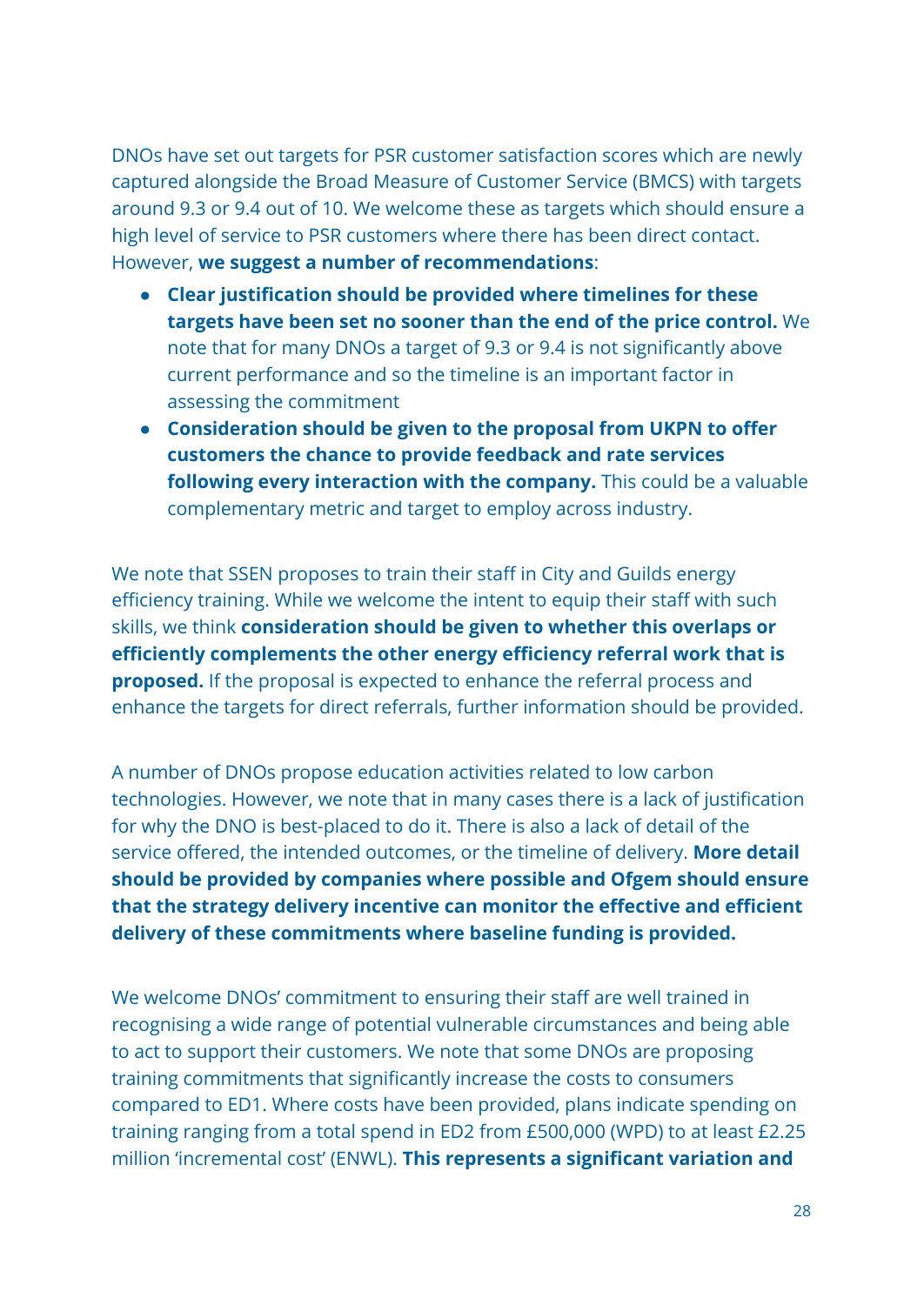DNOs have set out targets for PSR customer satisfaction scores which are newly captured alongside the Broad Measure of Customer Service (BMCS) with targets around 9.3 or 9.4 out of 10. We welcome these as targets which should ensure a high level of service to PSR customers where there has been direct contact. However, **we suggest a number of recommendations**:

- **Clear justification should be provided where timelines for these targets have been set no sooner than the end of the price control.** We note that for many DNOs a target of 9.3 or 9.4 is not significantly above current performance and so the timeline is an important factor in assessing the commitment
- **Consideration should be given to the proposal from UKPN to offer customers the chance to provide feedback and rate services following every interaction with the company.** This could be a valuable complementary metric and target to employ across industry.

We note that SSEN proposes to train their staff in City and Guilds energy efficiency training. While we welcome the intent to equip their staff with such skills, we think **consideration should be given to whether this overlaps or efficiently complements the other energy efficiency referral work that is proposed.** If the proposal is expected to enhance the referral process and enhance the targets for direct referrals, further information should be provided.

A number of DNOs propose education activities related to low carbon technologies. However, we note that in many cases there is a lack of justification for why the DNO is best-placed to do it. There is also a lack of detail of the service offered, the intended outcomes, or the timeline of delivery. **More detail should be provided by companies where possible and Ofgem should ensure that the strategy delivery incentive can monitor the effective and efficient delivery of these commitments where baseline funding is provided.**

We welcome DNOs' commitment to ensuring their staff are well trained in recognising a wide range of potential vulnerable circumstances and being able to act to support their customers. We note that some DNOs are proposing training commitments that significantly increase the costs to consumers compared to ED1. Where costs have been provided, plans indicate spending on training ranging from a total spend in ED2 from £500,000 (WPD) to at least £2.25 million 'incremental cost' (ENWL). **This represents a significant variation and**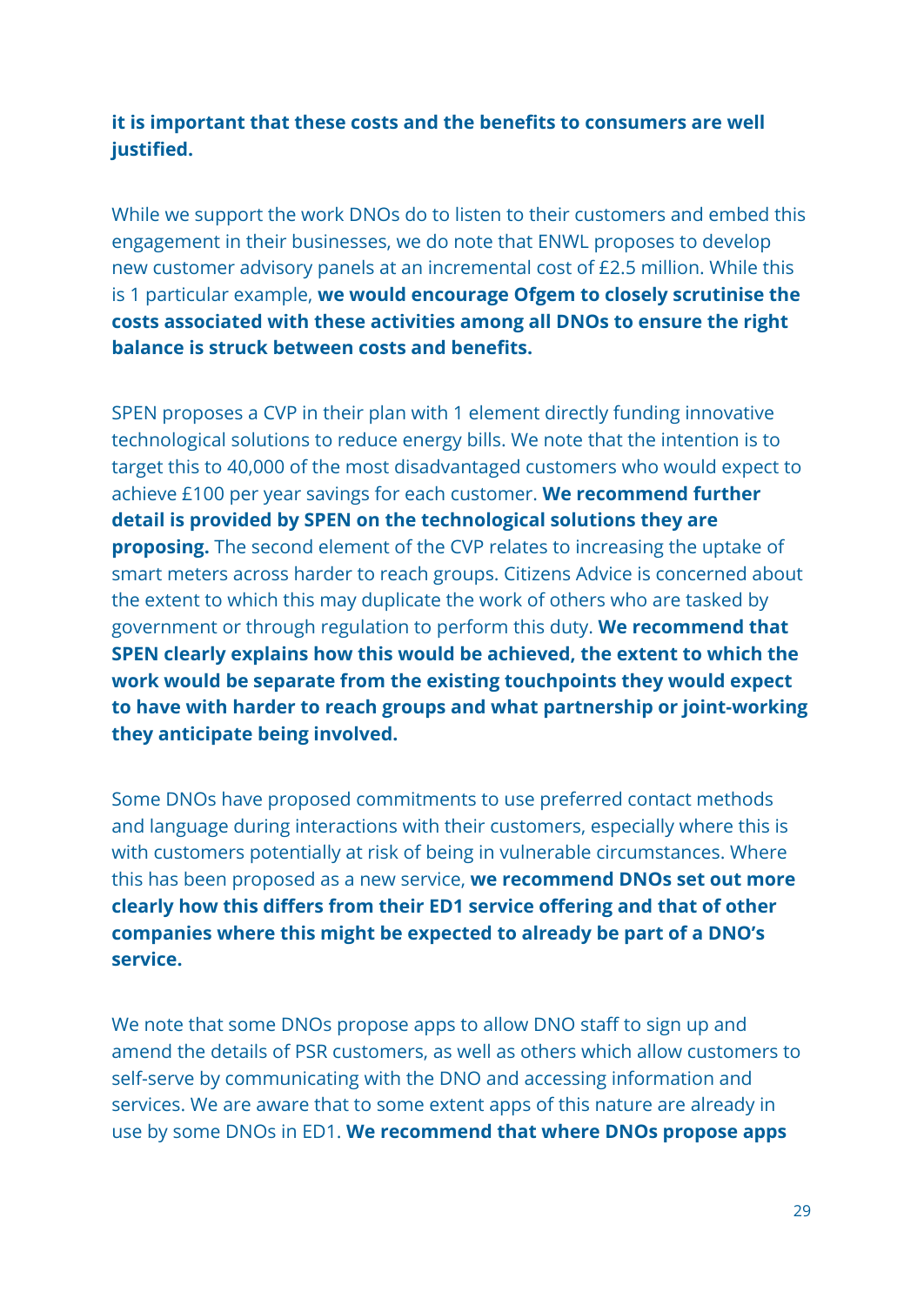**it is important that these costs and the benefits to consumers are well justified.**

While we support the work DNOs do to listen to their customers and embed this engagement in their businesses, we do note that ENWL proposes to develop new customer advisory panels at an incremental cost of £2.5 million. While this is 1 particular example, **we would encourage Ofgem to closely scrutinise the costs associated with these activities among all DNOs to ensure the right balance is struck between costs and benefits.**

SPEN proposes a CVP in their plan with 1 element directly funding innovative technological solutions to reduce energy bills. We note that the intention is to target this to 40,000 of the most disadvantaged customers who would expect to achieve £100 per year savings for each customer. **We recommend further detail is provided by SPEN on the technological solutions they are proposing.** The second element of the CVP relates to increasing the uptake of smart meters across harder to reach groups. Citizens Advice is concerned about the extent to which this may duplicate the work of others who are tasked by government or through regulation to perform this duty. **We recommend that SPEN clearly explains how this would be achieved, the extent to which the work would be separate from the existing touchpoints they would expect to have with harder to reach groups and what partnership or joint-working they anticipate being involved.**

Some DNOs have proposed commitments to use preferred contact methods and language during interactions with their customers, especially where this is with customers potentially at risk of being in vulnerable circumstances. Where this has been proposed as a new service, **we recommend DNOs set out more clearly how this differs from their ED1 service offering and that of other companies where this might be expected to already be part of a DNO's service.**

We note that some DNOs propose apps to allow DNO staff to sign up and amend the details of PSR customers, as well as others which allow customers to self-serve by communicating with the DNO and accessing information and services. We are aware that to some extent apps of this nature are already in use by some DNOs in ED1. **We recommend that where DNOs propose apps**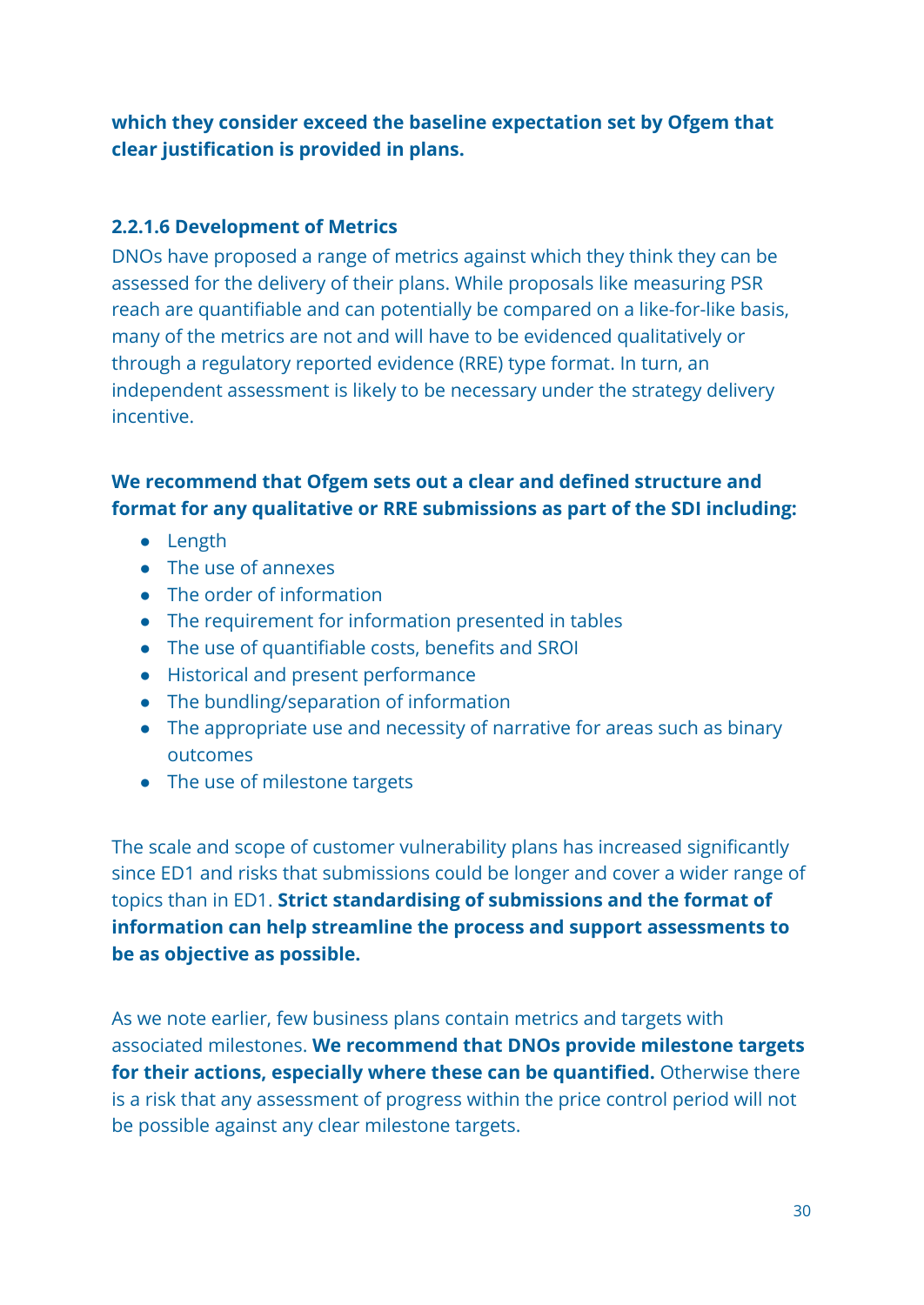**which they consider exceed the baseline expectation set by Ofgem that clear justification is provided in plans.**

#### 2.2.1.6 Development of Metrics

DNOs have proposed a range of metrics against which they think they can be assessed for the delivery of their plans. While proposals like measuring PSR reach are quantifiable and can potentially be compared on a like-for-like basis, many of the metrics are not and will have to be evidenced qualitatively or through a regulatory reported evidence (RRE) type format. In turn, an independent assessment is likely to be necessary under the strategy delivery incentive.

**We recommend that Ofgem sets out a clear and defined structure and format for any qualitative or RRE submissions as part of the SDI including:**

- Length
- The use of annexes
- The order of information
- The requirement for information presented in tables
- The use of quantifiable costs, benefits and SROI
- Historical and present performance
- The bundling/separation of information
- The appropriate use and necessity of narrative for areas such as binary outcomes
- The use of milestone targets

The scale and scope of customer vulnerability plans has increased significantly since ED1 and risks that submissions could be longer and cover a wider range of topics than in ED1. **Strict standardising of submissions and the format of information can help streamline the process and support assessments to be as objective as possible.**

As we note earlier, few business plans contain metrics and targets with associated milestones. **We recommend that DNOs provide milestone targets for their actions, especially where these can be quantified.** Otherwise there is a risk that any assessment of progress within the price control period will not be possible against any clear milestone targets.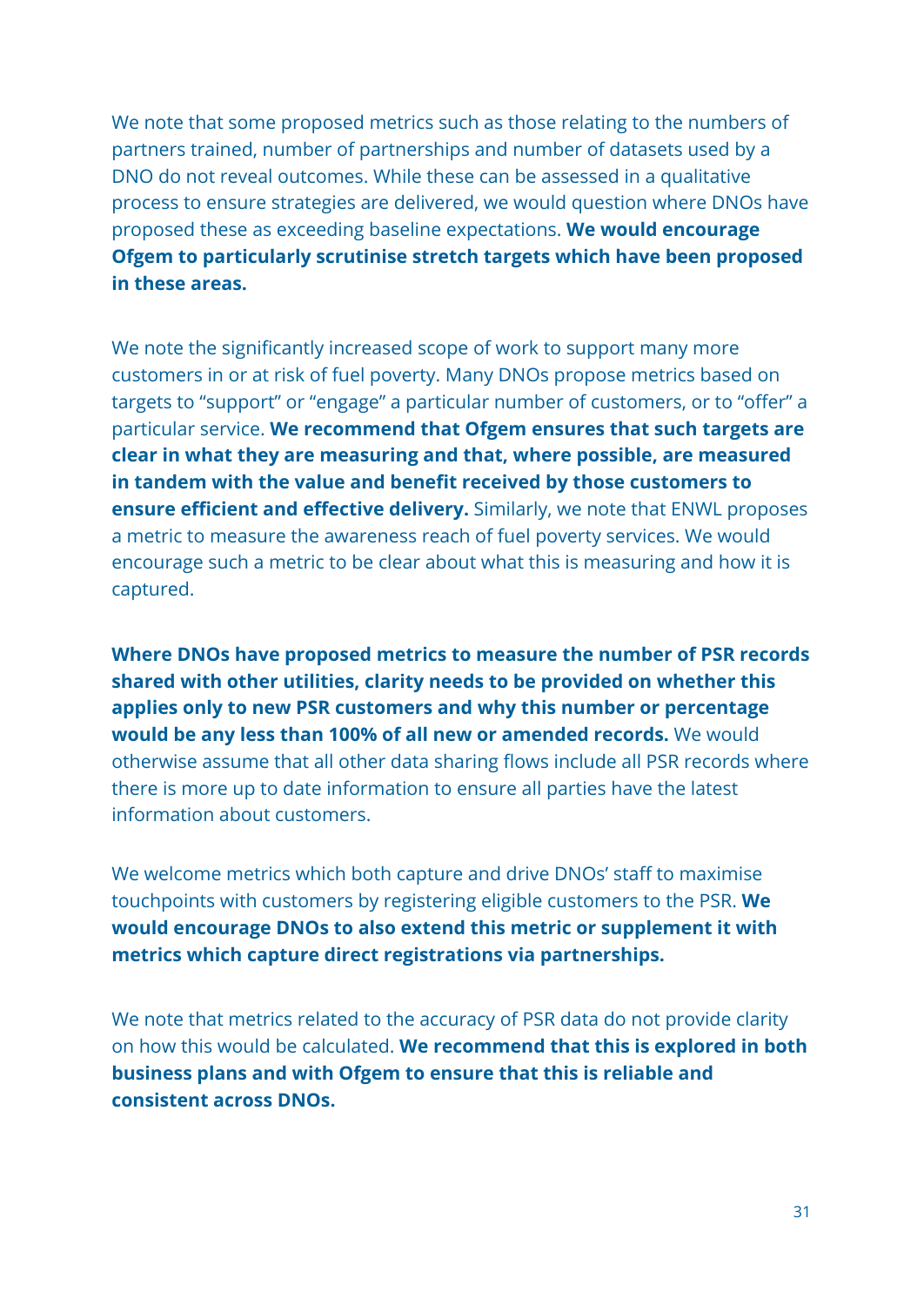We note that some proposed metrics such as those relating to the numbers of partners trained, number of partnerships and number of datasets used by a DNO do not reveal outcomes. While these can be assessed in a qualitative process to ensure strategies are delivered, we would question where DNOs have proposed these as exceeding baseline expectations. **We would encourage Ofgem to particularly scrutinise stretch targets which have been proposed in these areas.**

We note the significantly increased scope of work to support many more customers in or at risk of fuel poverty. Many DNOs propose metrics based on targets to "support" or "engage" a particular number of customers, or to "offer" a particular service. **We recommend that Ofgem ensures that such targets are clear in what they are measuring and that, where possible, are measured in tandem with the value and benefit received by those customers to ensure efficient and effective delivery.** Similarly, we note that ENWL proposes a metric to measure the awareness reach of fuel poverty services. We would encourage such a metric to be clear about what this is measuring and how it is captured.

**Where DNOs have proposed metrics to measure the number of PSR records shared with other utilities, clarity needs to be provided on whether this applies only to new PSR customers and why this number or percentage would be any less than 100% of all new or amended records.** We would otherwise assume that all other data sharing flows include all PSR records where there is more up to date information to ensure all parties have the latest information about customers.

We welcome metrics which both capture and drive DNOs' staff to maximise touchpoints with customers by registering eligible customers to the PSR. **We would encourage DNOs to also extend this metric or supplement it with metrics which capture direct registrations via partnerships.**

We note that metrics related to the accuracy of PSR data do not provide clarity on how this would be calculated. **We recommend that this is explored in both business plans and with Ofgem to ensure that this is reliable and consistent across DNOs.**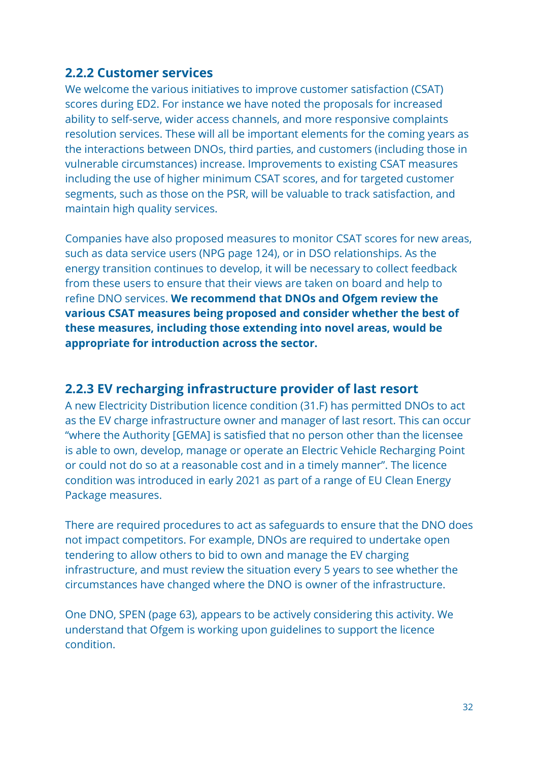### 2.2.2 Customer services

We welcome the various initiatives to improve customer satisfaction (CSAT) scores during ED2. For instance we have noted the proposals for increased ability to self-serve, wider access channels, and more responsive complaints resolution services. These will all be important elements for the coming years as the interactions between DNOs, third parties, and customers (including those in vulnerable circumstances) increase. Improvements to existing CSAT measures including the use of higher minimum CSAT scores, and for targeted customer segments, such as those on the PSR, will be valuable to track satisfaction, and maintain high quality services.

Companies have also proposed measures to monitor CSAT scores for new areas, such as data service users (NPG page 124), or in DSO relationships. As the energy transition continues to develop, it will be necessary to collect feedback from these users to ensure that their views are taken on board and help to refine DNO services. **We recommend that DNOs and Ofgem review the various CSAT measures being proposed and consider whether the best of these measures, including those extending into novel areas, would be appropriate for introduction across the sector.**

### 2.2.3 EV recharging infrastructure provider of last resort

A new Electricity Distribution licence condition (31.F) has permitted DNOs to act as the EV charge infrastructure owner and manager of last resort. This can occur "where the Authority [GEMA] is satisfied that no person other than the licensee is able to own, develop, manage or operate an Electric Vehicle Recharging Point or could not do so at a reasonable cost and in a timely manner". The licence condition was introduced in early 2021 as part of a range of EU Clean Energy Package measures.

There are required procedures to act as safeguards to ensure that the DNO does not impact competitors. For example, DNOs are required to undertake open tendering to allow others to bid to own and manage the EV charging infrastructure, and must review the situation every 5 years to see whether the circumstances have changed where the DNO is owner of the infrastructure.

One DNO, SPEN (page 63), appears to be actively considering this activity. We understand that Ofgem is working upon guidelines to support the licence condition.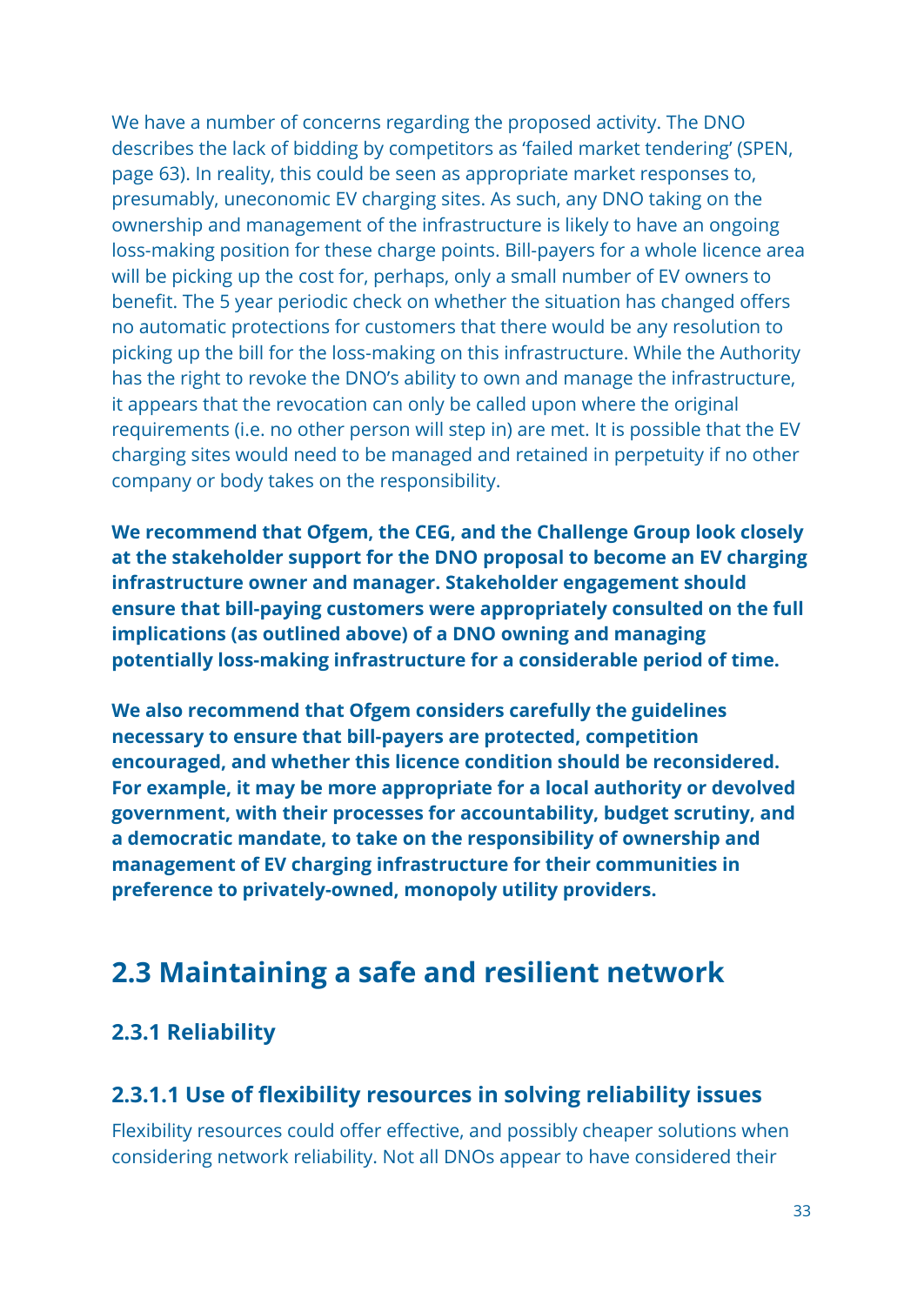We have a number of concerns regarding the proposed activity. The DNO describes the lack of bidding by competitors as 'failed market tendering' (SPEN, page 63). In reality, this could be seen as appropriate market responses to, presumably, uneconomic EV charging sites. As such, any DNO taking on the ownership and management of the infrastructure is likely to have an ongoing loss-making position for these charge points. Bill-payers for a whole licence area will be picking up the cost for, perhaps, only a small number of EV owners to benefit. The 5 year periodic check on whether the situation has changed offers no automatic protections for customers that there would be any resolution to picking up the bill for the loss-making on this infrastructure. While the Authority has the right to revoke the DNO's ability to own and manage the infrastructure, it appears that the revocation can only be called upon where the original requirements (i.e. no other person will step in) are met. It is possible that the EV charging sites would need to be managed and retained in perpetuity if no other company or body takes on the responsibility.

**We recommend that Ofgem, the CEG, and the Challenge Group look closely at the stakeholder support for the DNO proposal to become an EV charging infrastructure owner and manager. Stakeholder engagement should ensure that bill-paying customers were appropriately consulted on the full implications (as outlined above) of a DNO owning and managing potentially loss-making infrastructure for a considerable period of time.**

**We also recommend that Ofgem considers carefully the guidelines necessary to ensure that bill-payers are protected, competition encouraged, and whether this licence condition should be reconsidered. For example, it may be more appropriate for a local authority or devolved government, with their processes for accountability, budget scrutiny, and a democratic mandate, to take on the responsibility of ownership and management of EV charging infrastructure for their communities in preference to privately-owned, monopoly utility providers.**

## 2.3 Maintaining a safe and resilient network

### 2.3.1 Reliability

#### 2.3.1.1 Use of flexibility resources in solving reliability issues

Flexibility resources could offer effective, and possibly cheaper solutions when considering network reliability. Not all DNOs appear to have considered their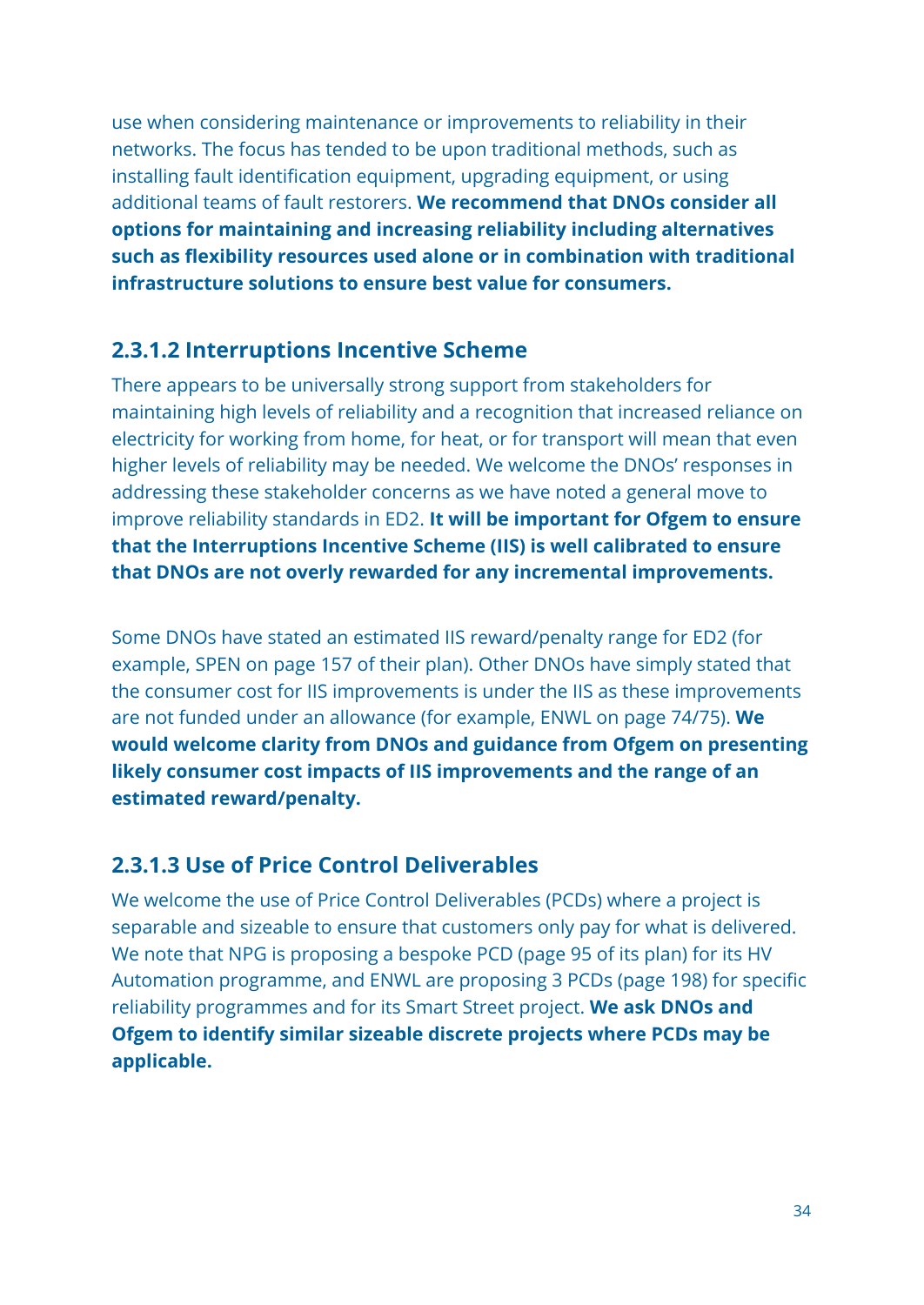use when considering maintenance or improvements to reliability in their networks. The focus has tended to be upon traditional methods, such as installing fault identification equipment, upgrading equipment, or using additional teams of fault restorers. **We recommend that DNOs consider all options for maintaining and increasing reliability including alternatives such as flexibility resources used alone or in combination with traditional infrastructure solutions to ensure best value for consumers.**

### 2.3.1.2 Interruptions Incentive Scheme

There appears to be universally strong support from stakeholders for maintaining high levels of reliability and a recognition that increased reliance on electricity for working from home, for heat, or for transport will mean that even higher levels of reliability may be needed. We welcome the DNOs' responses in addressing these stakeholder concerns as we have noted a general move to improve reliability standards in ED2. **It will be important for Ofgem to ensure that the Interruptions Incentive Scheme (IIS) is well calibrated to ensure that DNOs are not overly rewarded for any incremental improvements.**

Some DNOs have stated an estimated IIS reward/penalty range for ED2 (for example, SPEN on page 157 of their plan). Other DNOs have simply stated that the consumer cost for IIS improvements is under the IIS as these improvements are not funded under an allowance (for example, ENWL on page 74/75). **We would welcome clarity from DNOs and guidance from Ofgem on presenting likely consumer cost impacts of IIS improvements and the range of an estimated reward/penalty.**

### 2.3.1.3 Use of Price Control Deliverables

We welcome the use of Price Control Deliverables (PCDs) where a project is separable and sizeable to ensure that customers only pay for what is delivered. We note that NPG is proposing a bespoke PCD (page 95 of its plan) for its HV Automation programme, and ENWL are proposing 3 PCDs (page 198) for specific reliability programmes and for its Smart Street project. **We ask DNOs and Ofgem to identify similar sizeable discrete projects where PCDs may be applicable.**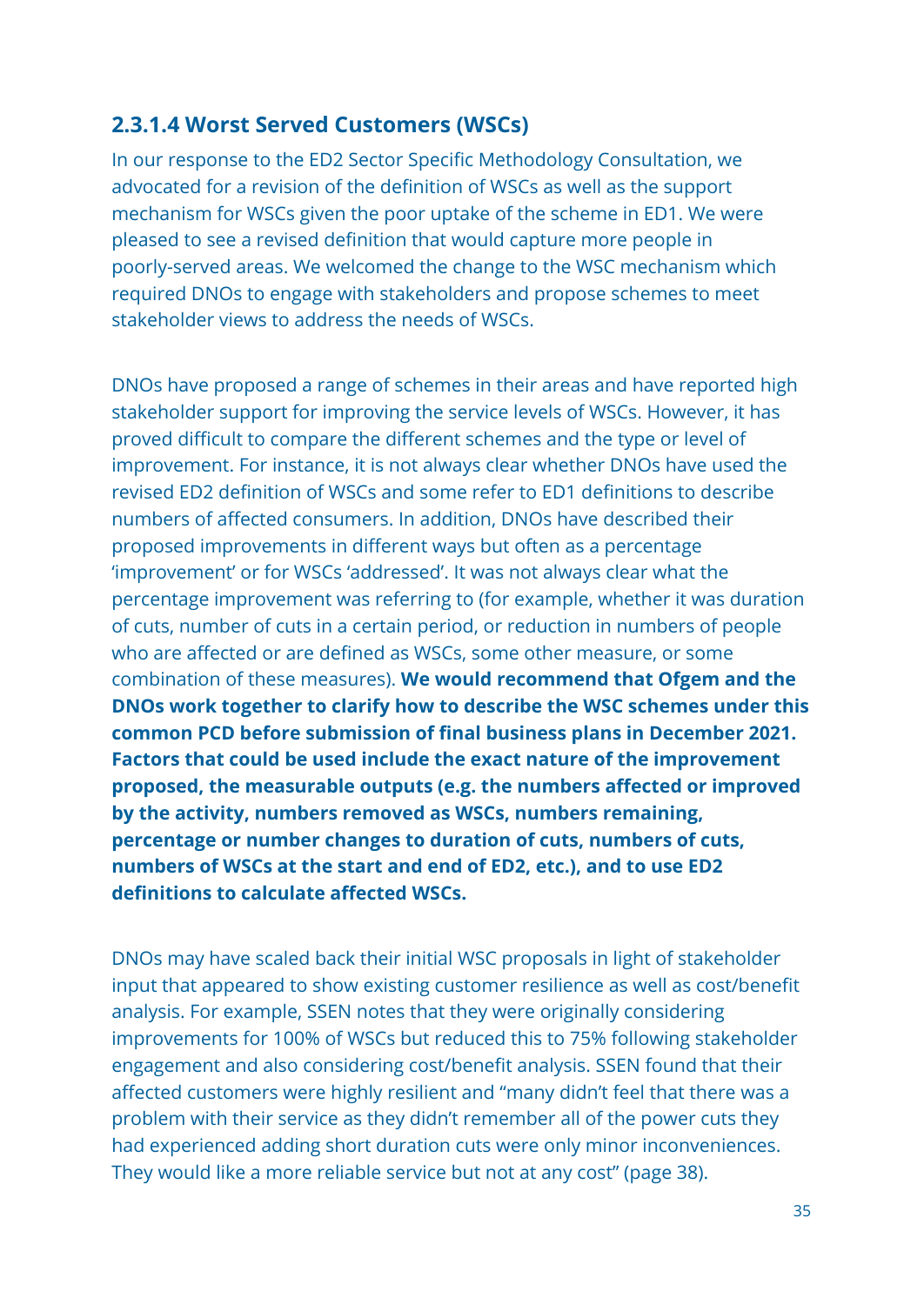### 2.3.1.4 Worst Served Customers (WSCs)

In our response to the ED2 Sector Specific Methodology Consultation, we advocated for a revision of the definition of WSCs as well as the support mechanism for WSCs given the poor uptake of the scheme in ED1. We were pleased to see a revised definition that would capture more people in poorly-served areas. We welcomed the change to the WSC mechanism which required DNOs to engage with stakeholders and propose schemes to meet stakeholder views to address the needs of WSCs.

DNOs have proposed a range of schemes in their areas and have reported high stakeholder support for improving the service levels of WSCs. However, it has proved difficult to compare the different schemes and the type or level of improvement. For instance, it is not always clear whether DNOs have used the revised ED2 definition of WSCs and some refer to ED1 definitions to describe numbers of affected consumers. In addition, DNOs have described their proposed improvements in different ways but often as a percentage 'improvement' or for WSCs 'addressed'. It was not always clear what the percentage improvement was referring to (for example, whether it was duration of cuts, number of cuts in a certain period, or reduction in numbers of people who are affected or are defined as WSCs, some other measure, or some combination of these measures). **We would recommend that Ofgem and the DNOs work together to clarify how to describe the WSC schemes under this common PCD before submission of final business plans in December 2021. Factors that could be used include the exact nature of the improvement proposed, the measurable outputs (e.g. the numbers affected or improved by the activity, numbers removed as WSCs, numbers remaining, percentage or number changes to duration of cuts, numbers of cuts, numbers of WSCs at the start and end of ED2, etc.), and to use ED2 definitions to calculate affected WSCs.**

DNOs may have scaled back their initial WSC proposals in light of stakeholder input that appeared to show existing customer resilience as well as cost/benefit analysis. For example, SSEN notes that they were originally considering improvements for 100% of WSCs but reduced this to 75% following stakeholder engagement and also considering cost/benefit analysis. SSEN found that their affected customers were highly resilient and "many didn't feel that there was a problem with their service as they didn't remember all of the power cuts they had experienced adding short duration cuts were only minor inconveniences. They would like a more reliable service but not at any cost" (page 38).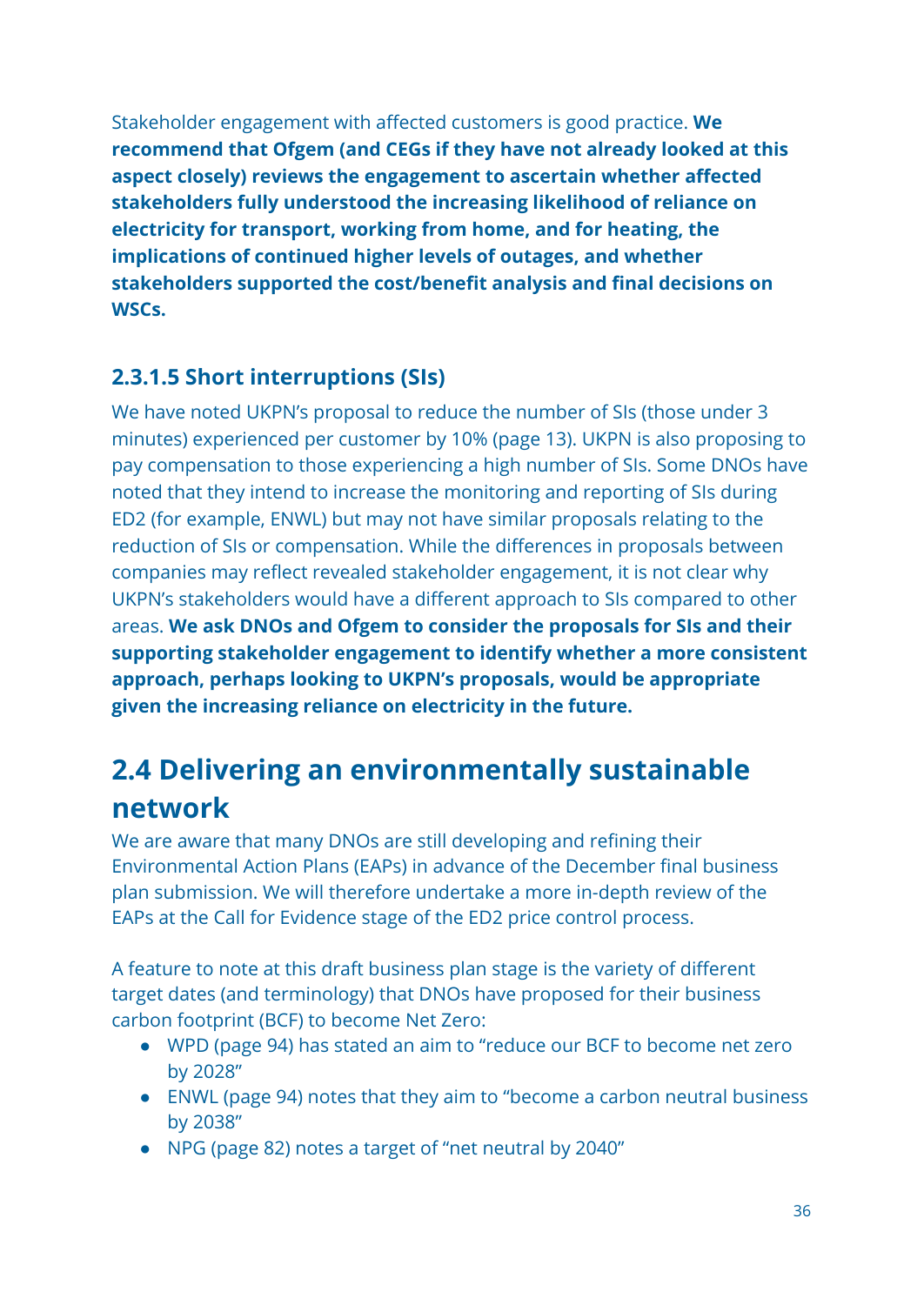Stakeholder engagement with affected customers is good practice. **We recommend that Ofgem (and CEGs if they have not already looked at this aspect closely) reviews the engagement to ascertain whether affected stakeholders fully understood the increasing likelihood of reliance on electricity for transport, working from home, and for heating, the implications of continued higher levels of outages, and whether stakeholders supported the cost/benefit analysis and final decisions on WSCs.**

### 2.3.1.5 Short interruptions (SIs)

We have noted UKPN's proposal to reduce the number of SIs (those under 3 minutes) experienced per customer by 10% (page 13). UKPN is also proposing to pay compensation to those experiencing a high number of SIs. Some DNOs have noted that they intend to increase the monitoring and reporting of SIs during ED2 (for example, ENWL) but may not have similar proposals relating to the reduction of SIs or compensation. While the differences in proposals between companies may reflect revealed stakeholder engagement, it is not clear why UKPN's stakeholders would have a different approach to SIs compared to other areas. **We ask DNOs and Ofgem to consider the proposals for SIs and their supporting stakeholder engagement to identify whether a more consistent approach, perhaps looking to UKPN's proposals, would be appropriate given the increasing reliance on electricity in the future.**

## 2.4 Delivering an environmentally sustainable network

We are aware that many DNOs are still developing and refining their Environmental Action Plans (EAPs) in advance of the December final business plan submission. We will therefore undertake a more in-depth review of the EAPs at the Call for Evidence stage of the ED2 price control process.

A feature to note at this draft business plan stage is the variety of different target dates (and terminology) that DNOs have proposed for their business carbon footprint (BCF) to become Net Zero:

- WPD (page 94) has stated an aim to "reduce our BCF to become net zero by 2028"
- ENWL (page 94) notes that they aim to "become a carbon neutral business by 2038"
- NPG (page 82) notes a target of "net neutral by 2040"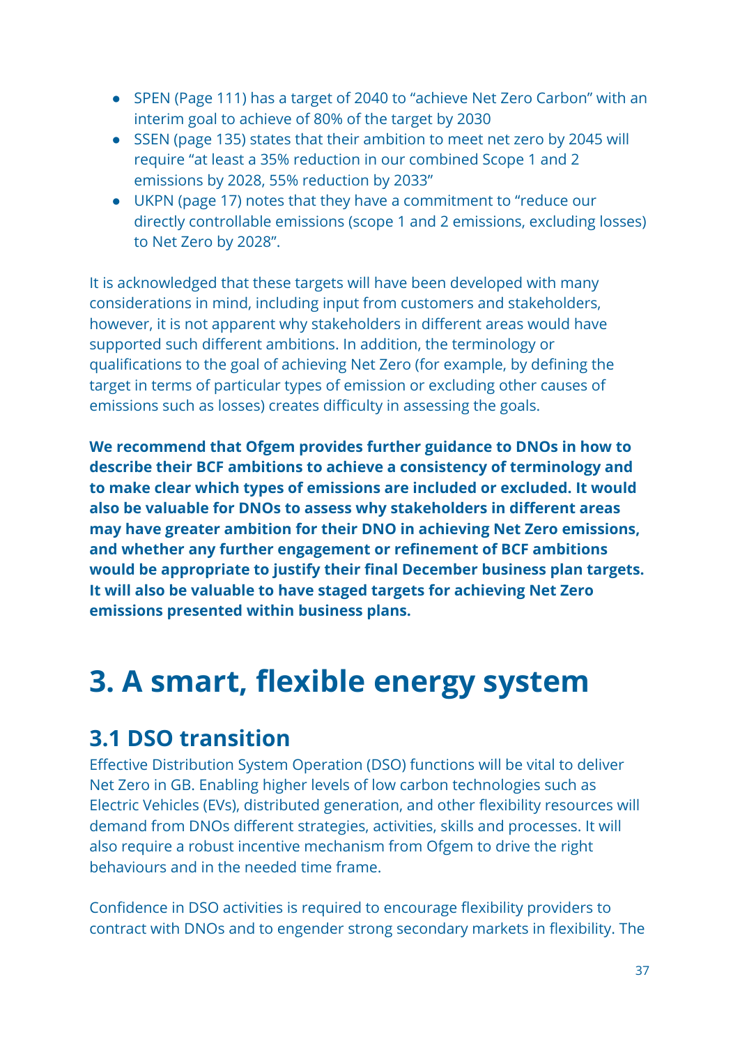- SPEN (Page 111) has a target of 2040 to "achieve Net Zero Carbon" with an interim goal to achieve of 80% of the target by 2030
- SSEN (page 135) states that their ambition to meet net zero by 2045 will require "at least a 35% reduction in our combined Scope 1 and 2 emissions by 2028, 55% reduction by 2033"
- UKPN (page 17) notes that they have a commitment to "reduce our directly controllable emissions (scope 1 and 2 emissions, excluding losses) to Net Zero by 2028".

It is acknowledged that these targets will have been developed with many considerations in mind, including input from customers and stakeholders, however, it is not apparent why stakeholders in different areas would have supported such different ambitions. In addition, the terminology or qualifications to the goal of achieving Net Zero (for example, by defining the target in terms of particular types of emission or excluding other causes of emissions such as losses) creates difficulty in assessing the goals.

**We recommend that Ofgem provides further guidance to DNOs in how to describe their BCF ambitions to achieve a consistency of terminology and to make clear which types of emissions are included or excluded. It would also be valuable for DNOs to assess why stakeholders in different areas may have greater ambition for their DNO in achieving Net Zero emissions, and whether any further engagement or refinement of BCF ambitions would be appropriate to justify their final December business plan targets. It will also be valuable to have staged targets for achieving Net Zero emissions presented within business plans.**

# 3. A smart, flexible energy system

## 3.1 DSO transition

Effective Distribution System Operation (DSO) functions will be vital to deliver Net Zero in GB. Enabling higher levels of low carbon technologies such as Electric Vehicles (EVs), distributed generation, and other flexibility resources will demand from DNOs different strategies, activities, skills and processes. It will also require a robust incentive mechanism from Ofgem to drive the right behaviours and in the needed time frame.

Confidence in DSO activities is required to encourage flexibility providers to contract with DNOs and to engender strong secondary markets in flexibility. The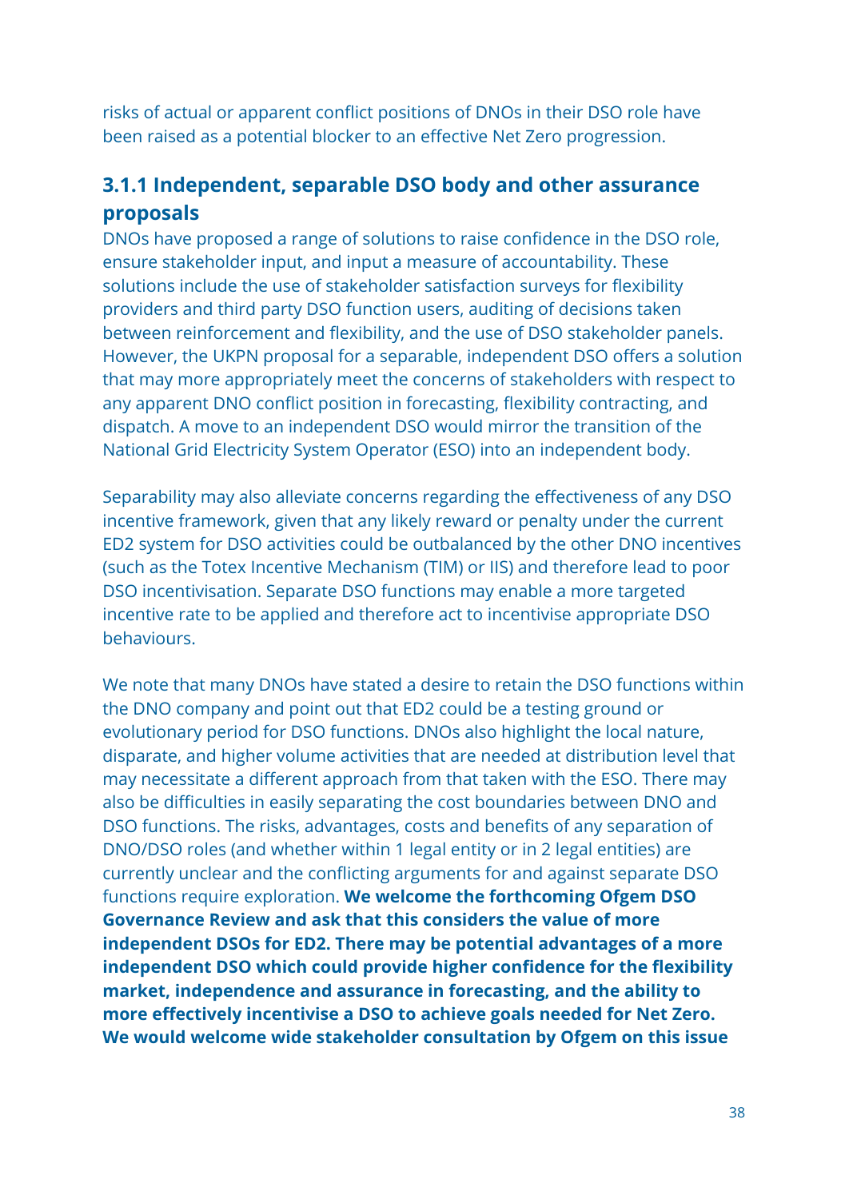risks of actual or apparent conflict positions of DNOs in their DSO role have been raised as a potential blocker to an effective Net Zero progression.

### 3.1.1 Independent, separable DSO body and other assurance proposals

DNOs have proposed a range of solutions to raise confidence in the DSO role, ensure stakeholder input, and input a measure of accountability. These solutions include the use of stakeholder satisfaction surveys for flexibility providers and third party DSO function users, auditing of decisions taken between reinforcement and flexibility, and the use of DSO stakeholder panels. However, the UKPN proposal for a separable, independent DSO offers a solution that may more appropriately meet the concerns of stakeholders with respect to any apparent DNO conflict position in forecasting, flexibility contracting, and dispatch. A move to an independent DSO would mirror the transition of the National Grid Electricity System Operator (ESO) into an independent body.

Separability may also alleviate concerns regarding the effectiveness of any DSO incentive framework, given that any likely reward or penalty under the current ED2 system for DSO activities could be outbalanced by the other DNO incentives (such as the Totex Incentive Mechanism (TIM) or IIS) and therefore lead to poor DSO incentivisation. Separate DSO functions may enable a more targeted incentive rate to be applied and therefore act to incentivise appropriate DSO behaviours.

We note that many DNOs have stated a desire to retain the DSO functions within the DNO company and point out that ED2 could be a testing ground or evolutionary period for DSO functions. DNOs also highlight the local nature, disparate, and higher volume activities that are needed at distribution level that may necessitate a different approach from that taken with the ESO. There may also be difficulties in easily separating the cost boundaries between DNO and DSO functions. The risks, advantages, costs and benefits of any separation of DNO/DSO roles (and whether within 1 legal entity or in 2 legal entities) are currently unclear and the conflicting arguments for and against separate DSO functions require exploration. **We welcome the forthcoming Ofgem DSO Governance Review and ask that this considers the value of more independent DSOs for ED2. There may be potential advantages of a more independent DSO which could provide higher confidence for the flexibility market, independence and assurance in forecasting, and the ability to more effectively incentivise a DSO to achieve goals needed for Net Zero. We would welcome wide stakeholder consultation by Ofgem on this issue**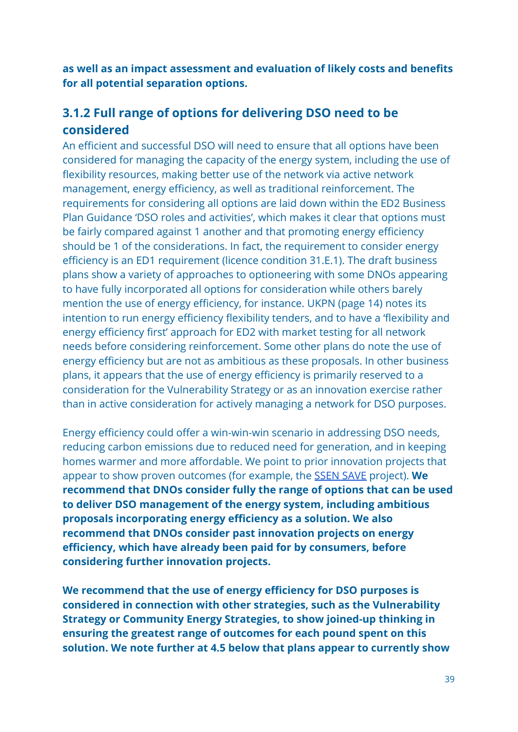**as well as an impact assessment and evaluation of likely costs and benefits for all potential separation options.**

### 3.1.2 Full range of options for delivering DSO need to be considered

An efficient and successful DSO will need to ensure that all options have been considered for managing the capacity of the energy system, including the use of flexibility resources, making better use of the network via active network management, energy efficiency, as well as traditional reinforcement. The requirements for considering all options are laid down within the ED2 Business Plan Guidance 'DSO roles and activities', which makes it clear that options must be fairly compared against 1 another and that promoting energy efficiency should be 1 of the considerations. In fact, the requirement to consider energy efficiency is an ED1 requirement (licence condition 31.E.1). The draft business plans show a variety of approaches to optioneering with some DNOs appearing to have fully incorporated all options for consideration while others barely mention the use of energy efficiency, for instance. UKPN (page 14) notes its intention to run energy efficiency flexibility tenders, and to have a 'flexibility and energy efficiency first' approach for ED2 with market testing for all network needs before considering reinforcement. Some other plans do note the use of energy efficiency but are not as ambitious as these proposals. In other business plans, it appears that the use of energy efficiency is primarily reserved to a consideration for the Vulnerability Strategy or as an innovation exercise rather than in active consideration for actively managing a network for DSO purposes.

Energy efficiency could offer a win-win-win scenario in addressing DSO needs, reducing carbon emissions due to reduced need for generation, and in keeping homes warmer and more affordable. We point to prior innovation projects that appear to show proven outcomes (for example, the SSEN SAVE project). **We recommend that DNOs consider fully the range of options that can be used to deliver DSO management of the energy system, including ambitious proposals incorporating energy efficiency as a solution. We also recommend that DNOs consider past innovation projects on energy efficiency, which have already been paid for by consumers, before considering further innovation projects.**

**We recommend that the use of energy efficiency for DSO purposes is considered in connection with other strategies, such as the Vulnerability Strategy or Community Energy Strategies, to show joined-up thinking in ensuring the greatest range of outcomes for each pound spent on this solution. We note further at 4.5 below that plans appear to currently show**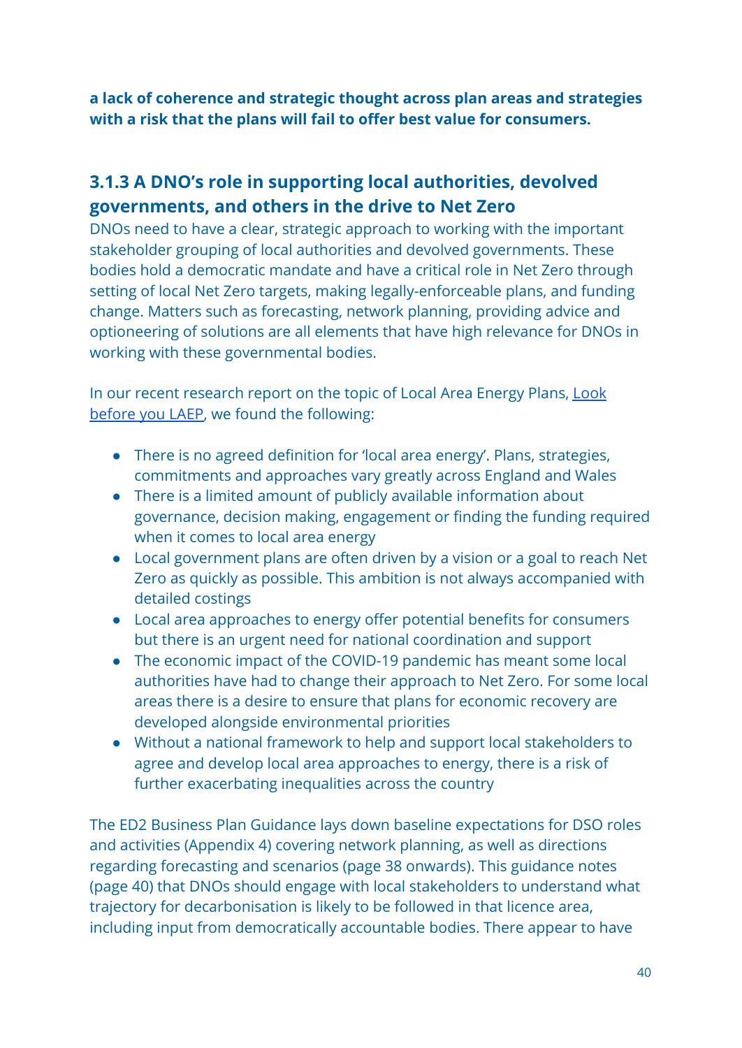**a lack of coherence and strategic thought across plan areas and strategies with a risk that the plans will fail to offer best value for consumers.**

### 3.1.3 A DNO's role in supporting local authorities, devolved governments, and others in the drive to Net Zero

DNOs need to have a clear, strategic approach to working with the important stakeholder grouping of local authorities and devolved governments. These bodies hold a democratic mandate and have a critical role in Net Zero through setting of local Net Zero targets, making legally-enforceable plans, and funding change. Matters such as forecasting, network planning, providing advice and optioneering of solutions are all elements that have high relevance for DNOs in working with these governmental bodies.

In our recent research report on the topic of Local Area Energy Plans, [Look before you LAEP](), we found the following:

- There is no agreed definition for 'local area energy'. Plans, strategies, commitments and approaches vary greatly across England and Wales
- There is a limited amount of publicly available information about governance, decision making, engagement or finding the funding required when it comes to local area energy
- Local government plans are often driven by a vision or a goal to reach Net Zero as quickly as possible. This ambition is not always accompanied with detailed costings
- Local area approaches to energy offer potential benefits for consumers but there is an urgent need for national coordination and support
- The economic impact of the COVID-19 pandemic has meant some local authorities have had to change their approach to Net Zero. For some local areas there is a desire to ensure that plans for economic recovery are developed alongside environmental priorities
- Without a national framework to help and support local stakeholders to agree and develop local area approaches to energy, there is a risk of further exacerbating inequalities across the country

The ED2 Business Plan Guidance lays down baseline expectations for DSO roles and activities (Appendix 4) covering network planning, as well as directions regarding forecasting and scenarios (page 38 onwards). This guidance notes (page 40) that DNOs should engage with local stakeholders to understand what trajectory for decarbonisation is likely to be followed in that licence area, including input from democratically accountable bodies. There appear to have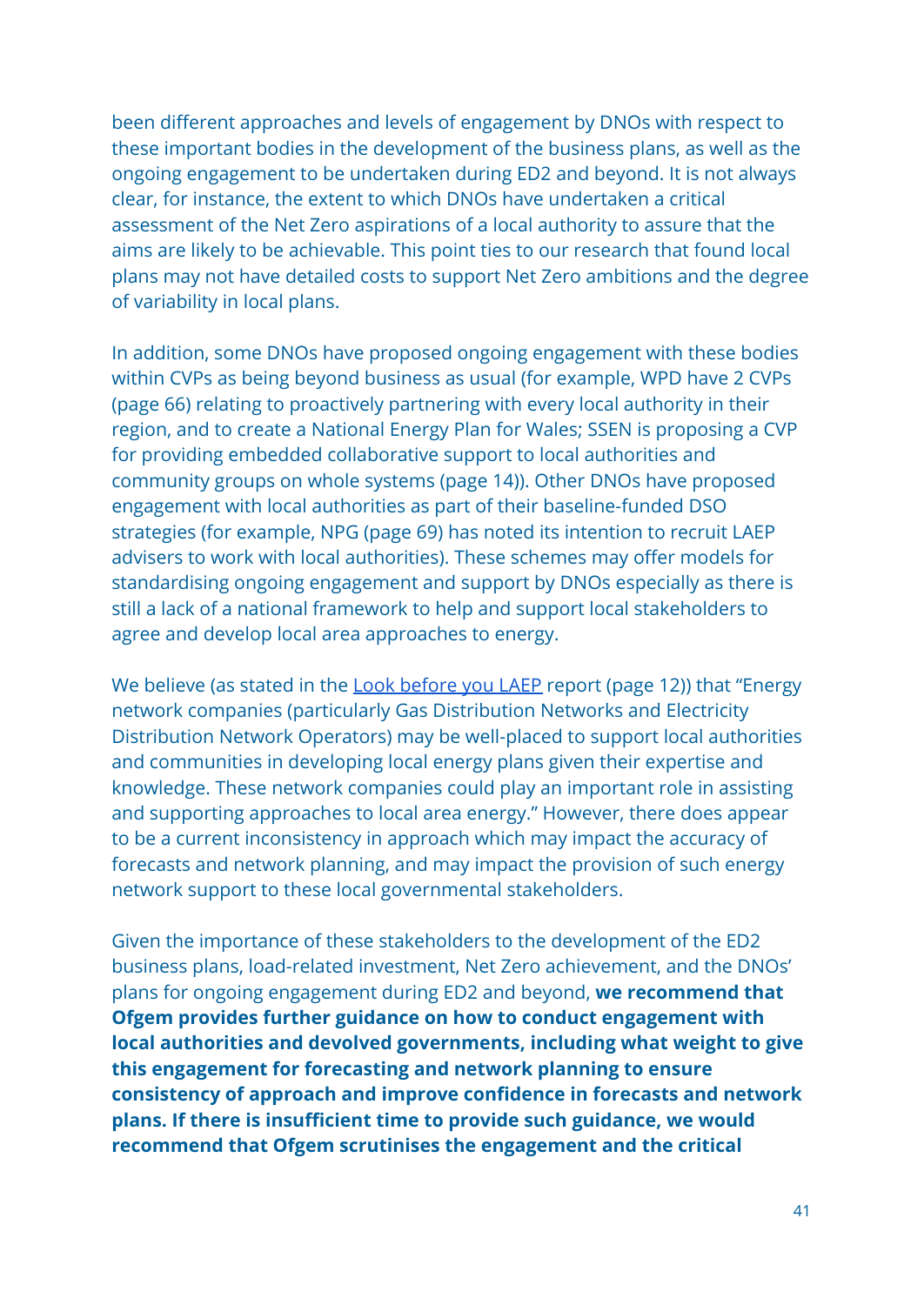been different approaches and levels of engagement by DNOs with respect to these important bodies in the development of the business plans, as well as the ongoing engagement to be undertaken during ED2 and beyond. It is not always clear, for instance, the extent to which DNOs have undertaken a critical assessment of the Net Zero aspirations of a local authority to assure that the aims are likely to be achievable. This point ties to our research that found local plans may not have detailed costs to support Net Zero ambitions and the degree of variability in local plans.

In addition, some DNOs have proposed ongoing engagement with these bodies within CVPs as being beyond business as usual (for example, WPD have 2 CVPs (page 66) relating to proactively partnering with every local authority in their region, and to create a National Energy Plan for Wales; SSEN is proposing a CVP for providing embedded collaborative support to local authorities and community groups on whole systems (page 14)). Other DNOs have proposed engagement with local authorities as part of their baseline-funded DSO strategies (for example, NPG (page 69) has noted its intention to recruit LAEP advisers to work with local authorities). These schemes may offer models for standardising ongoing engagement and support by DNOs especially as there is still a lack of a national framework to help and support local stakeholders to agree and develop local area approaches to energy.

We believe (as stated in the Look before you LAEP report (page 12)) that "Energy network companies (particularly Gas Distribution Networks and Electricity Distribution Network Operators) may be well-placed to support local authorities and communities in developing local energy plans given their expertise and knowledge. These network companies could play an important role in assisting and supporting approaches to local area energy." However, there does appear to be a current inconsistency in approach which may impact the accuracy of forecasts and network planning, and may impact the provision of such energy network support to these local governmental stakeholders.

Given the importance of these stakeholders to the development of the ED2 business plans, load-related investment, Net Zero achievement, and the DNOs' plans for ongoing engagement during ED2 and beyond, **we recommend that Ofgem provides further guidance on how to conduct engagement with local authorities and devolved governments, including what weight to give this engagement for forecasting and network planning to ensure consistency of approach and improve confidence in forecasts and network plans. If there is insufficient time to provide such guidance, we would recommend that Ofgem scrutinises the engagement and the critical**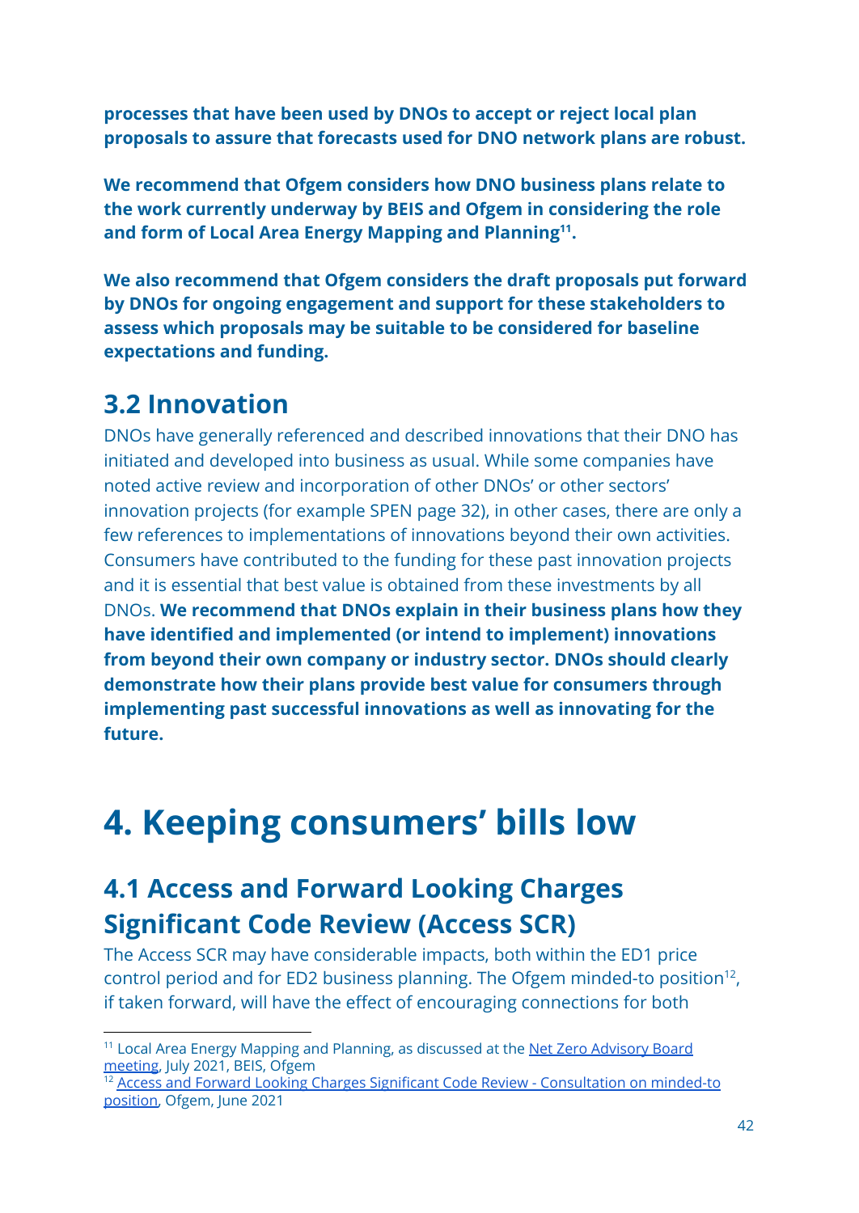**processes that have been used by DNOs to accept or reject local plan proposals to assure that forecasts used for DNO network plans are robust.**

**We recommend that Ofgem considers how DNO business plans relate to the work currently underway by BEIS and Ofgem in considering the role and form of Local Area Energy Mapping and Planning[11].**

**We also recommend that Ofgem considers the draft proposals put forward by DNOs for ongoing engagement and support for these stakeholders to assess which proposals may be suitable to be considered for baseline expectations and funding.**

## 3.2 Innovation

DNOs have generally referenced and described innovations that their DNO has initiated and developed into business as usual. While some companies have noted active review and incorporation of other DNOs' or other sectors' innovation projects (for example SPEN page 32), in other cases, there are only a few references to implementations of innovations beyond their own activities. Consumers have contributed to the funding for these past innovation projects and it is essential that best value is obtained from these investments by all DNOs. **We recommend that DNOs explain in their business plans how they have identified and implemented (or intend to implement) innovations from beyond their own company or industry sector. DNOs should clearly demonstrate how their plans provide best value for consumers through implementing past successful innovations as well as innovating for the future.**

# 4. Keeping consumers' bills low

## 4.1 Access and Forward Looking Charges Significant Code Review (Access SCR)

The Access SCR may have considerable impacts, both within the ED1 price control period and for ED2 business planning. The Ofgem minded-to position[12], if taken forward, will have the effect of encouraging connections for both

---

[11] Local Area Energy Mapping and Planning, as discussed at the Net Zero Advisory Board meeting, July 2021, BEIS, Ofgem

[12] Access and Forward Looking Charges Significant Code Review - Consultation on minded-to position, Ofgem, June 2021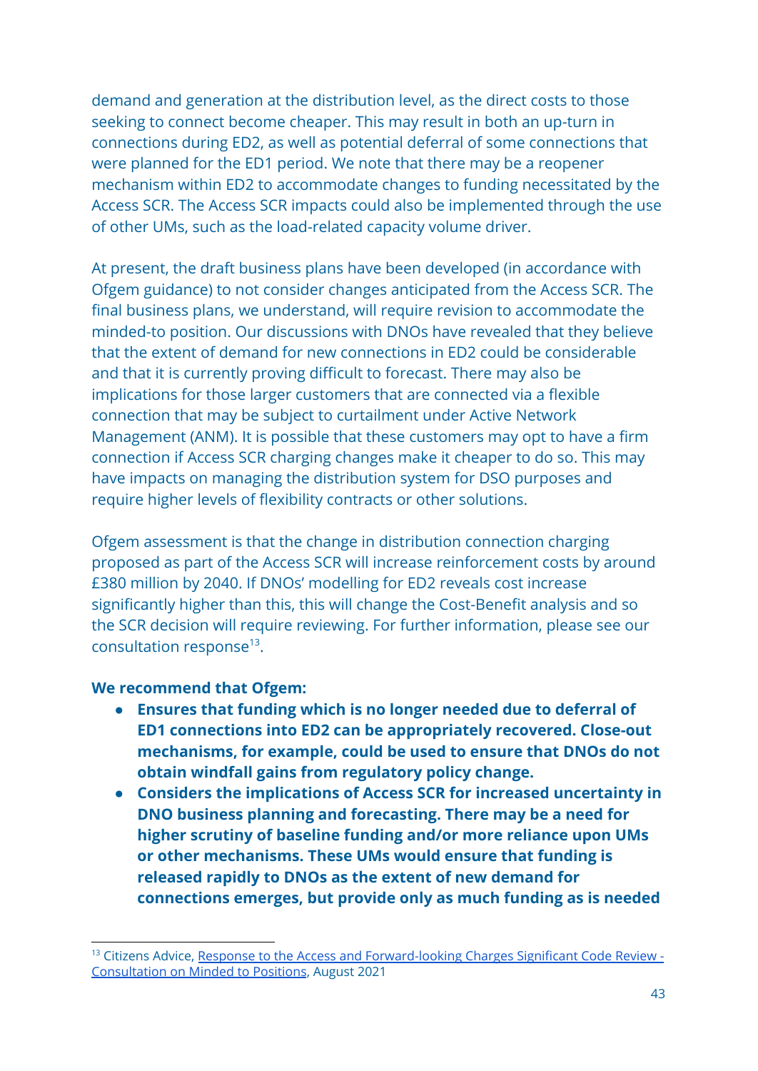demand and generation at the distribution level, as the direct costs to those seeking to connect become cheaper. This may result in both an up-turn in connections during ED2, as well as potential deferral of some connections that were planned for the ED1 period. We note that there may be a reopener mechanism within ED2 to accommodate changes to funding necessitated by the Access SCR. The Access SCR impacts could also be implemented through the use of other UMs, such as the load-related capacity volume driver.

At present, the draft business plans have been developed (in accordance with Ofgem guidance) to not consider changes anticipated from the Access SCR. The final business plans, we understand, will require revision to accommodate the minded-to position. Our discussions with DNOs have revealed that they believe that the extent of demand for new connections in ED2 could be considerable and that it is currently proving difficult to forecast. There may also be implications for those larger customers that are connected via a flexible connection that may be subject to curtailment under Active Network Management (ANM). It is possible that these customers may opt to have a firm connection if Access SCR charging changes make it cheaper to do so. This may have impacts on managing the distribution system for DSO purposes and require higher levels of flexibility contracts or other solutions.

Ofgem assessment is that the change in distribution connection charging proposed as part of the Access SCR will increase reinforcement costs by around £380 million by 2040. If DNOs' modelling for ED2 reveals cost increase significantly higher than this, this will change the Cost-Benefit analysis and so the SCR decision will require reviewing. For further information, please see our consultation response[13].

**We recommend that Ofgem:**

- **Ensures that funding which is no longer needed due to deferral of ED1 connections into ED2 can be appropriately recovered. Close-out mechanisms, for example, could be used to ensure that DNOs do not obtain windfall gains from regulatory policy change.**
- **Considers the implications of Access SCR for increased uncertainty in DNO business planning and forecasting. There may be a need for higher scrutiny of baseline funding and/or more reliance upon UMs or other mechanisms. These UMs would ensure that funding is released rapidly to DNOs as the extent of new demand for connections emerges, but provide only as much funding as is needed**

[13] Citizens Advice, Response to the Access and Forward-looking Charges Significant Code Review - Consultation on Minded to Positions, August 2021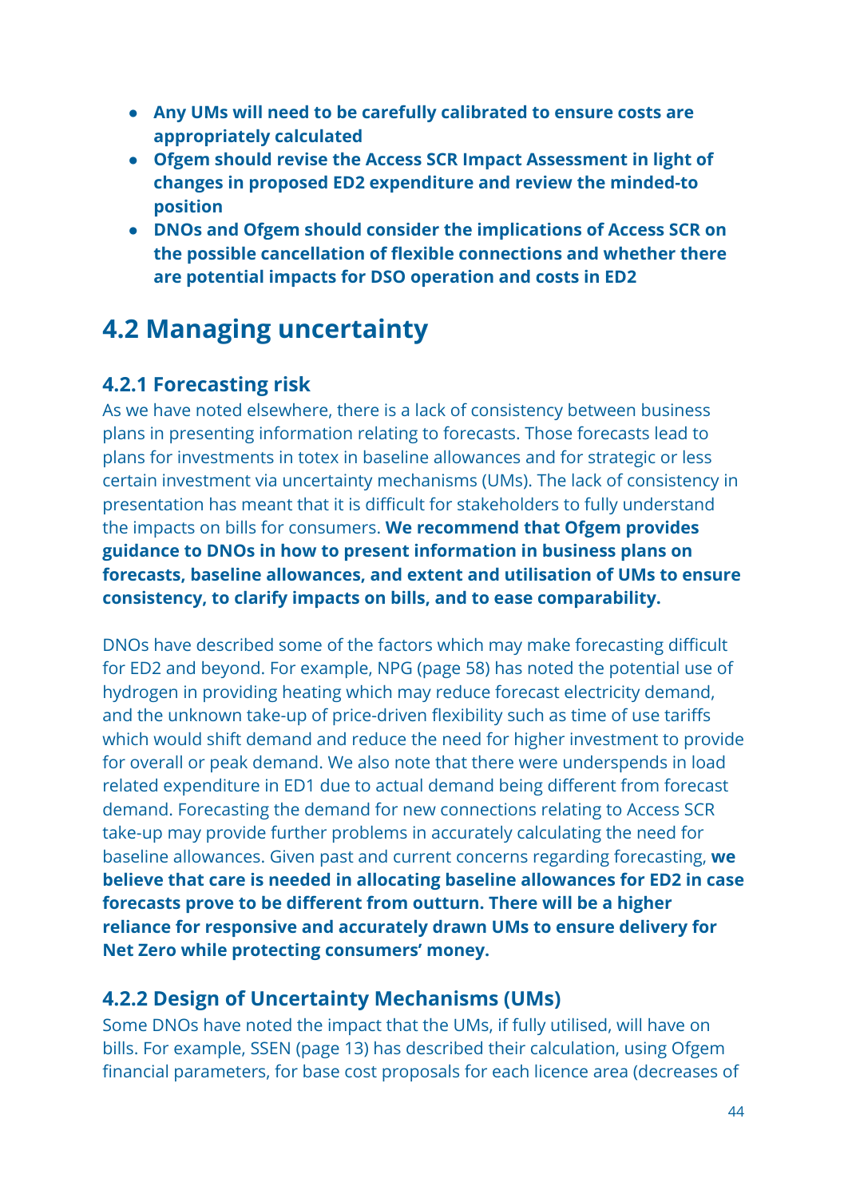- **Any UMs will need to be carefully calibrated to ensure costs are appropriately calculated**
- **Ofgem should revise the Access SCR Impact Assessment in light of changes in proposed ED2 expenditure and review the minded-to position**
- **DNOs and Ofgem should consider the implications of Access SCR on the possible cancellation of flexible connections and whether there are potential impacts for DSO operation and costs in ED2**

## 4.2 Managing uncertainty

### 4.2.1 Forecasting risk

As we have noted elsewhere, there is a lack of consistency between business plans in presenting information relating to forecasts. Those forecasts lead to plans for investments in totex in baseline allowances and for strategic or less certain investment via uncertainty mechanisms (UMs). The lack of consistency in presentation has meant that it is difficult for stakeholders to fully understand the impacts on bills for consumers. **We recommend that Ofgem provides guidance to DNOs in how to present information in business plans on forecasts, baseline allowances, and extent and utilisation of UMs to ensure consistency, to clarify impacts on bills, and to ease comparability.**

DNOs have described some of the factors which may make forecasting difficult for ED2 and beyond. For example, NPG (page 58) has noted the potential use of hydrogen in providing heating which may reduce forecast electricity demand, and the unknown take-up of price-driven flexibility such as time of use tariffs which would shift demand and reduce the need for higher investment to provide for overall or peak demand. We also note that there were underspends in load related expenditure in ED1 due to actual demand being different from forecast demand. Forecasting the demand for new connections relating to Access SCR take-up may provide further problems in accurately calculating the need for baseline allowances. Given past and current concerns regarding forecasting, **we believe that care is needed in allocating baseline allowances for ED2 in case forecasts prove to be different from outturn. There will be a higher reliance for responsive and accurately drawn UMs to ensure delivery for Net Zero while protecting consumers' money.**

### 4.2.2 Design of Uncertainty Mechanisms (UMs)

Some DNOs have noted the impact that the UMs, if fully utilised, will have on bills. For example, SSEN (page 13) has described their calculation, using Ofgem financial parameters, for base cost proposals for each licence area (decreases of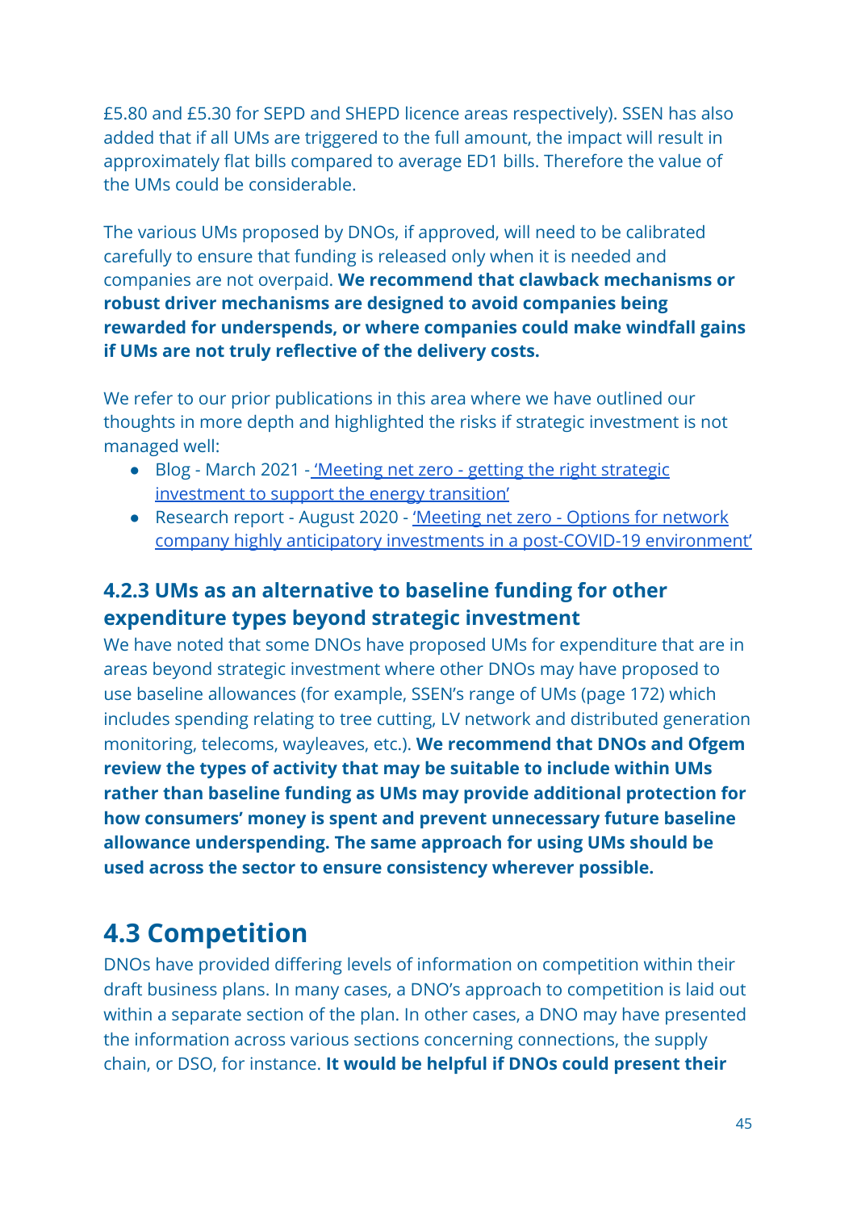£5.80 and £5.30 for SEPD and SHEPD licence areas respectively). SSEN has also added that if all UMs are triggered to the full amount, the impact will result in approximately flat bills compared to average ED1 bills. Therefore the value of the UMs could be considerable.

The various UMs proposed by DNOs, if approved, will need to be calibrated carefully to ensure that funding is released only when it is needed and companies are not overpaid. **We recommend that clawback mechanisms or robust driver mechanisms are designed to avoid companies being rewarded for underspends, or where companies could make windfall gains if UMs are not truly reflective of the delivery costs.**

We refer to our prior publications in this area where we have outlined our thoughts in more depth and highlighted the risks if strategic investment is not managed well:

- Blog - March 2021 - 'Meeting net zero - getting the right strategic investment to support the energy transition'
- Research report - August 2020 - 'Meeting net zero - Options for network company highly anticipatory investments in a post-COVID-19 environment'

### 4.2.3 UMs as an alternative to baseline funding for other expenditure types beyond strategic investment

We have noted that some DNOs have proposed UMs for expenditure that are in areas beyond strategic investment where other DNOs may have proposed to use baseline allowances (for example, SSEN's range of UMs (page 172) which includes spending relating to tree cutting, LV network and distributed generation monitoring, telecoms, wayleaves, etc.). **We recommend that DNOs and Ofgem review the types of activity that may be suitable to include within UMs rather than baseline funding as UMs may provide additional protection for how consumers' money is spent and prevent unnecessary future baseline allowance underspending. The same approach for using UMs should be used across the sector to ensure consistency wherever possible.**

## 4.3 Competition

DNOs have provided differing levels of information on competition within their draft business plans. In many cases, a DNO's approach to competition is laid out within a separate section of the plan. In other cases, a DNO may have presented the information across various sections concerning connections, the supply chain, or DSO, for instance. **It would be helpful if DNOs could present their**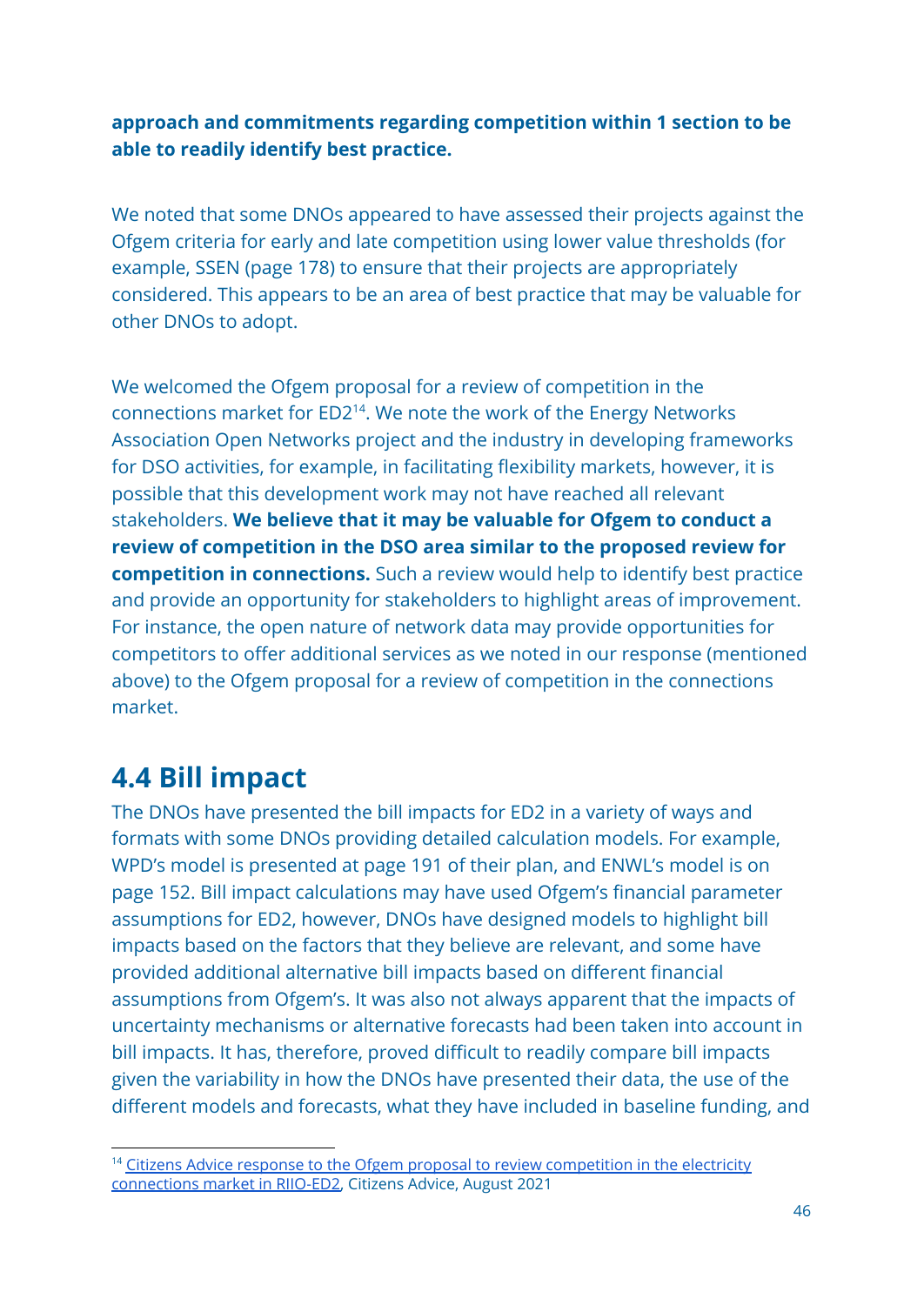**approach and commitments regarding competition within 1 section to be able to readily identify best practice.**

We noted that some DNOs appeared to have assessed their projects against the Ofgem criteria for early and late competition using lower value thresholds (for example, SSEN (page 178) to ensure that their projects are appropriately considered. This appears to be an area of best practice that may be valuable for other DNOs to adopt.

We welcomed the Ofgem proposal for a review of competition in the connections market for ED2[14]. We note the work of the Energy Networks Association Open Networks project and the industry in developing frameworks for DSO activities, for example, in facilitating flexibility markets, however, it is possible that this development work may not have reached all relevant stakeholders. **We believe that it may be valuable for Ofgem to conduct a review of competition in the DSO area similar to the proposed review for competition in connections.** Such a review would help to identify best practice and provide an opportunity for stakeholders to highlight areas of improvement. For instance, the open nature of network data may provide opportunities for competitors to offer additional services as we noted in our response (mentioned above) to the Ofgem proposal for a review of competition in the connections market.

## 4.4 Bill impact

The DNOs have presented the bill impacts for ED2 in a variety of ways and formats with some DNOs providing detailed calculation models. For example, WPD's model is presented at page 191 of their plan, and ENWL's model is on page 152. Bill impact calculations may have used Ofgem's financial parameter assumptions for ED2, however, DNOs have designed models to highlight bill impacts based on the factors that they believe are relevant, and some have provided additional alternative bill impacts based on different financial assumptions from Ofgem's. It was also not always apparent that the impacts of uncertainty mechanisms or alternative forecasts had been taken into account in bill impacts. It has, therefore, proved difficult to readily compare bill impacts given the variability in how the DNOs have presented their data, the use of the different models and forecasts, what they have included in baseline funding, and

---

[14] Citizens Advice response to the Ofgem proposal to review competition in the electricity connections market in RIIO-ED2, Citizens Advice, August 2021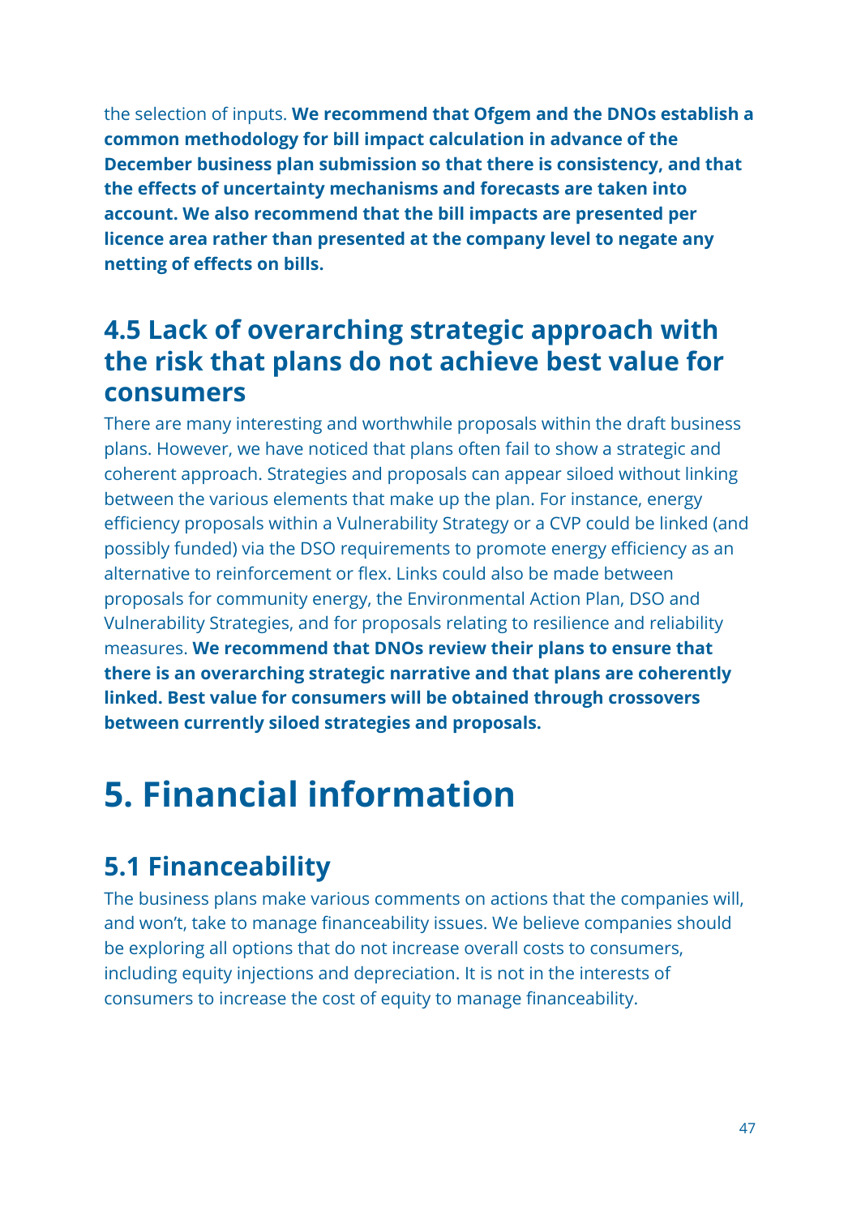the selection of inputs. **We recommend that Ofgem and the DNOs establish a common methodology for bill impact calculation in advance of the December business plan submission so that there is consistency, and that the effects of uncertainty mechanisms and forecasts are taken into account. We also recommend that the bill impacts are presented per licence area rather than presented at the company level to negate any netting of effects on bills.**

## 4.5 Lack of overarching strategic approach with the risk that plans do not achieve best value for consumers

There are many interesting and worthwhile proposals within the draft business plans. However, we have noticed that plans often fail to show a strategic and coherent approach. Strategies and proposals can appear siloed without linking between the various elements that make up the plan. For instance, energy efficiency proposals within a Vulnerability Strategy or a CVP could be linked (and possibly funded) via the DSO requirements to promote energy efficiency as an alternative to reinforcement or flex. Links could also be made between proposals for community energy, the Environmental Action Plan, DSO and Vulnerability Strategies, and for proposals relating to resilience and reliability measures. **We recommend that DNOs review their plans to ensure that there is an overarching strategic narrative and that plans are coherently linked. Best value for consumers will be obtained through crossovers between currently siloed strategies and proposals.**

# 5. Financial information

## 5.1 Financeability

The business plans make various comments on actions that the companies will, and won't, take to manage financeability issues. We believe companies should be exploring all options that do not increase overall costs to consumers, including equity injections and depreciation. It is not in the interests of consumers to increase the cost of equity to manage financeability.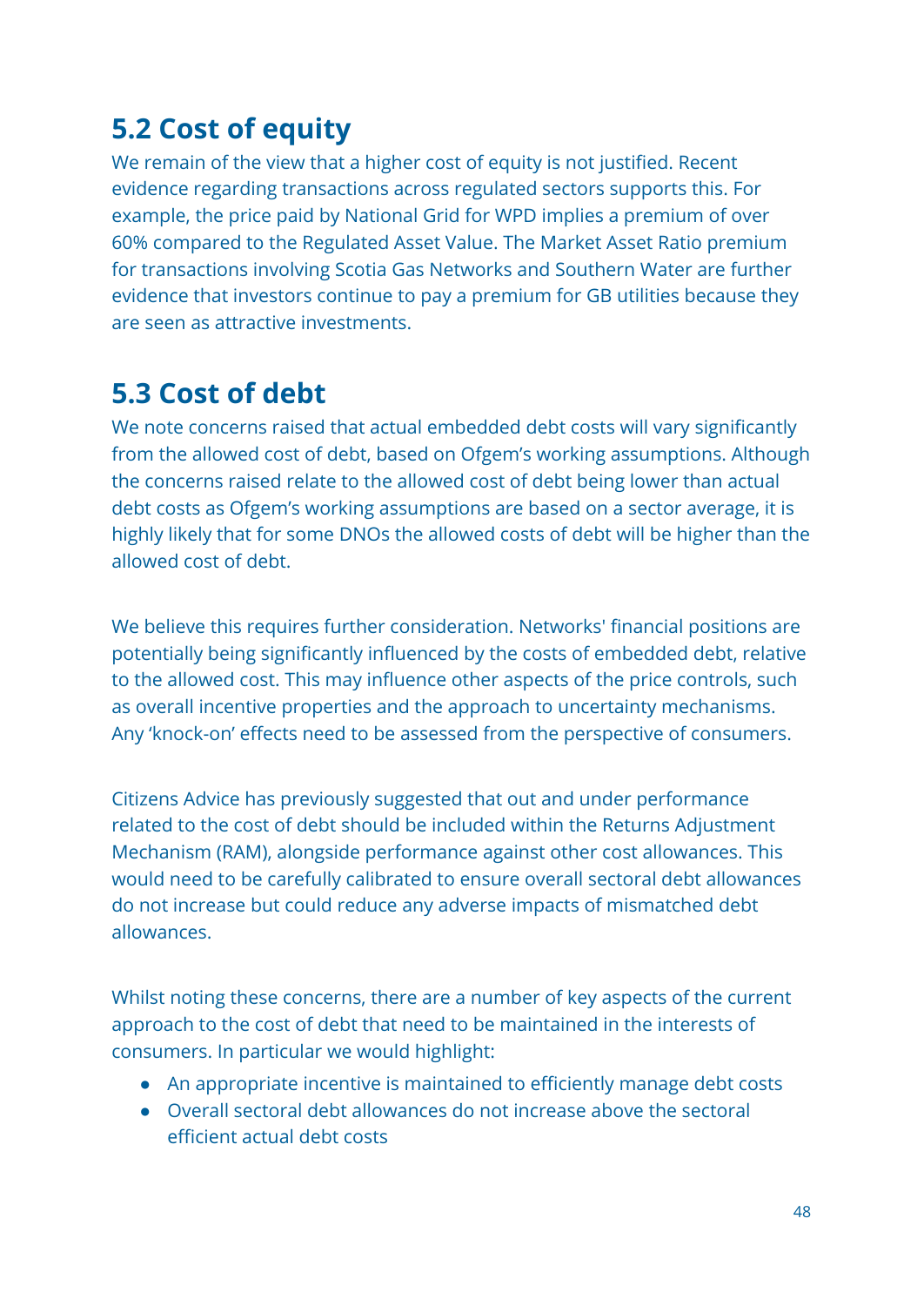## 5.2 Cost of equity

We remain of the view that a higher cost of equity is not justified. Recent evidence regarding transactions across regulated sectors supports this. For example, the price paid by National Grid for WPD implies a premium of over 60% compared to the Regulated Asset Value. The Market Asset Ratio premium for transactions involving Scotia Gas Networks and Southern Water are further evidence that investors continue to pay a premium for GB utilities because they are seen as attractive investments.

## 5.3 Cost of debt

We note concerns raised that actual embedded debt costs will vary significantly from the allowed cost of debt, based on Ofgem's working assumptions. Although the concerns raised relate to the allowed cost of debt being lower than actual debt costs as Ofgem's working assumptions are based on a sector average, it is highly likely that for some DNOs the allowed costs of debt will be higher than the allowed cost of debt.

We believe this requires further consideration. Networks' financial positions are potentially being significantly influenced by the costs of embedded debt, relative to the allowed cost. This may influence other aspects of the price controls, such as overall incentive properties and the approach to uncertainty mechanisms. Any 'knock-on' effects need to be assessed from the perspective of consumers.

Citizens Advice has previously suggested that out and under performance related to the cost of debt should be included within the Returns Adjustment Mechanism (RAM), alongside performance against other cost allowances. This would need to be carefully calibrated to ensure overall sectoral debt allowances do not increase but could reduce any adverse impacts of mismatched debt allowances.

Whilst noting these concerns, there are a number of key aspects of the current approach to the cost of debt that need to be maintained in the interests of consumers. In particular we would highlight:

- An appropriate incentive is maintained to efficiently manage debt costs
- Overall sectoral debt allowances do not increase above the sectoral efficient actual debt costs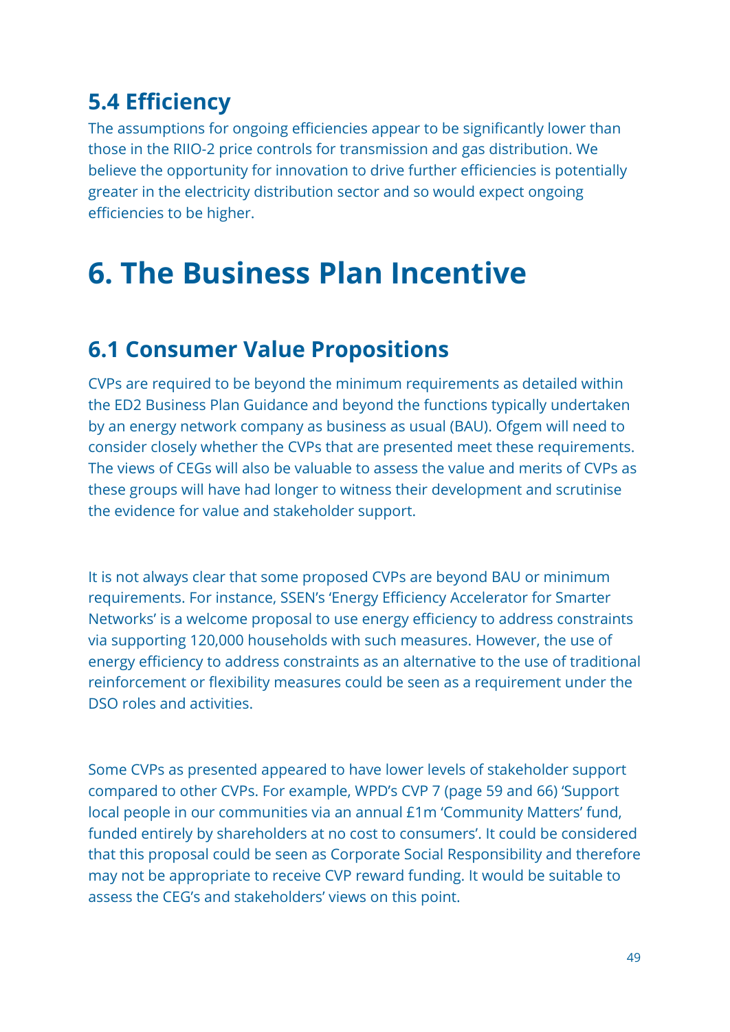## 5.4 Efficiency

The assumptions for ongoing efficiencies appear to be significantly lower than those in the RIIO-2 price controls for transmission and gas distribution. We believe the opportunity for innovation to drive further efficiencies is potentially greater in the electricity distribution sector and so would expect ongoing efficiencies to be higher.

# 6. The Business Plan Incentive

## 6.1 Consumer Value Propositions

CVPs are required to be beyond the minimum requirements as detailed within the ED2 Business Plan Guidance and beyond the functions typically undertaken by an energy network company as business as usual (BAU). Ofgem will need to consider closely whether the CVPs that are presented meet these requirements. The views of CEGs will also be valuable to assess the value and merits of CVPs as these groups will have had longer to witness their development and scrutinise the evidence for value and stakeholder support.

It is not always clear that some proposed CVPs are beyond BAU or minimum requirements. For instance, SSEN's 'Energy Efficiency Accelerator for Smarter Networks' is a welcome proposal to use energy efficiency to address constraints via supporting 120,000 households with such measures. However, the use of energy efficiency to address constraints as an alternative to the use of traditional reinforcement or flexibility measures could be seen as a requirement under the DSO roles and activities.

Some CVPs as presented appeared to have lower levels of stakeholder support compared to other CVPs. For example, WPD's CVP 7 (page 59 and 66) 'Support local people in our communities via an annual £1m 'Community Matters' fund, funded entirely by shareholders at no cost to consumers'. It could be considered that this proposal could be seen as Corporate Social Responsibility and therefore may not be appropriate to receive CVP reward funding. It would be suitable to assess the CEG's and stakeholders' views on this point.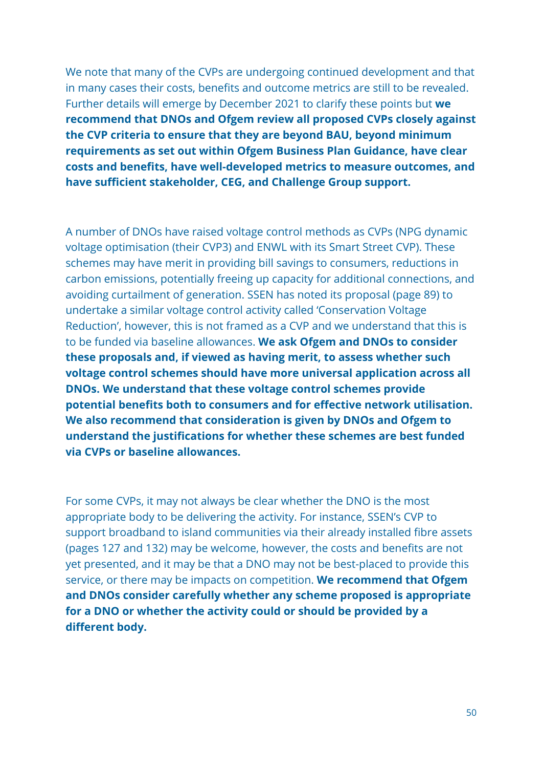We note that many of the CVPs are undergoing continued development and that in many cases their costs, benefits and outcome metrics are still to be revealed. Further details will emerge by December 2021 to clarify these points but **we recommend that DNOs and Ofgem review all proposed CVPs closely against the CVP criteria to ensure that they are beyond BAU, beyond minimum requirements as set out within Ofgem Business Plan Guidance, have clear costs and benefits, have well-developed metrics to measure outcomes, and have sufficient stakeholder, CEG, and Challenge Group support.**

A number of DNOs have raised voltage control methods as CVPs (NPG dynamic voltage optimisation (their CVP3) and ENWL with its Smart Street CVP). These schemes may have merit in providing bill savings to consumers, reductions in carbon emissions, potentially freeing up capacity for additional connections, and avoiding curtailment of generation. SSEN has noted its proposal (page 89) to undertake a similar voltage control activity called 'Conservation Voltage Reduction', however, this is not framed as a CVP and we understand that this is to be funded via baseline allowances. **We ask Ofgem and DNOs to consider these proposals and, if viewed as having merit, to assess whether such voltage control schemes should have more universal application across all DNOs. We understand that these voltage control schemes provide potential benefits both to consumers and for effective network utilisation. We also recommend that consideration is given by DNOs and Ofgem to understand the justifications for whether these schemes are best funded via CVPs or baseline allowances.**

For some CVPs, it may not always be clear whether the DNO is the most appropriate body to be delivering the activity. For instance, SSEN's CVP to support broadband to island communities via their already installed fibre assets (pages 127 and 132) may be welcome, however, the costs and benefits are not yet presented, and it may be that a DNO may not be best-placed to provide this service, or there may be impacts on competition. **We recommend that Ofgem and DNOs consider carefully whether any scheme proposed is appropriate for a DNO or whether the activity could or should be provided by a different body.**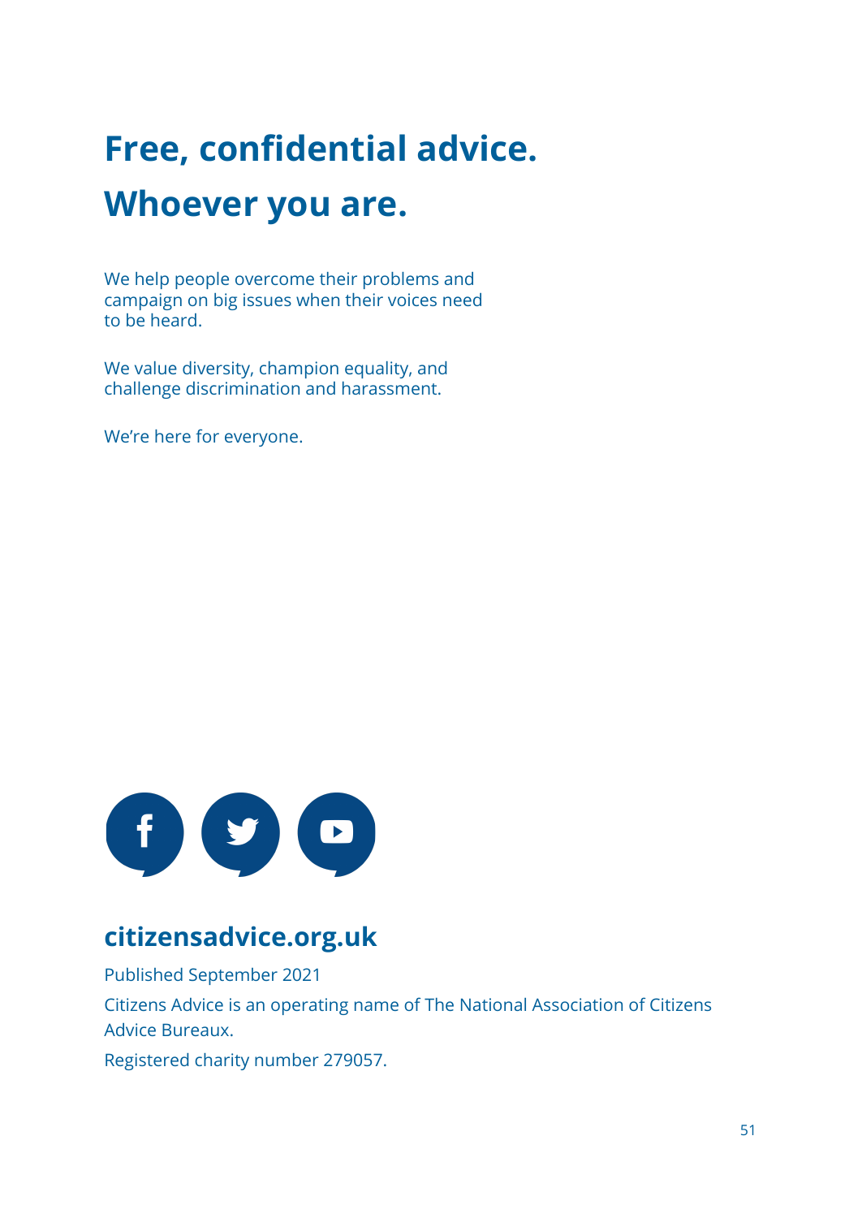# Free, confidential advice. Whoever you are.

We help people overcome their problems and campaign on big issues when their voices need to be heard.

We value diversity, champion equality, and challenge discrimination and harassment.

We're here for everyone.

**citizensadvice.org.uk**

Published September 2021

Citizens Advice is an operating name of The National Association of Citizens Advice Bureaux.

Registered charity number 279057.